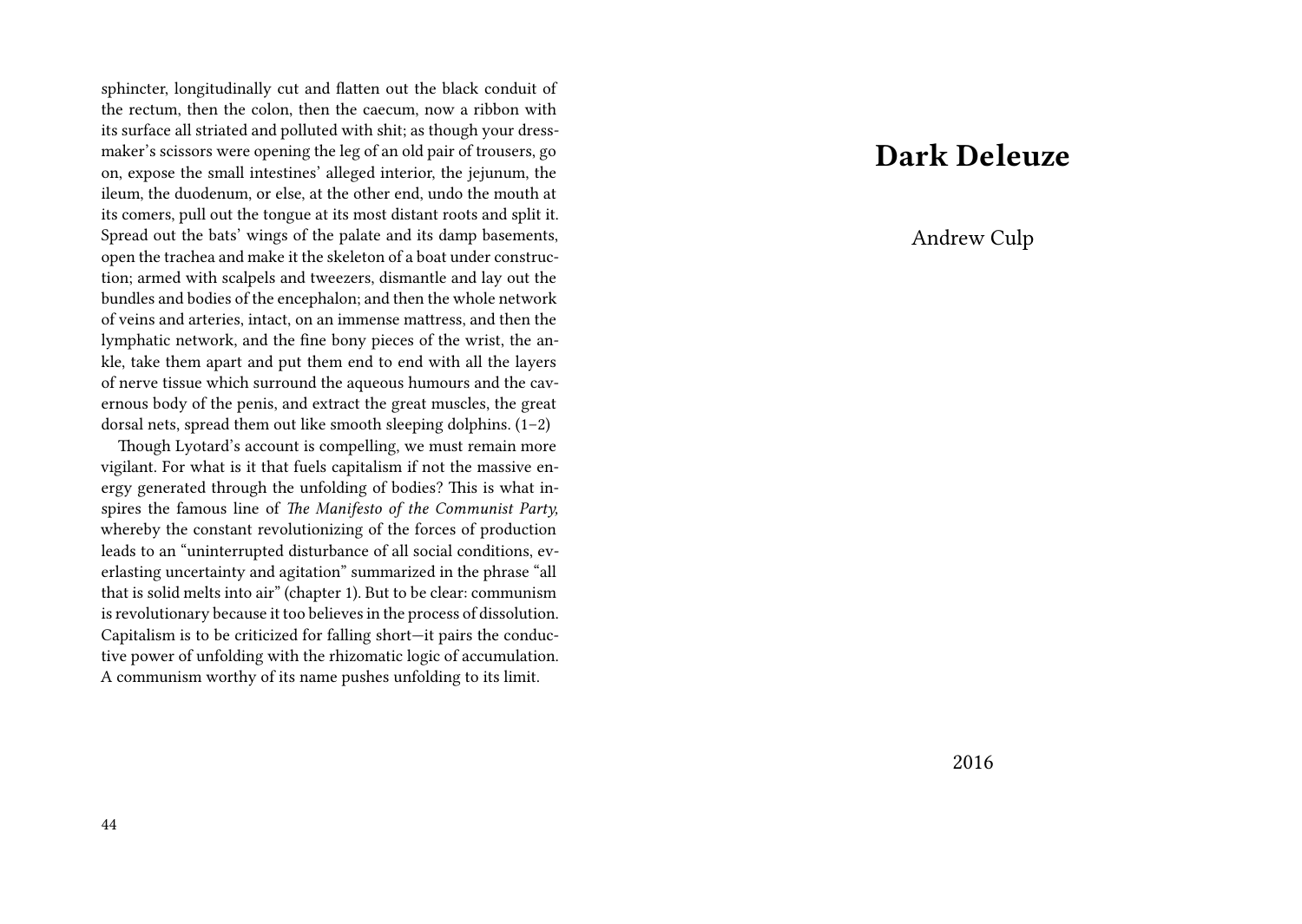sphincter, longitudinally cut and flatten out the black conduit of the rectum, then the colon, then the caecum, now a ribbon with its surface all striated and polluted with shit; as though your dressmaker's scissors were opening the leg of an old pair of trousers, go on, expose the small intestines' alleged interior, the jejunum, the ileum, the duodenum, or else, at the other end, undo the mouth at its comers, pull out the tongue at its most distant roots and split it. Spread out the bats' wings of the palate and its damp basements, open the trachea and make it the skeleton of a boat under construction; armed with scalpels and tweezers, dismantle and lay out the bundles and bodies of the encephalon; and then the whole network of veins and arteries, intact, on an immense mattress, and then the lymphatic network, and the fine bony pieces of the wrist, the ankle, take them apart and put them end to end with all the layers of nerve tissue which surround the aqueous humours and the cavernous body of the penis, and extract the great muscles, the great dorsal nets, spread them out like smooth sleeping dolphins. (1–2)

Though Lyotard's account is compelling, we must remain more vigilant. For what is it that fuels capitalism if not the massive energy generated through the unfolding of bodies? This is what inspires the famous line of *The Manifesto of the Communist Party,* whereby the constant revolutionizing of the forces of production leads to an "uninterrupted disturbance of all social conditions, everlasting uncertainty and agitation" summarized in the phrase "all that is solid melts into air" (chapter 1). But to be clear: communism is revolutionary because it too believes in the process of dissolution. Capitalism is to be criticized for falling short—it pairs the conductive power of unfolding with the rhizomatic logic of accumulation. A communism worthy of its name pushes unfolding to its limit.

# Dark Deleuze

Andrew Culp

2016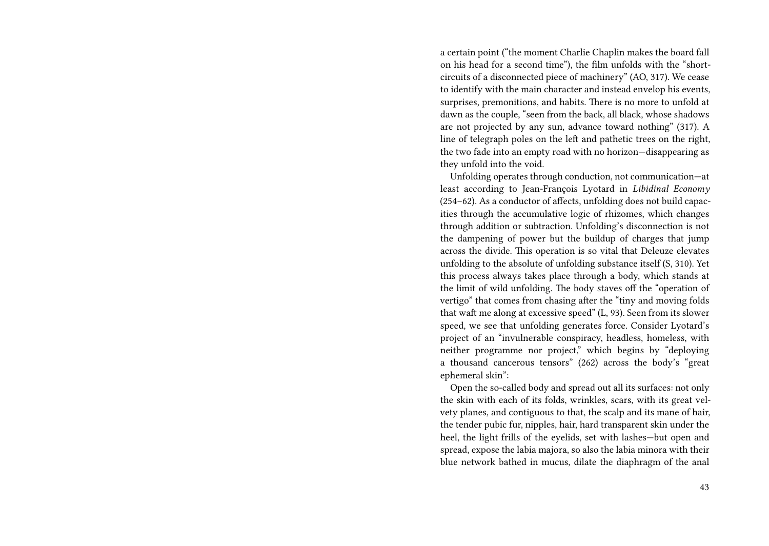a certain point ("the moment Charlie Chaplin makes the board fall on his head for a second time"), the film unfolds with the "short-circuits of a disconnected piece of machinery" (AO, 317). We cease to identify with the main character and instead envelop his events, surprises, premonitions, and habits. There is no more to unfold at dawn as the couple, "seen from the back, all black, whose shadows are not projected by any sun, advance toward nothing" (317). A line of telegraph poles on the left and pathetic trees on the right, the two fade into an empty road with no horizon—disappearing as they unfold into the void.

Unfolding operates through conduction, not communication—at least according to Jean-François Lyotard in *Libidinal Economy* (254–62). As a conductor of affects, unfolding does not build capacities through the accumulative logic of rhizomes, which changes through addition or subtraction. Unfolding's disconnection is not the dampening of power but the buildup of charges that jump across the divide. This operation is so vital that Deleuze elevates unfolding to the absolute of unfolding substance itself (S, 310). Yet this process always takes place through a body, which stands at the limit of wild unfolding. The body staves off the "operation of vertigo" that comes from chasing after the "tiny and moving folds that waft me along at excessive speed" (L, 93). Seen from its slower speed, we see that unfolding generates force. Consider Lyotard's project of an "invulnerable conspiracy, headless, homeless, with neither programme nor project," which begins by "deploying a thousand cancerous tensors" (262) across the body's "great ephemeral skin":

Open the so-called body and spread out all its surfaces: not only the skin with each of its folds, wrinkles, scars, with its great velvety planes, and contiguous to that, the scalp and its mane of hair, the tender pubic fur, nipples, hair, hard transparent skin under the heel, the light frills of the eyelids, set with lashes—but open and spread, expose the labia majora, so also the labia minora with their blue network bathed in mucus, dilate the diaphragm of the anal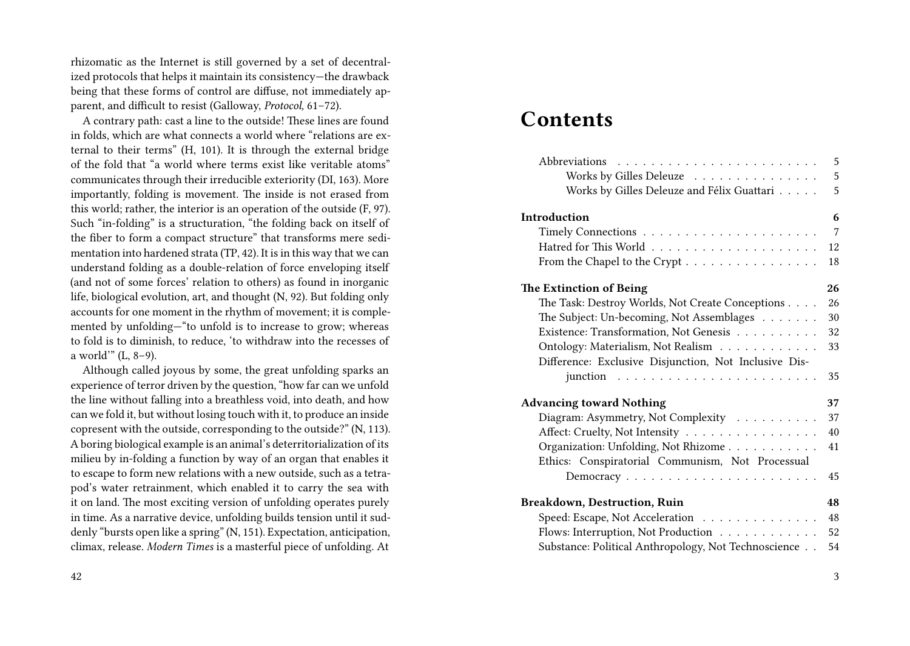rhizomatic as the Internet is still governed by a set of decentralized protocols that helps it maintain its consistency—the drawback being that these forms of control are diffuse, not immediately apparent, and difficult to resist (Galloway, *Protocol*, 61–72).

A contrary path: cast a line to the outside! These lines are found in folds, which are what connects a world where "relations are external to their terms" (H, 101). It is through the external bridge of the fold that "a world where terms exist like veritable atoms" communicates through their irreducible exteriority (DI, 163). More importantly, folding is movement. The inside is not erased from this world; rather, the interior is an operation of the outside (F, 97). Such "in-folding" is a structuration, "the folding back on itself of the fiber to form a compact structure" that transforms mere sedimentation into hardened strata (TP, 42). It is in this way that we can understand folding as a double-relation of force enveloping itself (and not of some forces' relation to others) as found in inorganic life, biological evolution, art, and thought (N, 92). But folding only accounts for one moment in the rhythm of movement; it is complemented by unfolding—"to unfold is to increase to grow; whereas to fold is to diminish, to reduce, 'to withdraw into the recesses of a world'" (L, 8–9).

Although called joyous by some, the great unfolding sparks an experience of terror driven by the question, "how far can we unfold the line without falling into a breathless void, into death, and how can we fold it, but without losing touch with it, to produce an inside copresent with the outside, corresponding to the outside?" (N, 113). A boring biological example is an animal's deterritorialization of its milieu by in-folding a function by way of an organ that enables it to escape to form new relations with a new outside, such as a tetrapod's water retrainment, which enabled it to carry the sea with it on land. The most exciting version of unfolding operates purely in time. As a narrative device, unfolding builds tension until it suddenly "bursts open like a spring" (N, 151). Expectation, anticipation, climax, release. *Modern Times* is a masterful piece of unfolding. At

# Contents

- Abbreviations — 5
  - Works by Gilles Deleuze — 5
  - Works by Gilles Deleuze and Félix Guattari — 5

**Introduction — 6**

- Timely Connections — 7
- Hatred for This World — 12
- From the Chapel to the Crypt — 18

**The Extinction of Being — 26**

- The Task: Destroy Worlds, Not Create Conceptions — 26
- The Subject: Un-becoming, Not Assemblages — 30
- Existence: Transformation, Not Genesis — 32
- Ontology: Materialism, Not Realism — 33
- Difference: Exclusive Disjunction, Not Inclusive Disjunction — 35

**Advancing toward Nothing — 37**

- Diagram: Asymmetry, Not Complexity — 37
- Affect: Cruelty, Not Intensity — 40
- Organization: Unfolding, Not Rhizome — 41
- Ethics: Conspiratorial Communism, Not Processual Democracy — 45

**Breakdown, Destruction, Ruin — 48**

- Speed: Escape, Not Acceleration — 48
- Flows: Interruption, Not Production — 52
- Substance: Political Anthropology, Not Technoscience — 54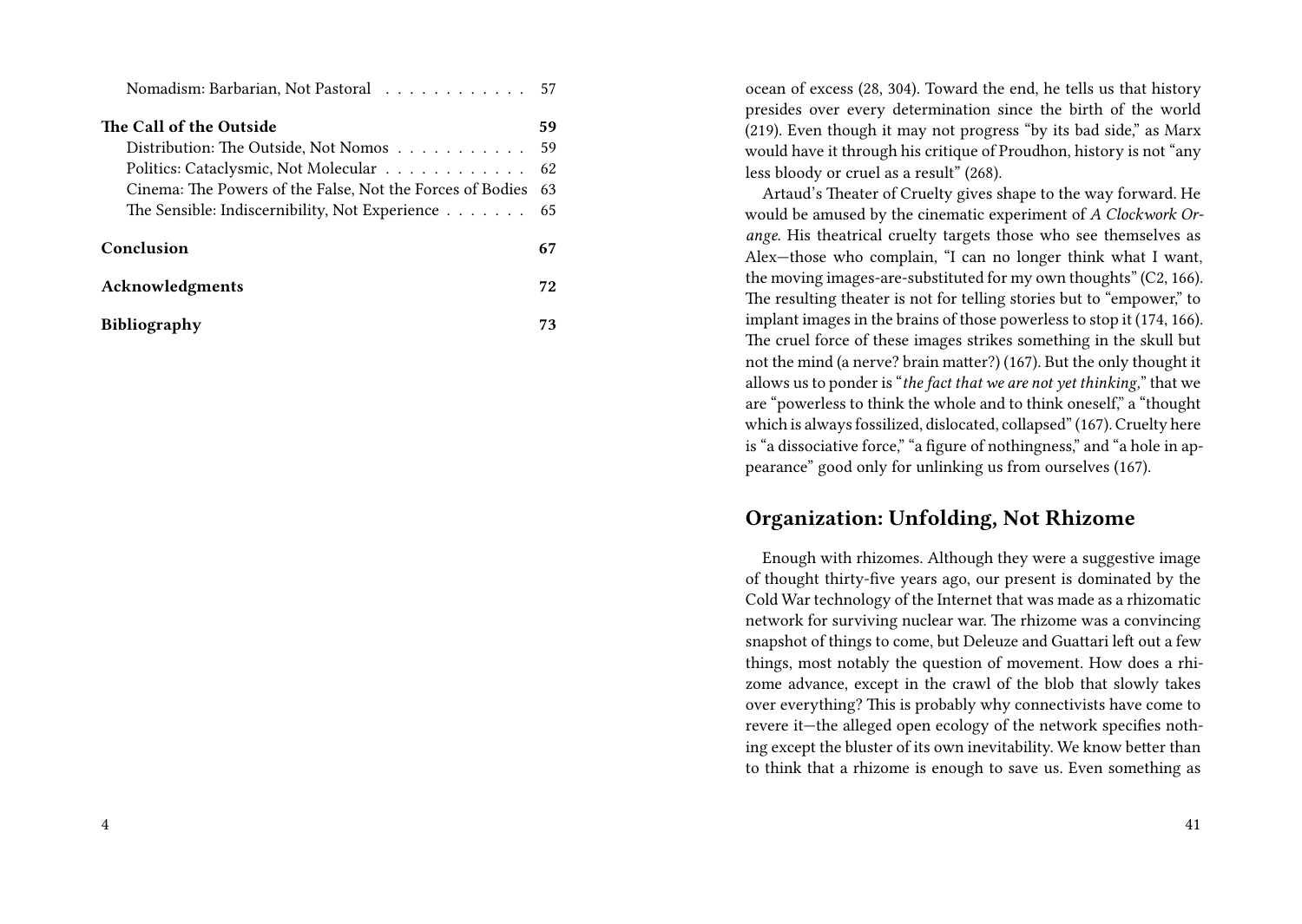Nomadism: Barbarian, Not Pastoral . . . . . . . . . . . . 57

**The Call of the Outside** 59

Distribution: The Outside, Not Nomos . . . . . . . . . . . 59

Politics: Cataclysmic, Not Molecular . . . . . . . . . . . . 62

Cinema: The Powers of the False, Not the Forces of Bodies 63

The Sensible: Indiscernibility, Not Experience . . . . . . . 65

**Conclusion** 67

**Acknowledgments** 72

**Bibliography** 73

ocean of excess (28, 304). Toward the end, he tells us that history presides over every determination since the birth of the world (219). Even though it may not progress "by its bad side," as Marx would have it through his critique of Proudhon, history is not "any less bloody or cruel as a result" (268).

Artaud's Theater of Cruelty gives shape to the way forward. He would be amused by the cinematic experiment of *A Clockwork Orange*. His theatrical cruelty targets those who see themselves as Alex—those who complain, "I can no longer think what I want, the moving images-are-substituted for my own thoughts" (C2, 166). The resulting theater is not for telling stories but to "empower," to implant images in the brains of those powerless to stop it (174, 166). The cruel force of these images strikes something in the skull but not the mind (a nerve? brain matter?) (167). But the only thought it allows us to ponder is "*the fact that we are not yet thinking*," that we are "powerless to think the whole and to think oneself," a "thought which is always fossilized, dislocated, collapsed" (167). Cruelty here is "a dissociative force," "a figure of nothingness," and "a hole in appearance" good only for unlinking us from ourselves (167).

## Organization: Unfolding, Not Rhizome

Enough with rhizomes. Although they were a suggestive image of thought thirty-five years ago, our present is dominated by the Cold War technology of the Internet that was made as a rhizomatic network for surviving nuclear war. The rhizome was a convincing snapshot of things to come, but Deleuze and Guattari left out a few things, most notably the question of movement. How does a rhizome advance, except in the crawl of the blob that slowly takes over everything? This is probably why connectivists have come to revere it—the alleged open ecology of the network specifies nothing except the bluster of its own inevitability. We know better than to think that a rhizome is enough to save us. Even something as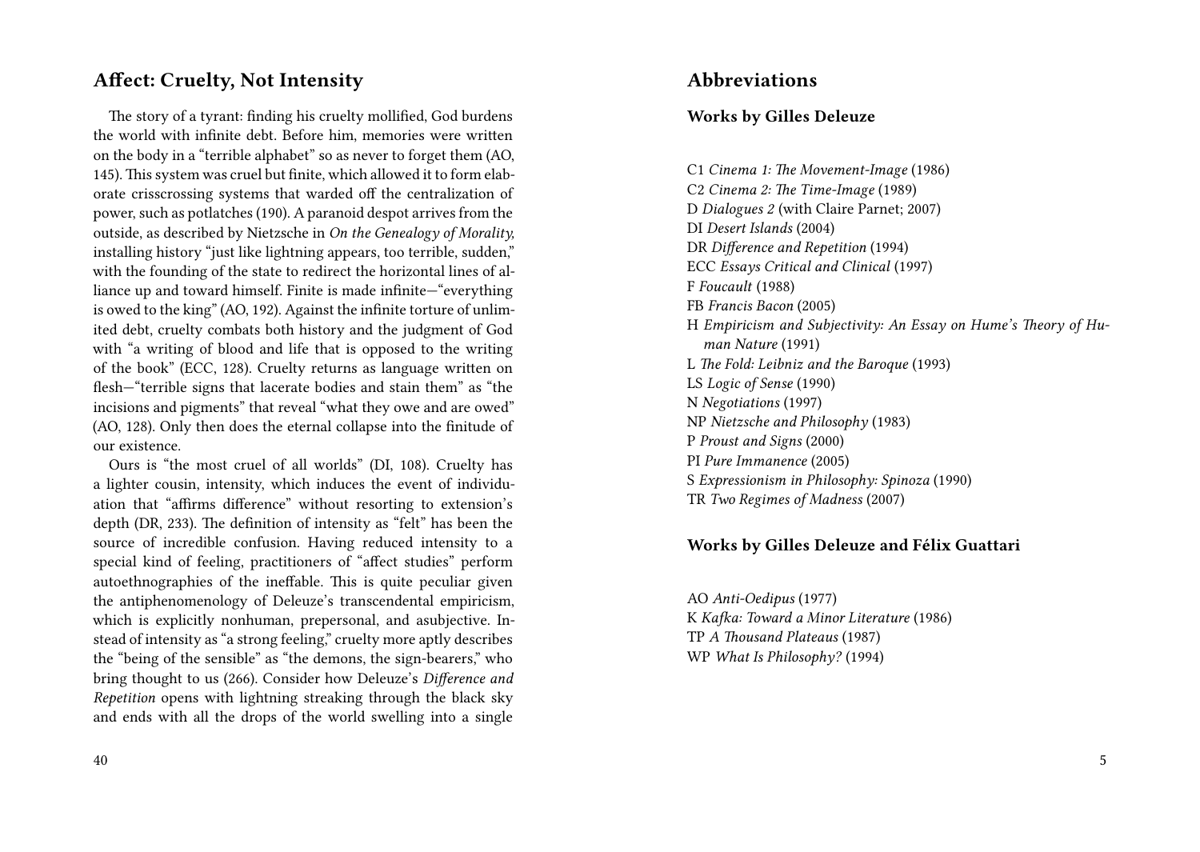## Affect: Cruelty, Not Intensity

The story of a tyrant: finding his cruelty mollified, God burdens the world with infinite debt. Before him, memories were written on the body in a "terrible alphabet" so as never to forget them (AO, 145). This system was cruel but finite, which allowed it to form elaborate crisscrossing systems that warded off the centralization of power, such as potlatches (190). A paranoid despot arrives from the outside, as described by Nietzsche in *On the Genealogy of Morality,* installing history "just like lightning appears, too terrible, sudden," with the founding of the state to redirect the horizontal lines of alliance up and toward himself. Finite is made infinite—"everything is owed to the king" (AO, 192). Against the infinite torture of unlimited debt, cruelty combats both history and the judgment of God with "a writing of blood and life that is opposed to the writing of the book" (ECC, 128). Cruelty returns as language written on flesh—"terrible signs that lacerate bodies and stain them" as "the incisions and pigments" that reveal "what they owe and are owed" (AO, 128). Only then does the eternal collapse into the finitude of our existence.

Ours is "the most cruel of all worlds" (DI, 108). Cruelty has a lighter cousin, intensity, which induces the event of individuation that "affirms difference" without resorting to extension's depth (DR, 233). The definition of intensity as "felt" has been the source of incredible confusion. Having reduced intensity to a special kind of feeling, practitioners of "affect studies" perform autoethnographies of the ineffable. This is quite peculiar given the antiphenomenology of Deleuze's transcendental empiricism, which is explicitly nonhuman, prepersonal, and asubjective. Instead of intensity as "a strong feeling," cruelty more aptly describes the "being of the sensible" as "the demons, the sign-bearers," who bring thought to us (266). Consider how Deleuze's *Difference and Repetition* opens with lightning streaking through the black sky and ends with all the drops of the world swelling into a single

## Abbreviations

### Works by Gilles Deleuze

C1 *Cinema 1: The Movement-Image* (1986)
C2 *Cinema 2: The Time-Image* (1989)
D *Dialogues 2* (with Claire Parnet; 2007)
DI *Desert Islands* (2004)
DR *Difference and Repetition* (1994)
ECC *Essays Critical and Clinical* (1997)
F *Foucault* (1988)
FB *Francis Bacon* (2005)
H *Empiricism and Subjectivity: An Essay on Hume's Theory of Human Nature* (1991)
L *The Fold: Leibniz and the Baroque* (1993)
LS *Logic of Sense* (1990)
N *Negotiations* (1997)
NP *Nietzsche and Philosophy* (1983)
P *Proust and Signs* (2000)
PI *Pure Immanence* (2005)
S *Expressionism in Philosophy: Spinoza* (1990)
TR *Two Regimes of Madness* (2007)

### Works by Gilles Deleuze and Félix Guattari

AO *Anti-Oedipus* (1977)
K *Kafka: Toward a Minor Literature* (1986)
TP *A Thousand Plateaus* (1987)
WP *What Is Philosophy?* (1994)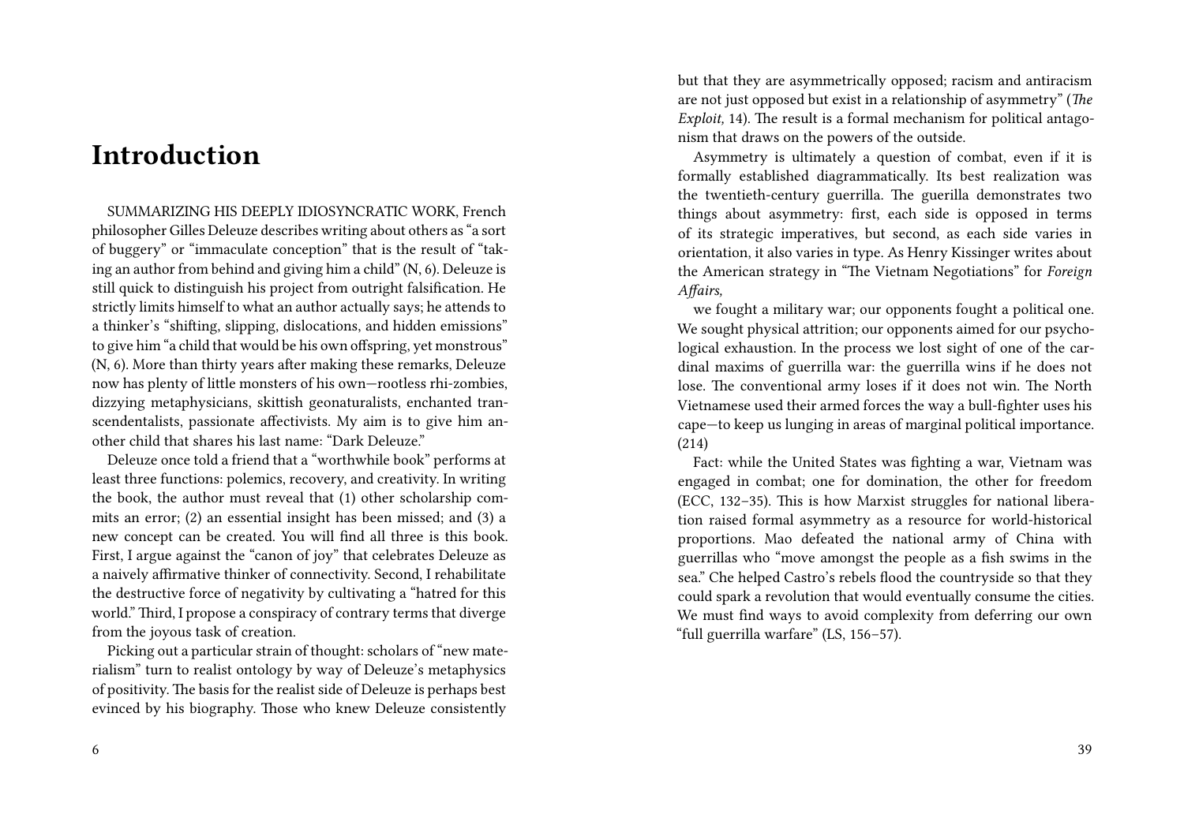# Introduction

SUMMARIZING HIS DEEPLY IDIOSYNCRATIC WORK, French philosopher Gilles Deleuze describes writing about others as "a sort of buggery" or "immaculate conception" that is the result of "taking an author from behind and giving him a child" (N, 6). Deleuze is still quick to distinguish his project from outright falsification. He strictly limits himself to what an author actually says; he attends to a thinker's "shifting, slipping, dislocations, and hidden emissions" to give him "a child that would be his own offspring, yet monstrous" (N, 6). More than thirty years after making these remarks, Deleuze now has plenty of little monsters of his own—rootless rhi-zombies, dizzying metaphysicians, skittish geonaturalists, enchanted transcendentalists, passionate affectivists. My aim is to give him another child that shares his last name: "Dark Deleuze."

Deleuze once told a friend that a "worthwhile book" performs at least three functions: polemics, recovery, and creativity. In writing the book, the author must reveal that (1) other scholarship commits an error; (2) an essential insight has been missed; and (3) a new concept can be created. You will find all three is this book. First, I argue against the "canon of joy" that celebrates Deleuze as a naively affirmative thinker of connectivity. Second, I rehabilitate the destructive force of negativity by cultivating a "hatred for this world." Third, I propose a conspiracy of contrary terms that diverge from the joyous task of creation.

Picking out a particular strain of thought: scholars of "new materialism" turn to realist ontology by way of Deleuze's metaphysics of positivity. The basis for the realist side of Deleuze is perhaps best evinced by his biography. Those who knew Deleuze consistently

but that they are asymmetrically opposed; racism and antiracism are not just opposed but exist in a relationship of asymmetry" (*The Exploit,* 14). The result is a formal mechanism for political antagonism that draws on the powers of the outside.

Asymmetry is ultimately a question of combat, even if it is formally established diagrammatically. Its best realization was the twentieth-century guerrilla. The guerilla demonstrates two things about asymmetry: first, each side is opposed in terms of its strategic imperatives, but second, as each side varies in orientation, it also varies in type. As Henry Kissinger writes about the American strategy in "The Vietnam Negotiations" for *Foreign Affairs,*

> we fought a military war; our opponents fought a political one. We sought physical attrition; our opponents aimed for our psychological exhaustion. In the process we lost sight of one of the cardinal maxims of guerrilla war: the guerrilla wins if he does not lose. The conventional army loses if it does not win. The North Vietnamese used their armed forces the way a bull-fighter uses his cape—to keep us lunging in areas of marginal political importance. (214)

Fact: while the United States was fighting a war, Vietnam was engaged in combat; one for domination, the other for freedom (ECC, 132–35). This is how Marxist struggles for national liberation raised formal asymmetry as a resource for world-historical proportions. Mao defeated the national army of China with guerrillas who "move amongst the people as a fish swims in the sea." Che helped Castro's rebels flood the countryside so that they could spark a revolution that would eventually consume the cities. We must find ways to avoid complexity from deferring our own "full guerrilla warfare" (LS, 156–57).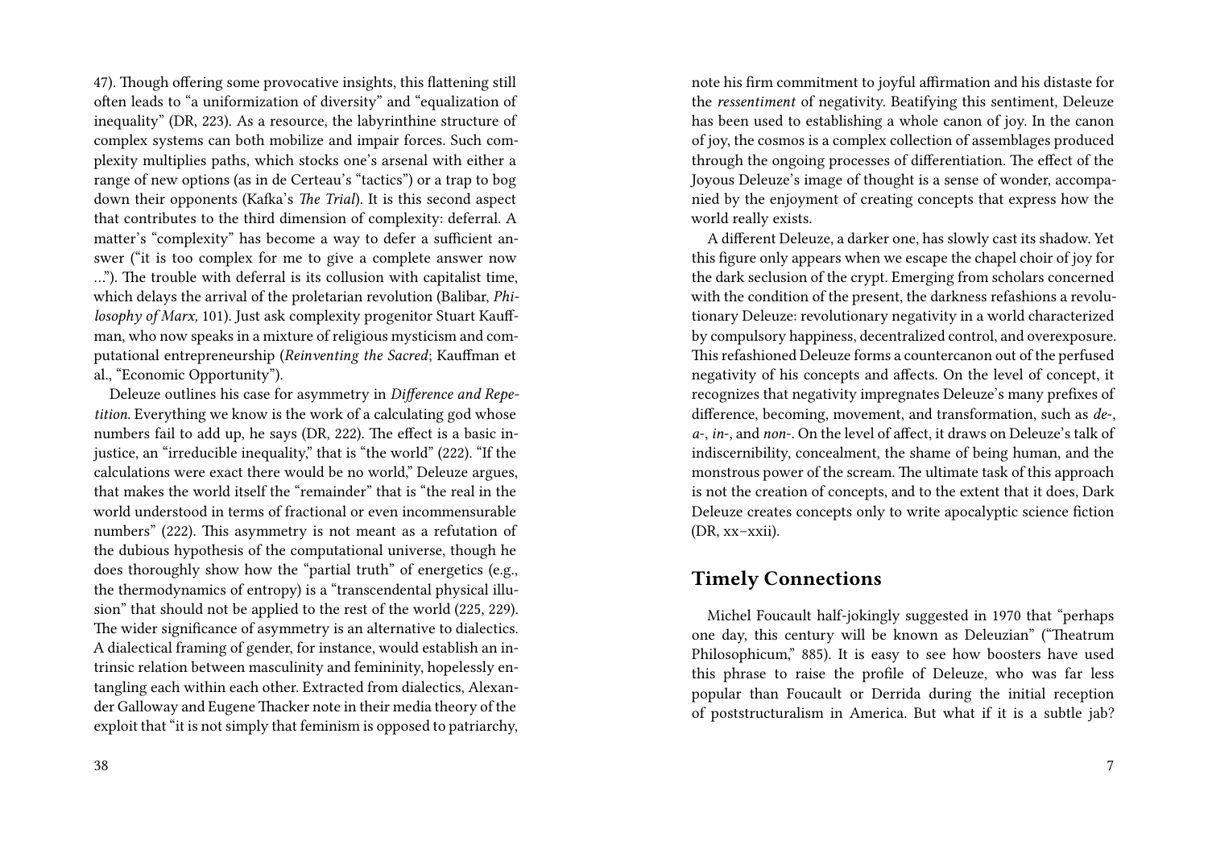47). Though offering some provocative insights, this flattening still often leads to "a uniformization of diversity" and "equalization of inequality" (DR, 223). As a resource, the labyrinthine structure of complex systems can both mobilize and impair forces. Such complexity multiplies paths, which stocks one's arsenal with either a range of new options (as in de Certeau's "tactics") or a trap to bog down their opponents (Kafka's *The Trial*). It is this second aspect that contributes to the third dimension of complexity: deferral. A matter's "complexity" has become a way to defer a sufficient answer ("it is too complex for me to give a complete answer now …"). The trouble with deferral is its collusion with capitalist time, which delays the arrival of the proletarian revolution (Balibar, *Philosophy of Marx,* 101). Just ask complexity progenitor Stuart Kauffman, who now speaks in a mixture of religious mysticism and computational entrepreneurship (*Reinventing the Sacred*; Kauffman et al., "Economic Opportunity").

Deleuze outlines his case for asymmetry in *Difference and Repetition*. Everything we know is the work of a calculating god whose numbers fail to add up, he says (DR, 222). The effect is a basic injustice, an "irreducible inequality," that is "the world" (222). "If the calculations were exact there would be no world," Deleuze argues, that makes the world itself the "remainder" that is "the real in the world understood in terms of fractional or even incommensurable numbers" (222). This asymmetry is not meant as a refutation of the dubious hypothesis of the computational universe, though he does thoroughly show how the "partial truth" of energetics (e.g., the thermodynamics of entropy) is a "transcendental physical illusion" that should not be applied to the rest of the world (225, 229). The wider significance of asymmetry is an alternative to dialectics. A dialectical framing of gender, for instance, would establish an intrinsic relation between masculinity and femininity, hopelessly entangling each within each other. Extracted from dialectics, Alexander Galloway and Eugene Thacker note in their media theory of the exploit that "it is not simply that feminism is opposed to patriarchy,

note his firm commitment to joyful affirmation and his distaste for the *ressentiment* of negativity. Beatifying this sentiment, Deleuze has been used to establishing a whole canon of joy. In the canon of joy, the cosmos is a complex collection of assemblages produced through the ongoing processes of differentiation. The effect of the Joyous Deleuze's image of thought is a sense of wonder, accompanied by the enjoyment of creating concepts that express how the world really exists.

A different Deleuze, a darker one, has slowly cast its shadow. Yet this figure only appears when we escape the chapel choir of joy for the dark seclusion of the crypt. Emerging from scholars concerned with the condition of the present, the darkness refashions a revolutionary Deleuze: revolutionary negativity in a world characterized by compulsory happiness, decentralized control, and overexposure. This refashioned Deleuze forms a countercanon out of the perfused negativity of his concepts and affects. On the level of concept, it recognizes that negativity impregnates Deleuze's many prefixes of difference, becoming, movement, and transformation, such as *de-*, *a-*, *in-*, and *non-*. On the level of affect, it draws on Deleuze's talk of indiscernibility, concealment, the shame of being human, and the monstrous power of the scream. The ultimate task of this approach is not the creation of concepts, and to the extent that it does, Dark Deleuze creates concepts only to write apocalyptic science fiction (DR, xx–xxii).

## Timely Connections

Michel Foucault half-jokingly suggested in 1970 that "perhaps one day, this century will be known as Deleuzian" ("Theatrum Philosophicum," 885). It is easy to see how boosters have used this phrase to raise the profile of Deleuze, who was far less popular than Foucault or Derrida during the initial reception of poststructuralism in America. But what if it is a subtle jab?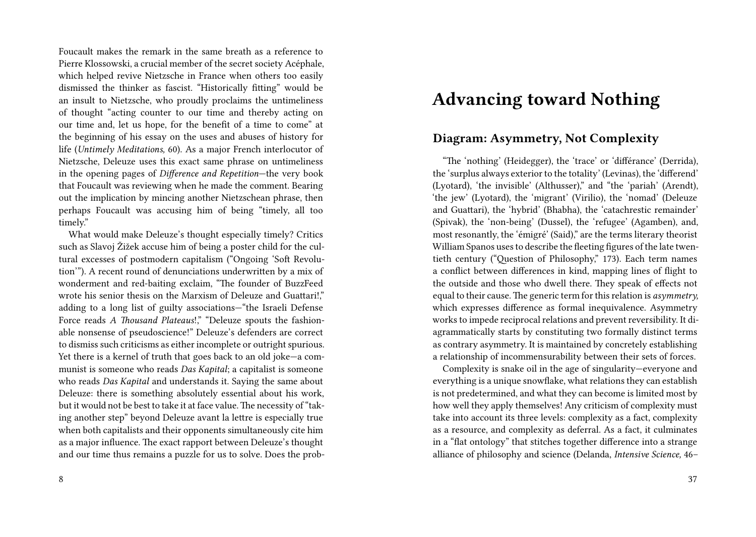Foucault makes the remark in the same breath as a reference to Pierre Klossowski, a crucial member of the secret society Acéphale, which helped revive Nietzsche in France when others too easily dismissed the thinker as fascist. "Historically fitting" would be an insult to Nietzsche, who proudly proclaims the untimeliness of thought "acting counter to our time and thereby acting on our time and, let us hope, for the benefit of a time to come" at the beginning of his essay on the uses and abuses of history for life (*Untimely Meditations,* 60). As a major French interlocutor of Nietzsche, Deleuze uses this exact same phrase on untimeliness in the opening pages of *Difference and Repetition*—the very book that Foucault was reviewing when he made the comment. Bearing out the implication by mincing another Nietzschean phrase, then perhaps Foucault was accusing him of being "timely, all too timely."

What would make Deleuze's thought especially timely? Critics such as Slavoj Žižek accuse him of being a poster child for the cultural excesses of postmodern capitalism ("Ongoing 'Soft Revolution'"). A recent round of denunciations underwritten by a mix of wonderment and red-baiting exclaim, "The founder of BuzzFeed wrote his senior thesis on the Marxism of Deleuze and Guattari!," adding to a long list of guilty associations—"the Israeli Defense Force reads *A Thousand Plateaus*!," "Deleuze spouts the fashionable nonsense of pseudoscience!" Deleuze's defenders are correct to dismiss such criticisms as either incomplete or outright spurious. Yet there is a kernel of truth that goes back to an old joke—a communist is someone who reads *Das Kapital*; a capitalist is someone who reads *Das Kapital* and understands it. Saying the same about Deleuze: there is something absolutely essential about his work, but it would not be best to take it at face value. The necessity of "taking another step" beyond Deleuze avant la lettre is especially true when both capitalists and their opponents simultaneously cite him as a major influence. The exact rapport between Deleuze's thought and our time thus remains a puzzle for us to solve. Does the prob-

# Advancing toward Nothing

## Diagram: Asymmetry, Not Complexity

"The 'nothing' (Heidegger), the 'trace' or 'différance' (Derrida), the 'surplus always exterior to the totality' (Levinas), the 'differend' (Lyotard), 'the invisible' (Althusser)," and "the 'pariah' (Arendt), 'the jew' (Lyotard), the 'migrant' (Virilio), the 'nomad' (Deleuze and Guattari), the 'hybrid' (Bhabha), the 'catachrestic remainder' (Spivak), the 'non-being' (Dussel), the 'refugee' (Agamben), and, most resonantly, the 'émigré' (Said)," are the terms literary theorist William Spanos uses to describe the fleeting figures of the late twentieth century ("Question of Philosophy," 173). Each term names a conflict between differences in kind, mapping lines of flight to the outside and those who dwell there. They speak of effects not equal to their cause. The generic term for this relation is *asymmetry,* which expresses difference as formal inequivalence. Asymmetry works to impede reciprocal relations and prevent reversibility. It diagrammatically starts by constituting two formally distinct terms as contrary asymmetry. It is maintained by concretely establishing a relationship of incommensurability between their sets of forces.

Complexity is snake oil in the age of singularity—everyone and everything is a unique snowflake, what relations they can establish is not predetermined, and what they can become is limited most by how well they apply themselves! Any criticism of complexity must take into account its three levels: complexity as a fact, complexity as a resource, and complexity as deferral. As a fact, it culminates in a "flat ontology" that stitches together difference into a strange alliance of philosophy and science (Delanda, *Intensive Science,* 46–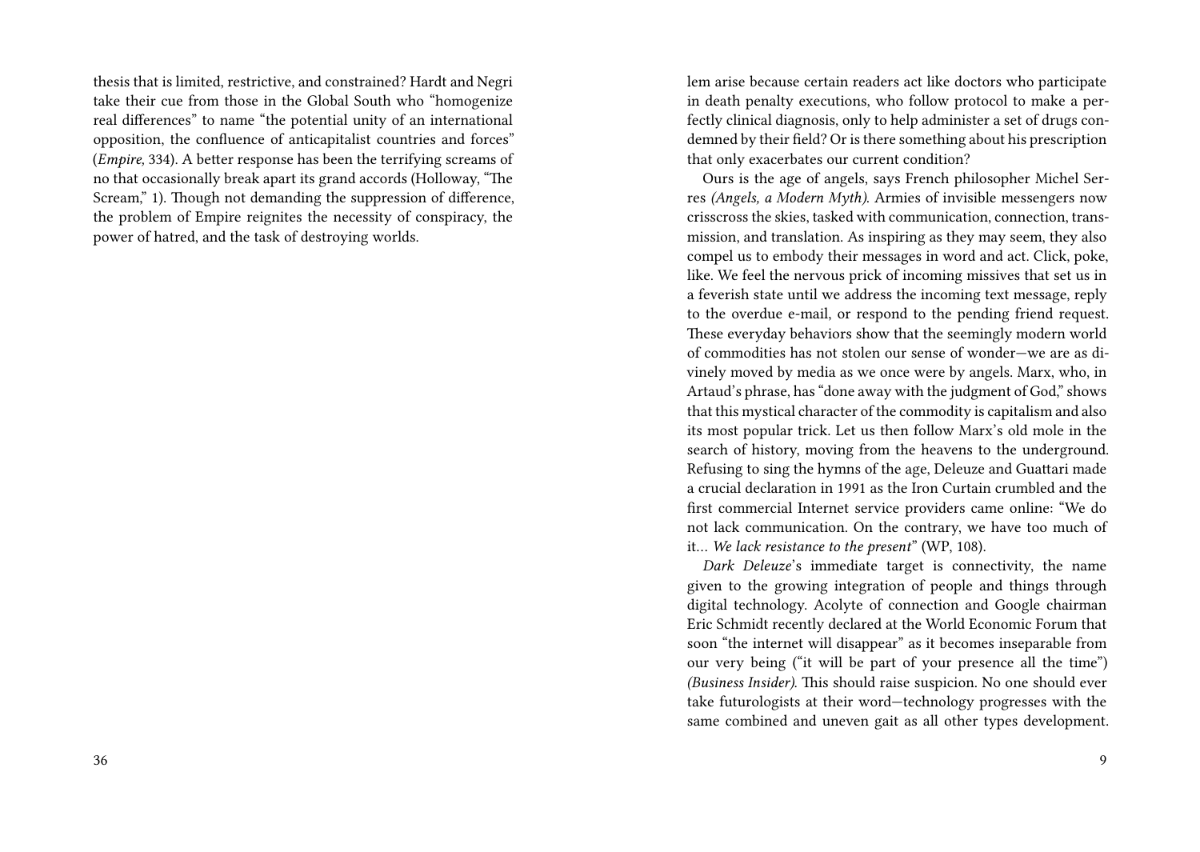thesis that is limited, restrictive, and constrained? Hardt and Negri take their cue from those in the Global South who "homogenize real differences" to name "the potential unity of an international opposition, the confluence of anticapitalist countries and forces" (*Empire,* 334). A better response has been the terrifying screams of no that occasionally break apart its grand accords (Holloway, "The Scream," 1). Though not demanding the suppression of difference, the problem of Empire reignites the necessity of conspiracy, the power of hatred, and the task of destroying worlds.

lem arise because certain readers act like doctors who participate in death penalty executions, who follow protocol to make a perfectly clinical diagnosis, only to help administer a set of drugs condemned by their field? Or is there something about his prescription that only exacerbates our current condition?

Ours is the age of angels, says French philosopher Michel Serres *(Angels, a Modern Myth)*. Armies of invisible messengers now crisscross the skies, tasked with communication, connection, transmission, and translation. As inspiring as they may seem, they also compel us to embody their messages in word and act. Click, poke, like. We feel the nervous prick of incoming missives that set us in a feverish state until we address the incoming text message, reply to the overdue e-mail, or respond to the pending friend request. These everyday behaviors show that the seemingly modern world of commodities has not stolen our sense of wonder—we are as divinely moved by media as we once were by angels. Marx, who, in Artaud's phrase, has "done away with the judgment of God," shows that this mystical character of the commodity is capitalism and also its most popular trick. Let us then follow Marx's old mole in the search of history, moving from the heavens to the underground. Refusing to sing the hymns of the age, Deleuze and Guattari made a crucial declaration in 1991 as the Iron Curtain crumbled and the first commercial Internet service providers came online: "We do not lack communication. On the contrary, we have too much of it… *We lack resistance to the present*" (WP, 108).

*Dark Deleuze*'s immediate target is connectivity, the name given to the growing integration of people and things through digital technology. Acolyte of connection and Google chairman Eric Schmidt recently declared at the World Economic Forum that soon "the internet will disappear" as it becomes inseparable from our very being ("it will be part of your presence all the time") *(Business Insider)*. This should raise suspicion. No one should ever take futurologists at their word—technology progresses with the same combined and uneven gait as all other types development.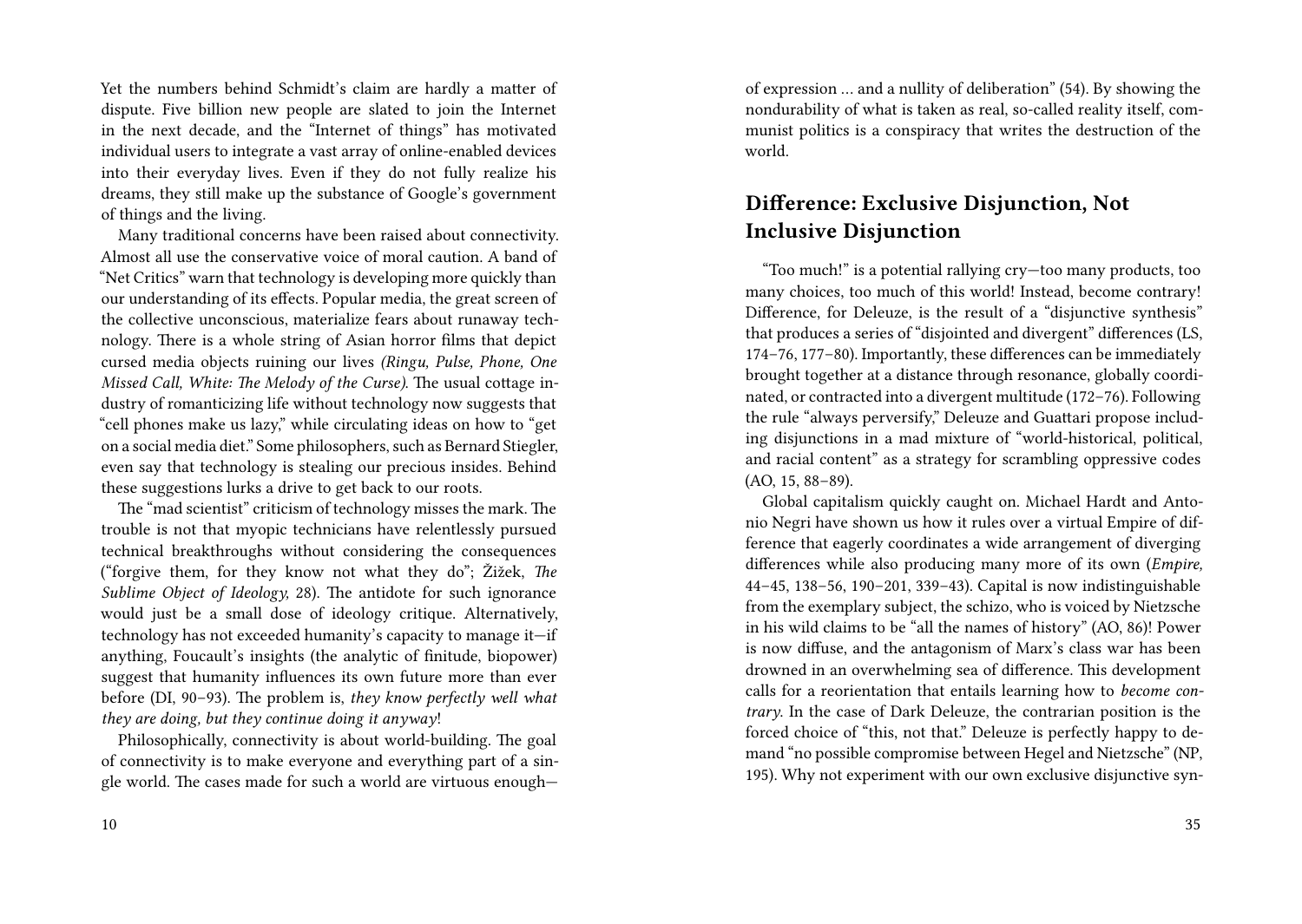Yet the numbers behind Schmidt's claim are hardly a matter of dispute. Five billion new people are slated to join the Internet in the next decade, and the "Internet of things" has motivated individual users to integrate a vast array of online-enabled devices into their everyday lives. Even if they do not fully realize his dreams, they still make up the substance of Google's government of things and the living.

Many traditional concerns have been raised about connectivity. Almost all use the conservative voice of moral caution. A band of "Net Critics" warn that technology is developing more quickly than our understanding of its effects. Popular media, the great screen of the collective unconscious, materialize fears about runaway technology. There is a whole string of Asian horror films that depict cursed media objects ruining our lives *(Ringu, Pulse, Phone, One Missed Call, White: The Melody of the Curse)*. The usual cottage industry of romanticizing life without technology now suggests that "cell phones make us lazy," while circulating ideas on how to "get on a social media diet." Some philosophers, such as Bernard Stiegler, even say that technology is stealing our precious insides. Behind these suggestions lurks a drive to get back to our roots.

The "mad scientist" criticism of technology misses the mark. The trouble is not that myopic technicians have relentlessly pursued technical breakthroughs without considering the consequences ("forgive them, for they know not what they do"; Žižek, *The Sublime Object of Ideology,* 28). The antidote for such ignorance would just be a small dose of ideology critique. Alternatively, technology has not exceeded humanity's capacity to manage it—if anything, Foucault's insights (the analytic of finitude, biopower) suggest that humanity influences its own future more than ever before (DI, 90–93). The problem is, *they know perfectly well what they are doing, but they continue doing it anyway*!

Philosophically, connectivity is about world-building. The goal of connectivity is to make everyone and everything part of a single world. The cases made for such a world are virtuous enough—

of expression … and a nullity of deliberation" (54). By showing the nondurability of what is taken as real, so-called reality itself, communist politics is a conspiracy that writes the destruction of the world.

## Difference: Exclusive Disjunction, Not Inclusive Disjunction

"Too much!" is a potential rallying cry—too many products, too many choices, too much of this world! Instead, become contrary! Difference, for Deleuze, is the result of a "disjunctive synthesis" that produces a series of "disjointed and divergent" differences (LS, 174–76, 177–80). Importantly, these differences can be immediately brought together at a distance through resonance, globally coordinated, or contracted into a divergent multitude (172–76). Following the rule "always perversify," Deleuze and Guattari propose including disjunctions in a mad mixture of "world-historical, political, and racial content" as a strategy for scrambling oppressive codes (AO, 15, 88–89).

Global capitalism quickly caught on. Michael Hardt and Antonio Negri have shown us how it rules over a virtual Empire of difference that eagerly coordinates a wide arrangement of diverging differences while also producing many more of its own (*Empire,* 44–45, 138–56, 190–201, 339–43). Capital is now indistinguishable from the exemplary subject, the schizo, who is voiced by Nietzsche in his wild claims to be "all the names of history" (AO, 86)! Power is now diffuse, and the antagonism of Marx's class war has been drowned in an overwhelming sea of difference. This development calls for a reorientation that entails learning how to *become contrary*. In the case of Dark Deleuze, the contrarian position is the forced choice of "this, not that." Deleuze is perfectly happy to demand "no possible compromise between Hegel and Nietzsche" (NP, 195). Why not experiment with our own exclusive disjunctive syn-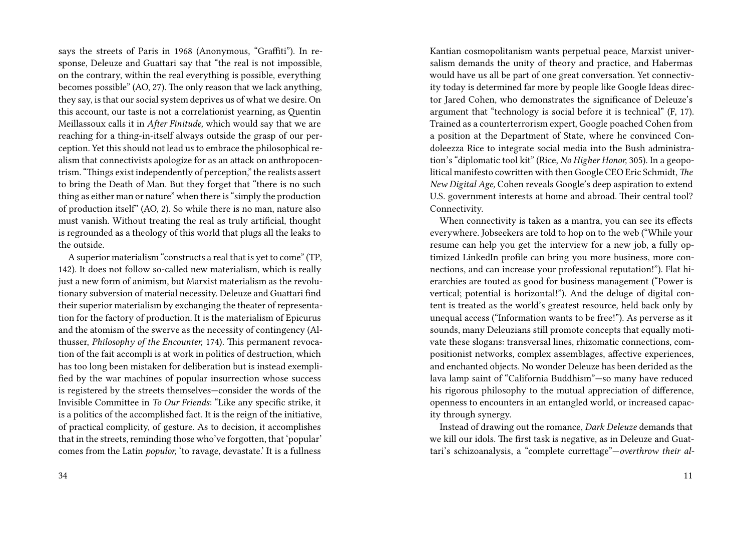says the streets of Paris in 1968 (Anonymous, "Graffiti"). In response, Deleuze and Guattari say that "the real is not impossible, on the contrary, within the real everything is possible, everything becomes possible" (AO, 27). The only reason that we lack anything, they say, is that our social system deprives us of what we desire. On this account, our taste is not a correlationist yearning, as Quentin Meillassoux calls it in *After Finitude,* which would say that we are reaching for a thing-in-itself always outside the grasp of our perception. Yet this should not lead us to embrace the philosophical realism that connectivists apologize for as an attack on anthropocentrism. "Things exist independently of perception," the realists assert to bring the Death of Man. But they forget that "there is no such thing as either man or nature" when there is "simply the production of production itself" (AO, 2). So while there is no man, nature also must vanish. Without treating the real as truly artificial, thought is regrounded as a theology of this world that plugs all the leaks to the outside.

A superior materialism "constructs a real that is yet to come" (TP, 142). It does not follow so-called new materialism, which is really just a new form of animism, but Marxist materialism as the revolutionary subversion of material necessity. Deleuze and Guattari find their superior materialism by exchanging the theater of representation for the factory of production. It is the materialism of Epicurus and the atomism of the swerve as the necessity of contingency (Althusser, *Philosophy of the Encounter,* 174). This permanent revocation of the fait accompli is at work in politics of destruction, which has too long been mistaken for deliberation but is instead exemplified by the war machines of popular insurrection whose success is registered by the streets themselves—consider the words of the Invisible Committee in *To Our Friends*: "Like any specific strike, it is a politics of the accomplished fact. It is the reign of the initiative, of practical complicity, of gesture. As to decision, it accomplishes that in the streets, reminding those who've forgotten, that 'popular' comes from the Latin *populor,* 'to ravage, devastate.' It is a fullness

Kantian cosmopolitanism wants perpetual peace, Marxist universalism demands the unity of theory and practice, and Habermas would have us all be part of one great conversation. Yet connectivity today is determined far more by people like Google Ideas director Jared Cohen, who demonstrates the significance of Deleuze's argument that "technology is social before it is technical" (F, 17). Trained as a counterterrorism expert, Google poached Cohen from a position at the Department of State, where he convinced Condoleezza Rice to integrate social media into the Bush administration's "diplomatic tool kit" (Rice, *No Higher Honor,* 305). In a geopolitical manifesto cowritten with then Google CEO Eric Schmidt, *The New Digital Age,* Cohen reveals Google's deep aspiration to extend U.S. government interests at home and abroad. Their central tool? Connectivity.

When connectivity is taken as a mantra, you can see its effects everywhere. Jobseekers are told to hop on to the web ("While your resume can help you get the interview for a new job, a fully optimized LinkedIn profile can bring you more business, more connections, and can increase your professional reputation!"). Flat hierarchies are touted as good for business management ("Power is vertical; potential is horizontal!"). And the deluge of digital content is treated as the world's greatest resource, held back only by unequal access ("Information wants to be free!"). As perverse as it sounds, many Deleuzians still promote concepts that equally motivate these slogans: transversal lines, rhizomatic connections, compositionist networks, complex assemblages, affective experiences, and enchanted objects. No wonder Deleuze has been derided as the lava lamp saint of "California Buddhism"—so many have reduced his rigorous philosophy to the mutual appreciation of difference, openness to encounters in an entangled world, or increased capacity through synergy.

Instead of drawing out the romance, *Dark Deleuze* demands that we kill our idols. The first task is negative, as in Deleuze and Guattari's schizoanalysis, a "complete currettage"—*overthrow their al-*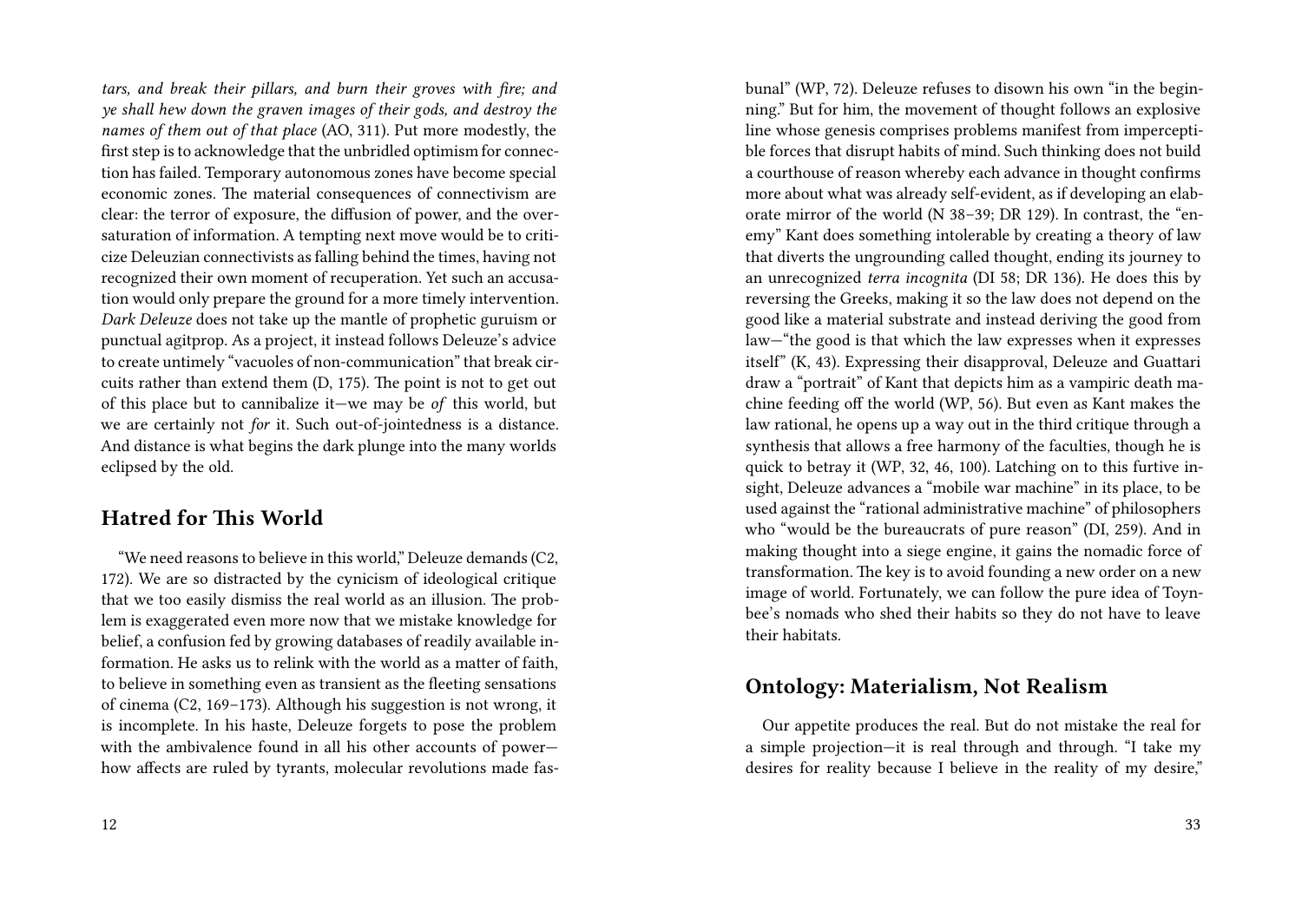*tars, and break their pillars, and burn their groves with fire; and ye shall hew down the graven images of their gods, and destroy the names of them out of that place* (AO, 311). Put more modestly, the first step is to acknowledge that the unbridled optimism for connection has failed. Temporary autonomous zones have become special economic zones. The material consequences of connectivism are clear: the terror of exposure, the diffusion of power, and the oversaturation of information. A tempting next move would be to criticize Deleuzian connectivists as falling behind the times, having not recognized their own moment of recuperation. Yet such an accusation would only prepare the ground for a more timely intervention. *Dark Deleuze* does not take up the mantle of prophetic guruism or punctual agitprop. As a project, it instead follows Deleuze's advice to create untimely "vacuoles of non-communication" that break circuits rather than extend them (D, 175). The point is not to get out of this place but to cannibalize it—we may be *of* this world, but we are certainly not *for* it. Such out-of-jointedness is a distance. And distance is what begins the dark plunge into the many worlds eclipsed by the old.

## Hatred for This World

"We need reasons to believe in this world," Deleuze demands (C2, 172). We are so distracted by the cynicism of ideological critique that we too easily dismiss the real world as an illusion. The problem is exaggerated even more now that we mistake knowledge for belief, a confusion fed by growing databases of readily available information. He asks us to relink with the world as a matter of faith, to believe in something even as transient as the fleeting sensations of cinema (C2, 169–173). Although his suggestion is not wrong, it is incomplete. In his haste, Deleuze forgets to pose the problem with the ambivalence found in all his other accounts of power—how affects are ruled by tyrants, molecular revolutions made fas-

bunal" (WP, 72). Deleuze refuses to disown his own "in the beginning." But for him, the movement of thought follows an explosive line whose genesis comprises problems manifest from imperceptible forces that disrupt habits of mind. Such thinking does not build a courthouse of reason whereby each advance in thought confirms more about what was already self-evident, as if developing an elaborate mirror of the world (N 38–39; DR 129). In contrast, the "enemy" Kant does something intolerable by creating a theory of law that diverts the ungrounding called thought, ending its journey to an unrecognized *terra incognita* (DI 58; DR 136). He does this by reversing the Greeks, making it so the law does not depend on the good like a material substrate and instead deriving the good from law—"the good is that which the law expresses when it expresses itself" (K, 43). Expressing their disapproval, Deleuze and Guattari draw a "portrait" of Kant that depicts him as a vampiric death machine feeding off the world (WP, 56). But even as Kant makes the law rational, he opens up a way out in the third critique through a synthesis that allows a free harmony of the faculties, though he is quick to betray it (WP, 32, 46, 100). Latching on to this furtive insight, Deleuze advances a "mobile war machine" in its place, to be used against the "rational administrative machine" of philosophers who "would be the bureaucrats of pure reason" (DI, 259). And in making thought into a siege engine, it gains the nomadic force of transformation. The key is to avoid founding a new order on a new image of world. Fortunately, we can follow the pure idea of Toynbee's nomads who shed their habits so they do not have to leave their habitats.

## Ontology: Materialism, Not Realism

Our appetite produces the real. But do not mistake the real for a simple projection—it is real through and through. "I take my desires for reality because I believe in the reality of my desire,"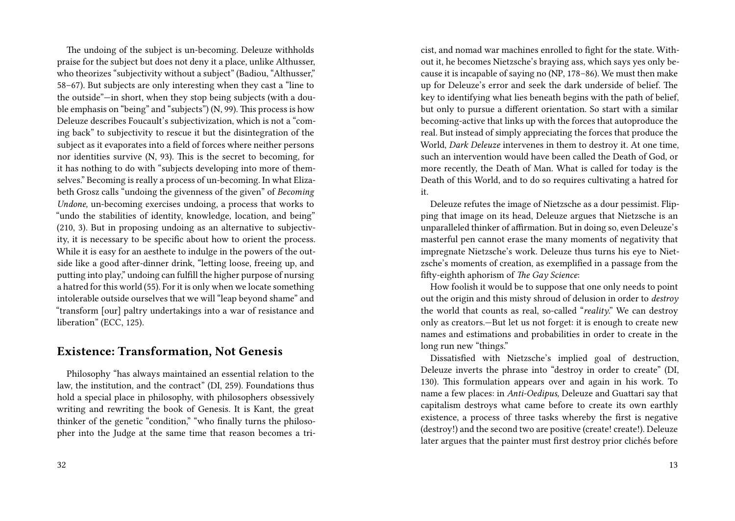The undoing of the subject is un-becoming. Deleuze withholds praise for the subject but does not deny it a place, unlike Althusser, who theorizes "subjectivity without a subject" (Badiou, "Althusser," 58–67). But subjects are only interesting when they cast a "line to the outside"—in short, when they stop being subjects (with a double emphasis on "being" and "subjects") (N, 99). This process is how Deleuze describes Foucault's subjectivization, which is not a "coming back" to subjectivity to rescue it but the disintegration of the subject as it evaporates into a field of forces where neither persons nor identities survive (N, 93). This is the secret to becoming, for it has nothing to do with "subjects developing into more of themselves." Becoming is really a process of un-becoming. In what Elizabeth Grosz calls "undoing the givenness of the given" of *Becoming Undone,* un-becoming exercises undoing, a process that works to "undo the stabilities of identity, knowledge, location, and being" (210, 3). But in proposing undoing as an alternative to subjectivity, it is necessary to be specific about how to orient the process. While it is easy for an aesthete to indulge in the powers of the outside like a good after-dinner drink, "letting loose, freeing up, and putting into play," undoing can fulfill the higher purpose of nursing a hatred for this world (55). For it is only when we locate something intolerable outside ourselves that we will "leap beyond shame" and "transform [our] paltry undertakings into a war of resistance and liberation" (ECC, 125).

## Existence: Transformation, Not Genesis

Philosophy "has always maintained an essential relation to the law, the institution, and the contract" (DI, 259). Foundations thus hold a special place in philosophy, with philosophers obsessively writing and rewriting the book of Genesis. It is Kant, the great thinker of the genetic "condition," "who finally turns the philosopher into the Judge at the same time that reason becomes a tri-

cist, and nomad war machines enrolled to fight for the state. Without it, he becomes Nietzsche's braying ass, which says yes only because it is incapable of saying no (NP, 178–86). We must then make up for Deleuze's error and seek the dark underside of belief. The key to identifying what lies beneath begins with the path of belief, but only to pursue a different orientation. So start with a similar becoming-active that links up with the forces that autoproduce the real. But instead of simply appreciating the forces that produce the World, *Dark Deleuze* intervenes in them to destroy it. At one time, such an intervention would have been called the Death of God, or more recently, the Death of Man. What is called for today is the Death of this World, and to do so requires cultivating a hatred for it.

Deleuze refutes the image of Nietzsche as a dour pessimist. Flipping that image on its head, Deleuze argues that Nietzsche is an unparalleled thinker of affirmation. But in doing so, even Deleuze's masterful pen cannot erase the many moments of negativity that impregnate Nietzsche's work. Deleuze thus turns his eye to Nietzsche's moments of creation, as exemplified in a passage from the fifty-eighth aphorism of *The Gay Science*:

How foolish it would be to suppose that one only needs to point out the origin and this misty shroud of delusion in order to *destroy* the world that counts as real, so-called "*reality*." We can destroy only as creators.—But let us not forget: it is enough to create new names and estimations and probabilities in order to create in the long run new "things."

Dissatisfied with Nietzsche's implied goal of destruction, Deleuze inverts the phrase into "destroy in order to create" (DI, 130). This formulation appears over and again in his work. To name a few places: in *Anti-Oedipus,* Deleuze and Guattari say that capitalism destroys what came before to create its own earthly existence, a process of three tasks whereby the first is negative (destroy!) and the second two are positive (create! create!). Deleuze later argues that the painter must first destroy prior clichés before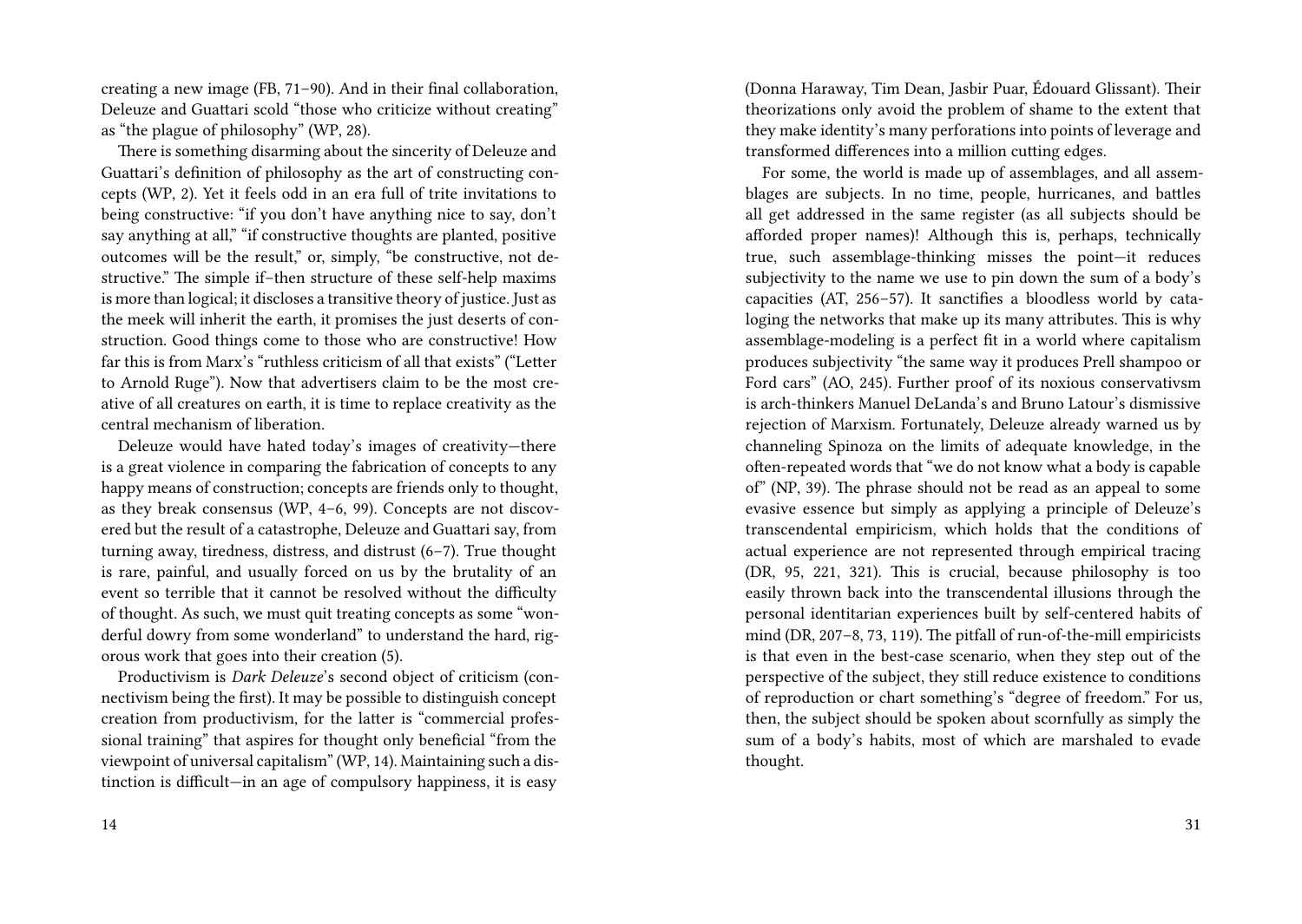creating a new image (FB, 71–90). And in their final collaboration, Deleuze and Guattari scold "those who criticize without creating" as "the plague of philosophy" (WP, 28).

There is something disarming about the sincerity of Deleuze and Guattari's definition of philosophy as the art of constructing concepts (WP, 2). Yet it feels odd in an era full of trite invitations to being constructive: "if you don't have anything nice to say, don't say anything at all," "if constructive thoughts are planted, positive outcomes will be the result," or, simply, "be constructive, not destructive." The simple if–then structure of these self-help maxims is more than logical; it discloses a transitive theory of justice. Just as the meek will inherit the earth, it promises the just deserts of construction. Good things come to those who are constructive! How far this is from Marx's "ruthless criticism of all that exists" ("Letter to Arnold Ruge"). Now that advertisers claim to be the most creative of all creatures on earth, it is time to replace creativity as the central mechanism of liberation.

Deleuze would have hated today's images of creativity—there is a great violence in comparing the fabrication of concepts to any happy means of construction; concepts are friends only to thought, as they break consensus (WP, 4–6, 99). Concepts are not discovered but the result of a catastrophe, Deleuze and Guattari say, from turning away, tiredness, distress, and distrust (6–7). True thought is rare, painful, and usually forced on us by the brutality of an event so terrible that it cannot be resolved without the difficulty of thought. As such, we must quit treating concepts as some "wonderful dowry from some wonderland" to understand the hard, rigorous work that goes into their creation (5).

Productivism is *Dark Deleuze*'s second object of criticism (connectivism being the first). It may be possible to distinguish concept creation from productivism, for the latter is "commercial professional training" that aspires for thought only beneficial "from the viewpoint of universal capitalism" (WP, 14). Maintaining such a distinction is difficult—in an age of compulsory happiness, it is easy

(Donna Haraway, Tim Dean, Jasbir Puar, Édouard Glissant). Their theorizations only avoid the problem of shame to the extent that they make identity's many perforations into points of leverage and transformed differences into a million cutting edges.

For some, the world is made up of assemblages, and all assemblages are subjects. In no time, people, hurricanes, and battles all get addressed in the same register (as all subjects should be afforded proper names)! Although this is, perhaps, technically true, such assemblage-thinking misses the point—it reduces subjectivity to the name we use to pin down the sum of a body's capacities (AT, 256–57). It sanctifies a bloodless world by cataloging the networks that make up its many attributes. This is why assemblage-modeling is a perfect fit in a world where capitalism produces subjectivity "the same way it produces Prell shampoo or Ford cars" (AO, 245). Further proof of its noxious conservativsm is arch-thinkers Manuel DeLanda's and Bruno Latour's dismissive rejection of Marxism. Fortunately, Deleuze already warned us by channeling Spinoza on the limits of adequate knowledge, in the often-repeated words that "we do not know what a body is capable of" (NP, 39). The phrase should not be read as an appeal to some evasive essence but simply as applying a principle of Deleuze's transcendental empiricism, which holds that the conditions of actual experience are not represented through empirical tracing (DR, 95, 221, 321). This is crucial, because philosophy is too easily thrown back into the transcendental illusions through the personal identitarian experiences built by self-centered habits of mind (DR, 207–8, 73, 119). The pitfall of run-of-the-mill empiricists is that even in the best-case scenario, when they step out of the perspective of the subject, they still reduce existence to conditions of reproduction or chart something's "degree of freedom." For us, then, the subject should be spoken about scornfully as simply the sum of a body's habits, most of which are marshaled to evade thought.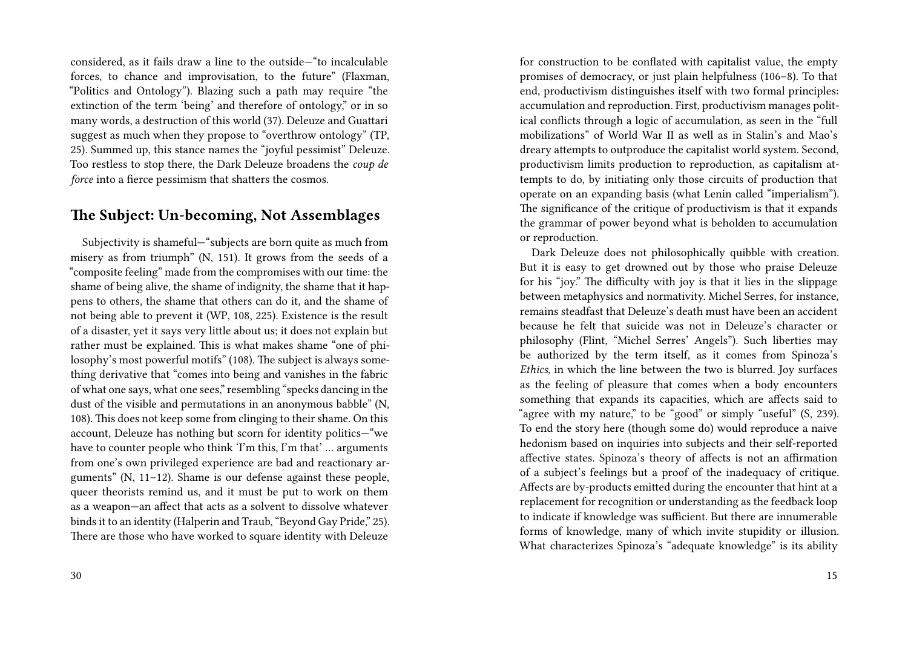considered, as it fails draw a line to the outside—"to incalculable forces, to chance and improvisation, to the future" (Flaxman, "Politics and Ontology"). Blazing such a path may require "the extinction of the term 'being' and therefore of ontology," or in so many words, a destruction of this world (37). Deleuze and Guattari suggest as much when they propose to "overthrow ontology" (TP, 25). Summed up, this stance names the "joyful pessimist" Deleuze. Too restless to stop there, the Dark Deleuze broadens the *coup de force* into a fierce pessimism that shatters the cosmos.

## The Subject: Un-becoming, Not Assemblages

Subjectivity is shameful—"subjects are born quite as much from misery as from triumph" (N, 151). It grows from the seeds of a "composite feeling" made from the compromises with our time: the shame of being alive, the shame of indignity, the shame that it happens to others, the shame that others can do it, and the shame of not being able to prevent it (WP, 108, 225). Existence is the result of a disaster, yet it says very little about us; it does not explain but rather must be explained. This is what makes shame "one of philosophy's most powerful motifs" (108). The subject is always something derivative that "comes into being and vanishes in the fabric of what one says, what one sees," resembling "specks dancing in the dust of the visible and permutations in an anonymous babble" (N, 108). This does not keep some from clinging to their shame. On this account, Deleuze has nothing but scorn for identity politics—"we have to counter people who think 'I'm this, I'm that' … arguments from one's own privileged experience are bad and reactionary arguments" (N, 11–12). Shame is our defense against these people, queer theorists remind us, and it must be put to work on them as a weapon—an affect that acts as a solvent to dissolve whatever binds it to an identity (Halperin and Traub, "Beyond Gay Pride," 25). There are those who have worked to square identity with Deleuze

for construction to be conflated with capitalist value, the empty promises of democracy, or just plain helpfulness (106–8). To that end, productivism distinguishes itself with two formal principles: accumulation and reproduction. First, productivism manages political conflicts through a logic of accumulation, as seen in the "full mobilizations" of World War II as well as in Stalin's and Mao's dreary attempts to outproduce the capitalist world system. Second, productivism limits production to reproduction, as capitalism attempts to do, by initiating only those circuits of production that operate on an expanding basis (what Lenin called "imperialism"). The significance of the critique of productivism is that it expands the grammar of power beyond what is beholden to accumulation or reproduction.

Dark Deleuze does not philosophically quibble with creation. But it is easy to get drowned out by those who praise Deleuze for his "joy." The difficulty with joy is that it lies in the slippage between metaphysics and normativity. Michel Serres, for instance, remains steadfast that Deleuze's death must have been an accident because he felt that suicide was not in Deleuze's character or philosophy (Flint, "Michel Serres' Angels"). Such liberties may be authorized by the term itself, as it comes from Spinoza's *Ethics,* in which the line between the two is blurred. Joy surfaces as the feeling of pleasure that comes when a body encounters something that expands its capacities, which are affects said to "agree with my nature," to be "good" or simply "useful" (S, 239). To end the story here (though some do) would reproduce a naive hedonism based on inquiries into subjects and their self-reported affective states. Spinoza's theory of affects is not an affirmation of a subject's feelings but a proof of the inadequacy of critique. Affects are by-products emitted during the encounter that hint at a replacement for recognition or understanding as the feedback loop to indicate if knowledge was sufficient. But there are innumerable forms of knowledge, many of which invite stupidity or illusion. What characterizes Spinoza's "adequate knowledge" is its ability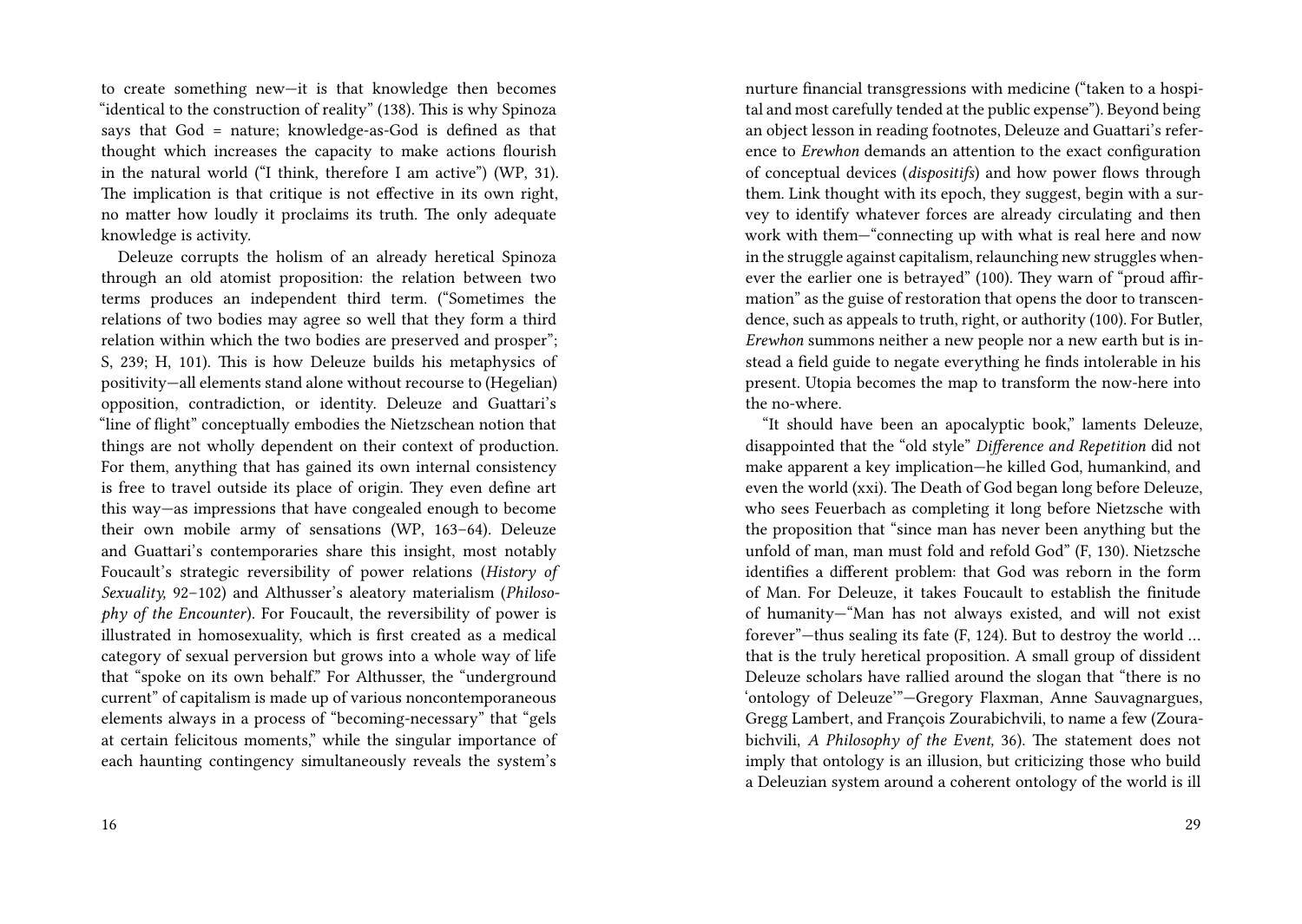to create something new—it is that knowledge then becomes "identical to the construction of reality" (138). This is why Spinoza says that God = nature; knowledge-as-God is defined as that thought which increases the capacity to make actions flourish in the natural world ("I think, therefore I am active") (WP, 31). The implication is that critique is not effective in its own right, no matter how loudly it proclaims its truth. The only adequate knowledge is activity.

Deleuze corrupts the holism of an already heretical Spinoza through an old atomist proposition: the relation between two terms produces an independent third term. ("Sometimes the relations of two bodies may agree so well that they form a third relation within which the two bodies are preserved and prosper"; S, 239; H, 101). This is how Deleuze builds his metaphysics of positivity—all elements stand alone without recourse to (Hegelian) opposition, contradiction, or identity. Deleuze and Guattari's "line of flight" conceptually embodies the Nietzschean notion that things are not wholly dependent on their context of production. For them, anything that has gained its own internal consistency is free to travel outside its place of origin. They even define art this way—as impressions that have congealed enough to become their own mobile army of sensations (WP, 163–64). Deleuze and Guattari's contemporaries share this insight, most notably Foucault's strategic reversibility of power relations (*History of Sexuality,* 92–102) and Althusser's aleatory materialism (*Philosophy of the Encounter*). For Foucault, the reversibility of power is illustrated in homosexuality, which is first created as a medical category of sexual perversion but grows into a whole way of life that "spoke on its own behalf." For Althusser, the "underground current" of capitalism is made up of various noncontemporaneous elements always in a process of "becoming-necessary" that "gels at certain felicitous moments," while the singular importance of each haunting contingency simultaneously reveals the system's

nurture financial transgressions with medicine ("taken to a hospital and most carefully tended at the public expense"). Beyond being an object lesson in reading footnotes, Deleuze and Guattari's reference to *Erewhon* demands an attention to the exact configuration of conceptual devices (*dispositifs*) and how power flows through them. Link thought with its epoch, they suggest, begin with a survey to identify whatever forces are already circulating and then work with them—"connecting up with what is real here and now in the struggle against capitalism, relaunching new struggles whenever the earlier one is betrayed" (100). They warn of "proud affirmation" as the guise of restoration that opens the door to transcendence, such as appeals to truth, right, or authority (100). For Butler, *Erewhon* summons neither a new people nor a new earth but is instead a field guide to negate everything he finds intolerable in his present. Utopia becomes the map to transform the now-here into the no-where.

"It should have been an apocalyptic book," laments Deleuze, disappointed that the "old style" *Difference and Repetition* did not make apparent a key implication—he killed God, humankind, and even the world (xxi). The Death of God began long before Deleuze, who sees Feuerbach as completing it long before Nietzsche with the proposition that "since man has never been anything but the unfold of man, man must fold and refold God" (F, 130). Nietzsche identifies a different problem: that God was reborn in the form of Man. For Deleuze, it takes Foucault to establish the finitude of humanity—"Man has not always existed, and will not exist forever"—thus sealing its fate (F, 124). But to destroy the world … that is the truly heretical proposition. A small group of dissident Deleuze scholars have rallied around the slogan that "there is no 'ontology of Deleuze'"—Gregory Flaxman, Anne Sauvagnargues, Gregg Lambert, and François Zourabichvili, to name a few (Zourabichvili, *A Philosophy of the Event,* 36). The statement does not imply that ontology is an illusion, but criticizing those who build a Deleuzian system around a coherent ontology of the world is ill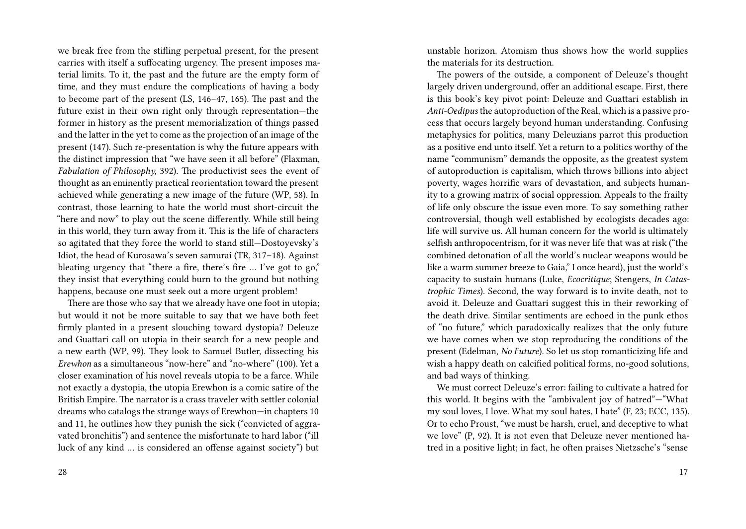we break free from the stifling perpetual present, for the present carries with itself a suffocating urgency. The present imposes material limits. To it, the past and the future are the empty form of time, and they must endure the complications of having a body to become part of the present (LS, 146–47, 165). The past and the future exist in their own right only through representation—the former in history as the present memorialization of things passed and the latter in the yet to come as the projection of an image of the present (147). Such re-presentation is why the future appears with the distinct impression that "we have seen it all before" (Flaxman, *Fabulation of Philosophy,* 392). The productivist sees the event of thought as an eminently practical reorientation toward the present achieved while generating a new image of the future (WP, 58). In contrast, those learning to hate the world must short-circuit the "here and now" to play out the scene differently. While still being in this world, they turn away from it. This is the life of characters so agitated that they force the world to stand still—Dostoyevsky's Idiot, the head of Kurosawa's seven samurai (TR, 317–18). Against bleating urgency that "there a fire, there's fire … I've got to go," they insist that everything could burn to the ground but nothing happens, because one must seek out a more urgent problem!

There are those who say that we already have one foot in utopia; but would it not be more suitable to say that we have both feet firmly planted in a present slouching toward dystopia? Deleuze and Guattari call on utopia in their search for a new people and a new earth (WP, 99). They look to Samuel Butler, dissecting his *Erewhon* as a simultaneous "now-here" and "no-where" (100). Yet a closer examination of his novel reveals utopia to be a farce. While not exactly a dystopia, the utopia Erewhon is a comic satire of the British Empire. The narrator is a crass traveler with settler colonial dreams who catalogs the strange ways of Erewhon—in chapters 10 and 11, he outlines how they punish the sick ("convicted of aggravated bronchitis") and sentence the misfortunate to hard labor ("ill luck of any kind … is considered an offense against society") but

unstable horizon. Atomism thus shows how the world supplies the materials for its destruction.

The powers of the outside, a component of Deleuze's thought largely driven underground, offer an additional escape. First, there is this book's key pivot point: Deleuze and Guattari establish in *Anti-Oedipus* the autoproduction of the Real, which is a passive process that occurs largely beyond human understanding. Confusing metaphysics for politics, many Deleuzians parrot this production as a positive end unto itself. Yet a return to a politics worthy of the name "communism" demands the opposite, as the greatest system of autoproduction is capitalism, which throws billions into abject poverty, wages horrific wars of devastation, and subjects humanity to a growing matrix of social oppression. Appeals to the frailty of life only obscure the issue even more. To say something rather controversial, though well established by ecologists decades ago: life will survive us. All human concern for the world is ultimately selfish anthropocentrism, for it was never life that was at risk ("the combined detonation of all the world's nuclear weapons would be like a warm summer breeze to Gaia," I once heard), just the world's capacity to sustain humans (Luke, *Ecocritique*; Stengers, *In Catastrophic Times*). Second, the way forward is to invite death, not to avoid it. Deleuze and Guattari suggest this in their reworking of the death drive. Similar sentiments are echoed in the punk ethos of "no future," which paradoxically realizes that the only future we have comes when we stop reproducing the conditions of the present (Edelman, *No Future*). So let us stop romanticizing life and wish a happy death on calcified political forms, no-good solutions, and bad ways of thinking.

We must correct Deleuze's error: failing to cultivate a hatred for this world. It begins with the "ambivalent joy of hatred"—"What my soul loves, I love. What my soul hates, I hate" (F, 23; ECC, 135). Or to echo Proust, "we must be harsh, cruel, and deceptive to what we love" (P, 92). It is not even that Deleuze never mentioned hatred in a positive light; in fact, he often praises Nietzsche's "sense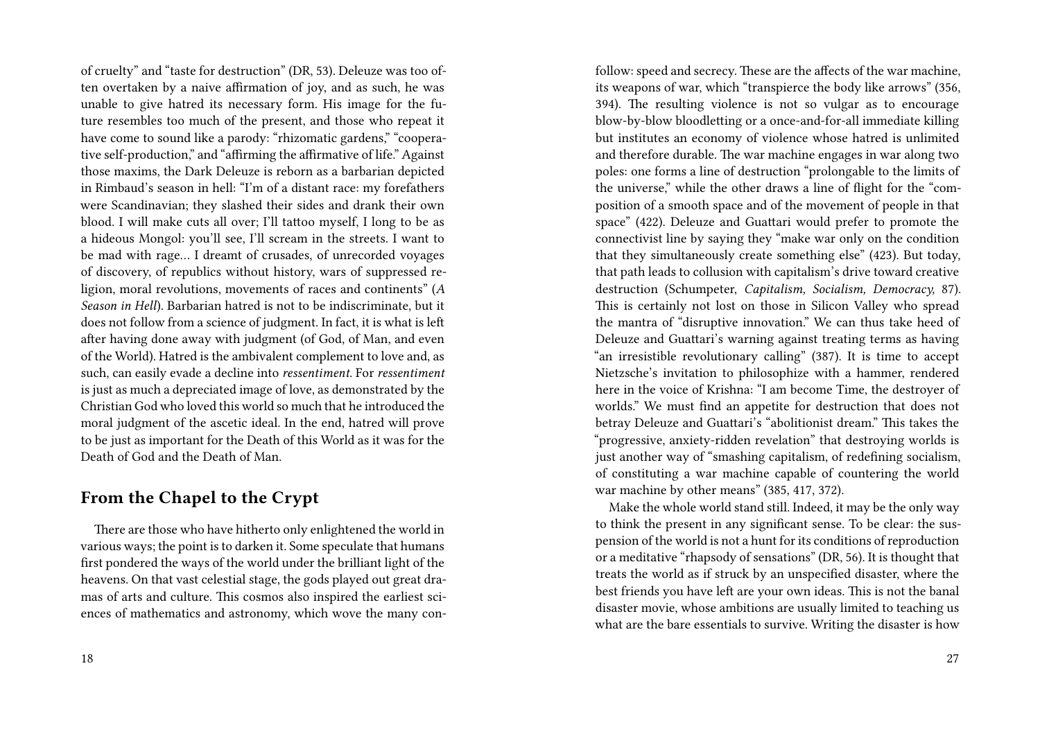of cruelty" and "taste for destruction" (DR, 53). Deleuze was too often overtaken by a naive affirmation of joy, and as such, he was unable to give hatred its necessary form. His image for the future resembles too much of the present, and those who repeat it have come to sound like a parody: "rhizomatic gardens," "cooperative self-production," and "affirming the affirmative of life." Against those maxims, the Dark Deleuze is reborn as a barbarian depicted in Rimbaud's season in hell: "I'm of a distant race: my forefathers were Scandinavian; they slashed their sides and drank their own blood. I will make cuts all over; I'll tattoo myself, I long to be as a hideous Mongol: you'll see, I'll scream in the streets. I want to be mad with rage… I dreamt of crusades, of unrecorded voyages of discovery, of republics without history, wars of suppressed religion, moral revolutions, movements of races and continents" (*A Season in Hell*). Barbarian hatred is not to be indiscriminate, but it does not follow from a science of judgment. In fact, it is what is left after having done away with judgment (of God, of Man, and even of the World). Hatred is the ambivalent complement to love and, as such, can easily evade a decline into *ressentiment*. For *ressentiment* is just as much a depreciated image of love, as demonstrated by the Christian God who loved this world so much that he introduced the moral judgment of the ascetic ideal. In the end, hatred will prove to be just as important for the Death of this World as it was for the Death of God and the Death of Man.

## From the Chapel to the Crypt

There are those who have hitherto only enlightened the world in various ways; the point is to darken it. Some speculate that humans first pondered the ways of the world under the brilliant light of the heavens. On that vast celestial stage, the gods played out great dramas of arts and culture. This cosmos also inspired the earliest sciences of mathematics and astronomy, which wove the many con-

follow: speed and secrecy. These are the affects of the war machine, its weapons of war, which "transpierce the body like arrows" (356, 394). The resulting violence is not so vulgar as to encourage blow-by-blow bloodletting or a once-and-for-all immediate killing but institutes an economy of violence whose hatred is unlimited and therefore durable. The war machine engages in war along two poles: one forms a line of destruction "prolongable to the limits of the universe," while the other draws a line of flight for the "composition of a smooth space and of the movement of people in that space" (422). Deleuze and Guattari would prefer to promote the connectivist line by saying they "make war only on the condition that they simultaneously create something else" (423). But today, that path leads to collusion with capitalism's drive toward creative destruction (Schumpeter, *Capitalism, Socialism, Democracy,* 87). This is certainly not lost on those in Silicon Valley who spread the mantra of "disruptive innovation." We can thus take heed of Deleuze and Guattari's warning against treating terms as having "an irresistible revolutionary calling" (387). It is time to accept Nietzsche's invitation to philosophize with a hammer, rendered here in the voice of Krishna: "I am become Time, the destroyer of worlds." We must find an appetite for destruction that does not betray Deleuze and Guattari's "abolitionist dream." This takes the "progressive, anxiety-ridden revelation" that destroying worlds is just another way of "smashing capitalism, of redefining socialism, of constituting a war machine capable of countering the world war machine by other means" (385, 417, 372).

Make the whole world stand still. Indeed, it may be the only way to think the present in any significant sense. To be clear: the suspension of the world is not a hunt for its conditions of reproduction or a meditative "rhapsody of sensations" (DR, 56). It is thought that treats the world as if struck by an unspecified disaster, where the best friends you have left are your own ideas. This is not the banal disaster movie, whose ambitions are usually limited to teaching us what are the bare essentials to survive. Writing the disaster is how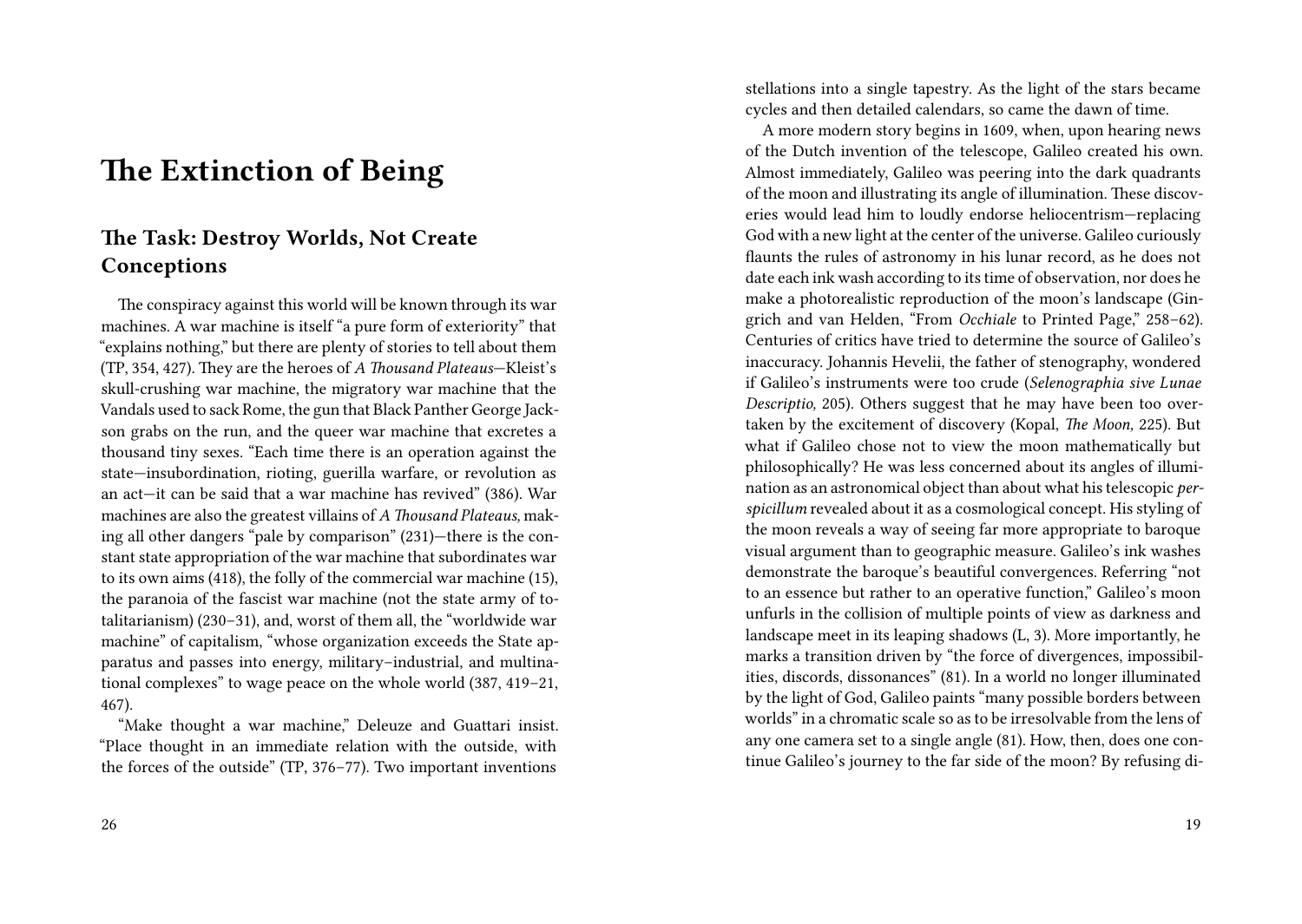# The Extinction of Being

## The Task: Destroy Worlds, Not Create Conceptions

The conspiracy against this world will be known through its war machines. A war machine is itself "a pure form of exteriority" that "explains nothing," but there are plenty of stories to tell about them (TP, 354, 427). They are the heroes of *A Thousand Plateaus*—Kleist's skull-crushing war machine, the migratory war machine that the Vandals used to sack Rome, the gun that Black Panther George Jackson grabs on the run, and the queer war machine that excretes a thousand tiny sexes. "Each time there is an operation against the state—insubordination, rioting, guerilla warfare, or revolution as an act—it can be said that a war machine has revived" (386). War machines are also the greatest villains of *A Thousand Plateaus,* making all other dangers "pale by comparison" (231)—there is the constant state appropriation of the war machine that subordinates war to its own aims (418), the folly of the commercial war machine (15), the paranoia of the fascist war machine (not the state army of totalitarianism) (230–31), and, worst of them all, the "worldwide war machine" of capitalism, "whose organization exceeds the State apparatus and passes into energy, military–industrial, and multinational complexes" to wage peace on the whole world (387, 419–21, 467).

"Make thought a war machine," Deleuze and Guattari insist. "Place thought in an immediate relation with the outside, with the forces of the outside" (TP, 376–77). Two important inventions

stellations into a single tapestry. As the light of the stars became cycles and then detailed calendars, so came the dawn of time.

A more modern story begins in 1609, when, upon hearing news of the Dutch invention of the telescope, Galileo created his own. Almost immediately, Galileo was peering into the dark quadrants of the moon and illustrating its angle of illumination. These discoveries would lead him to loudly endorse heliocentrism—replacing God with a new light at the center of the universe. Galileo curiously flaunts the rules of astronomy in his lunar record, as he does not date each ink wash according to its time of observation, nor does he make a photorealistic reproduction of the moon's landscape (Gingrich and van Helden, "From *Occhiale* to Printed Page," 258–62). Centuries of critics have tried to determine the source of Galileo's inaccuracy. Johannis Hevelii, the father of stenography, wondered if Galileo's instruments were too crude (*Selenographia sive Lunae Descriptio,* 205). Others suggest that he may have been too overtaken by the excitement of discovery (Kopal, *The Moon,* 225). But what if Galileo chose not to view the moon mathematically but philosophically? He was less concerned about its angles of illumination as an astronomical object than about what his telescopic *perspicillum* revealed about it as a cosmological concept. His styling of the moon reveals a way of seeing far more appropriate to baroque visual argument than to geographic measure. Galileo's ink washes demonstrate the baroque's beautiful convergences. Referring "not to an essence but rather to an operative function," Galileo's moon unfurls in the collision of multiple points of view as darkness and landscape meet in its leaping shadows (L, 3). More importantly, he marks a transition driven by "the force of divergences, impossibilities, discords, dissonances" (81). In a world no longer illuminated by the light of God, Galileo paints "many possible borders between worlds" in a chromatic scale so as to be irresolvable from the lens of any one camera set to a single angle (81). How, then, does one continue Galileo's journey to the far side of the moon? By refusing di-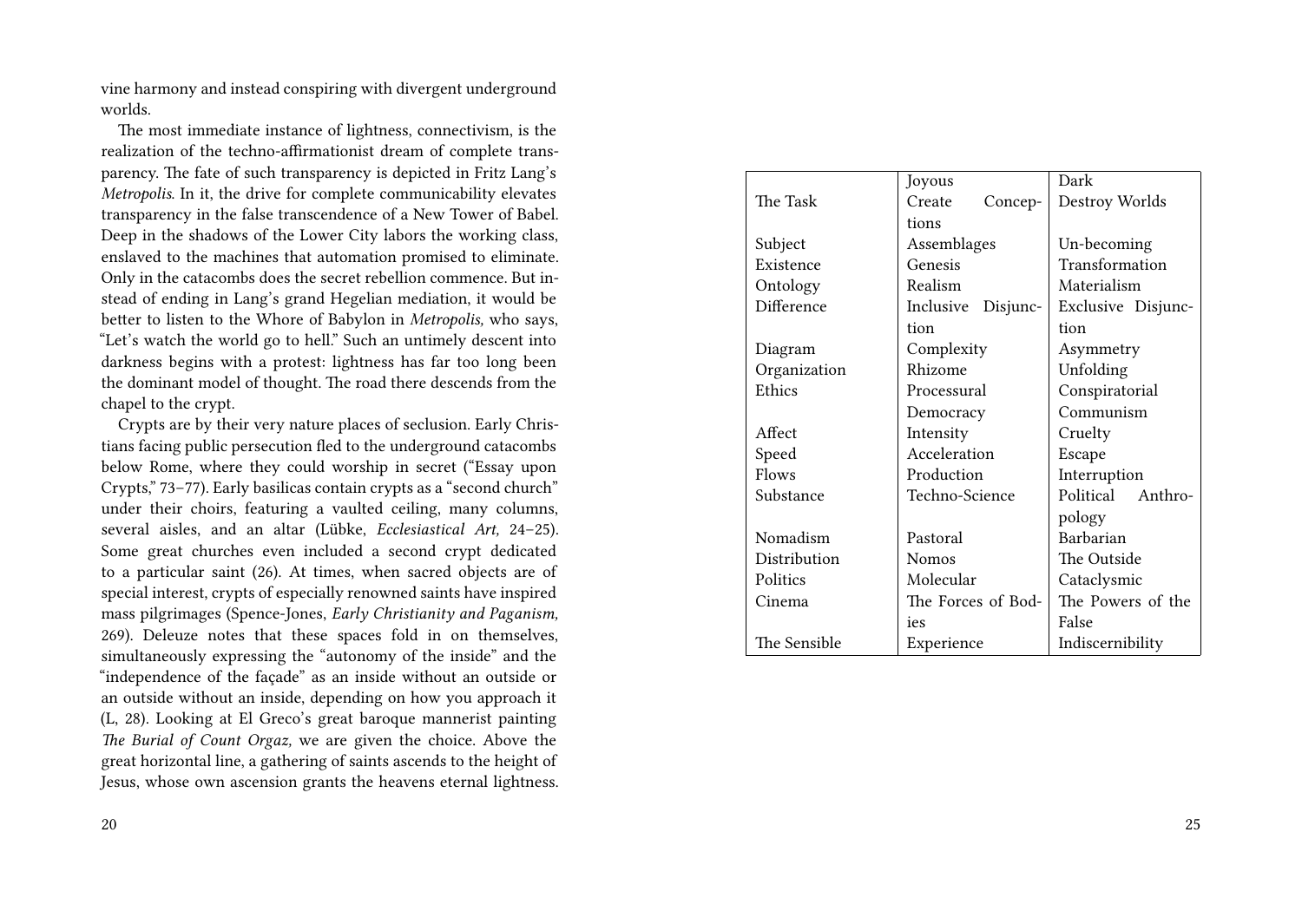vine harmony and instead conspiring with divergent underground worlds.

The most immediate instance of lightness, connectivism, is the realization of the techno-affirmationist dream of complete transparency. The fate of such transparency is depicted in Fritz Lang's *Metropolis*. In it, the drive for complete communicability elevates transparency in the false transcendence of a New Tower of Babel. Deep in the shadows of the Lower City labors the working class, enslaved to the machines that automation promised to eliminate. Only in the catacombs does the secret rebellion commence. But instead of ending in Lang's grand Hegelian mediation, it would be better to listen to the Whore of Babylon in *Metropolis,* who says, "Let's watch the world go to hell." Such an untimely descent into darkness begins with a protest: lightness has far too long been the dominant model of thought. The road there descends from the chapel to the crypt.

Crypts are by their very nature places of seclusion. Early Christians facing public persecution fled to the underground catacombs below Rome, where they could worship in secret ("Essay upon Crypts," 73–77). Early basilicas contain crypts as a "second church" under their choirs, featuring a vaulted ceiling, many columns, several aisles, and an altar (Lübke, *Ecclesiastical Art,* 24–25). Some great churches even included a second crypt dedicated to a particular saint (26). At times, when sacred objects are of special interest, crypts of especially renowned saints have inspired mass pilgrimages (Spence-Jones, *Early Christianity and Paganism,* 269). Deleuze notes that these spaces fold in on themselves, simultaneously expressing the "autonomy of the inside" and the "independence of the façade" as an inside without an outside or an outside without an inside, depending on how you approach it (L, 28). Looking at El Greco's great baroque mannerist painting *The Burial of Count Orgaz,* we are given the choice. Above the great horizontal line, a gathering of saints ascends to the height of Jesus, whose own ascension grants the heavens eternal lightness.

| | Joyous | Dark |
|---|---|---|
| The Task | Create Conceptions | Destroy Worlds |
| Subject | Assemblages | Un-becoming |
| Existence | Genesis | Transformation |
| Ontology | Realism | Materialism |
| Difference | Inclusive Disjunction | Exclusive Disjunction |
| Diagram | Complexity | Asymmetry |
| Organization | Rhizome | Unfolding |
| Ethics | Processual Democracy | Conspiratorial Communism |
| Affect | Intensity | Cruelty |
| Speed | Acceleration | Escape |
| Flows | Production | Interruption |
| Substance | Techno-Science | Political Anthropology |
| Nomadism | Pastoral | Barbarian |
| Distribution | Nomos | The Outside |
| Politics | Molecular | Cataclysmic |
| Cinema | The Forces of Bodies | The Powers of the False |
| The Sensible | Experience | Indiscernibility |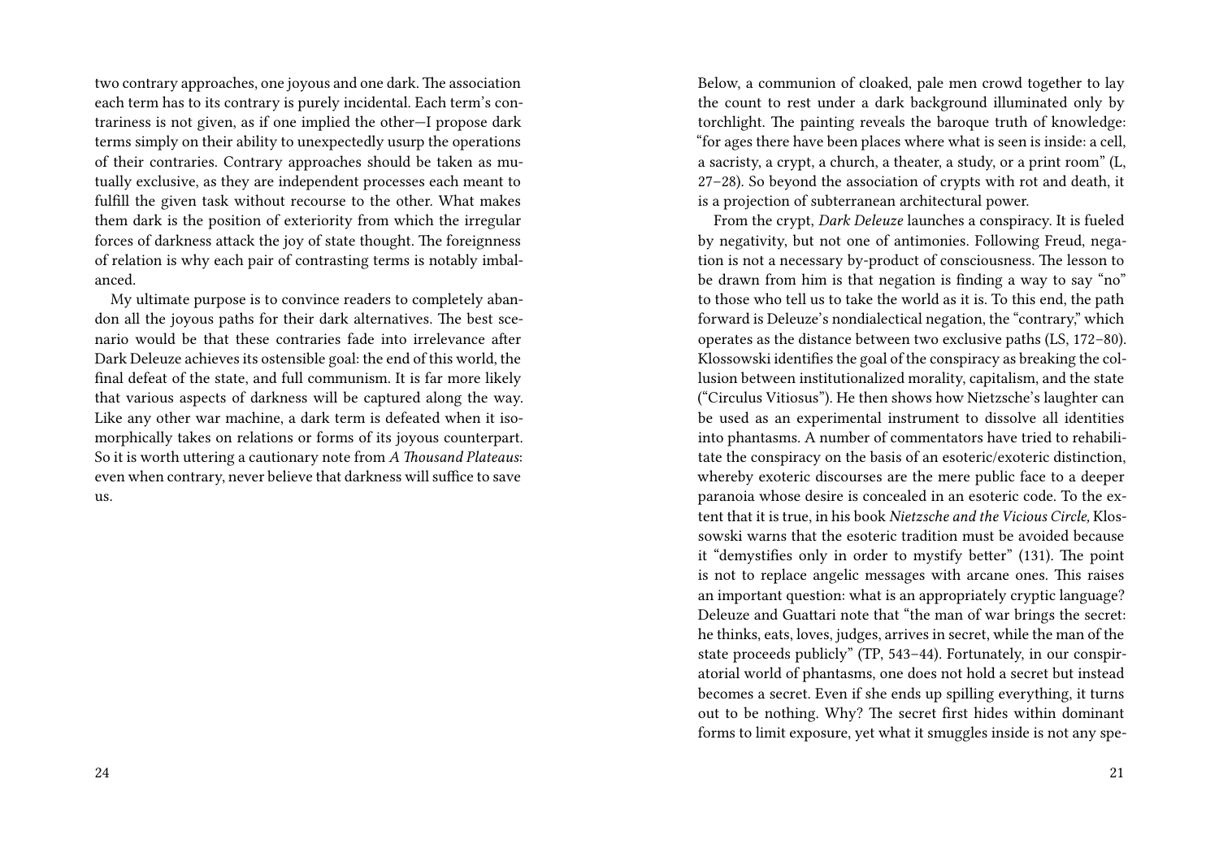two contrary approaches, one joyous and one dark. The association each term has to its contrary is purely incidental. Each term's contrariness is not given, as if one implied the other—I propose dark terms simply on their ability to unexpectedly usurp the operations of their contraries. Contrary approaches should be taken as mutually exclusive, as they are independent processes each meant to fulfill the given task without recourse to the other. What makes them dark is the position of exteriority from which the irregular forces of darkness attack the joy of state thought. The foreignness of relation is why each pair of contrasting terms is notably imbalanced.

My ultimate purpose is to convince readers to completely abandon all the joyous paths for their dark alternatives. The best scenario would be that these contraries fade into irrelevance after Dark Deleuze achieves its ostensible goal: the end of this world, the final defeat of the state, and full communism. It is far more likely that various aspects of darkness will be captured along the way. Like any other war machine, a dark term is defeated when it isomorphically takes on relations or forms of its joyous counterpart. So it is worth uttering a cautionary note from *A Thousand Plateaus*: even when contrary, never believe that darkness will suffice to save us.

Below, a communion of cloaked, pale men crowd together to lay the count to rest under a dark background illuminated only by torchlight. The painting reveals the baroque truth of knowledge: "for ages there have been places where what is seen is inside: a cell, a sacristy, a crypt, a church, a theater, a study, or a print room" (L, 27–28). So beyond the association of crypts with rot and death, it is a projection of subterranean architectural power.

From the crypt, *Dark Deleuze* launches a conspiracy. It is fueled by negativity, but not one of antimonies. Following Freud, negation is not a necessary by-product of consciousness. The lesson to be drawn from him is that negation is finding a way to say "no" to those who tell us to take the world as it is. To this end, the path forward is Deleuze's nondialectical negation, the "contrary," which operates as the distance between two exclusive paths (LS, 172–80). Klossowski identifies the goal of the conspiracy as breaking the collusion between institutionalized morality, capitalism, and the state ("Circulus Vitiosus"). He then shows how Nietzsche's laughter can be used as an experimental instrument to dissolve all identities into phantasms. A number of commentators have tried to rehabilitate the conspiracy on the basis of an esoteric/exoteric distinction, whereby exoteric discourses are the mere public face to a deeper paranoia whose desire is concealed in an esoteric code. To the extent that it is true, in his book *Nietzsche and the Vicious Circle,* Klossowski warns that the esoteric tradition must be avoided because it "demystifies only in order to mystify better" (131). The point is not to replace angelic messages with arcane ones. This raises an important question: what is an appropriately cryptic language? Deleuze and Guattari note that "the man of war brings the secret: he thinks, eats, loves, judges, arrives in secret, while the man of the state proceeds publicly" (TP, 543–44). Fortunately, in our conspiratorial world of phantasms, one does not hold a secret but instead becomes a secret. Even if she ends up spilling everything, it turns out to be nothing. Why? The secret first hides within dominant forms to limit exposure, yet what it smuggles inside is not any spe-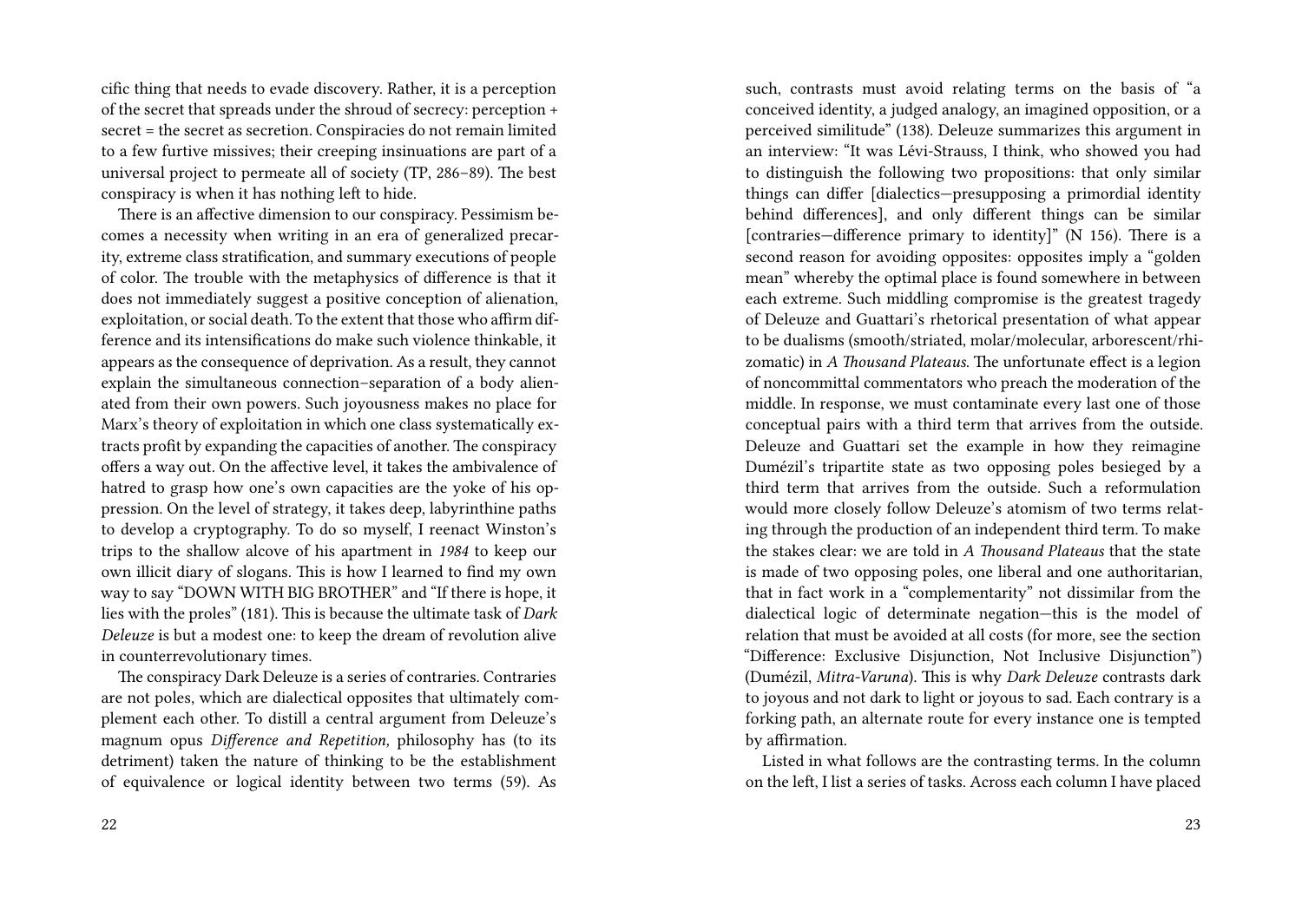cific thing that needs to evade discovery. Rather, it is a perception of the secret that spreads under the shroud of secrecy: perception + secret = the secret as secretion. Conspiracies do not remain limited to a few furtive missives; their creeping insinuations are part of a universal project to permeate all of society (TP, 286–89). The best conspiracy is when it has nothing left to hide.

There is an affective dimension to our conspiracy. Pessimism becomes a necessity when writing in an era of generalized precarity, extreme class stratification, and summary executions of people of color. The trouble with the metaphysics of difference is that it does not immediately suggest a positive conception of alienation, exploitation, or social death. To the extent that those who affirm difference and its intensifications do make such violence thinkable, it appears as the consequence of deprivation. As a result, they cannot explain the simultaneous connection–separation of a body alienated from their own powers. Such joyousness makes no place for Marx's theory of exploitation in which one class systematically extracts profit by expanding the capacities of another. The conspiracy offers a way out. On the affective level, it takes the ambivalence of hatred to grasp how one's own capacities are the yoke of his oppression. On the level of strategy, it takes deep, labyrinthine paths to develop a cryptography. To do so myself, I reenact Winston's trips to the shallow alcove of his apartment in *1984* to keep our own illicit diary of slogans. This is how I learned to find my own way to say "DOWN WITH BIG BROTHER" and "If there is hope, it lies with the proles" (181). This is because the ultimate task of *Dark Deleuze* is but a modest one: to keep the dream of revolution alive in counterrevolutionary times.

The conspiracy Dark Deleuze is a series of contraries. Contraries are not poles, which are dialectical opposites that ultimately complement each other. To distill a central argument from Deleuze's magnum opus *Difference and Repetition,* philosophy has (to its detriment) taken the nature of thinking to be the establishment of equivalence or logical identity between two terms (59). As such, contrasts must avoid relating terms on the basis of "a conceived identity, a judged analogy, an imagined opposition, or a perceived similitude" (138). Deleuze summarizes this argument in an interview: "It was Lévi-Strauss, I think, who showed you had to distinguish the following two propositions: that only similar things can differ [dialectics—presupposing a primordial identity behind differences], and only different things can be similar [contraries—difference primary to identity]" (N 156). There is a second reason for avoiding opposites: opposites imply a "golden mean" whereby the optimal place is found somewhere in between each extreme. Such middling compromise is the greatest tragedy of Deleuze and Guattari's rhetorical presentation of what appear to be dualisms (smooth/striated, molar/molecular, arborescent/rhizomatic) in *A Thousand Plateaus*. The unfortunate effect is a legion of noncommittal commentators who preach the moderation of the middle. In response, we must contaminate every last one of those conceptual pairs with a third term that arrives from the outside. Deleuze and Guattari set the example in how they reimagine Dumézil's tripartite state as two opposing poles besieged by a third term that arrives from the outside. Such a reformulation would more closely follow Deleuze's atomism of two terms relating through the production of an independent third term. To make the stakes clear: we are told in *A Thousand Plateaus* that the state is made of two opposing poles, one liberal and one authoritarian, that in fact work in a "complementarity" not dissimilar from the dialectical logic of determinate negation—this is the model of relation that must be avoided at all costs (for more, see the section "Difference: Exclusive Disjunction, Not Inclusive Disjunction") (Dumézil, *Mitra-Varuna*). This is why *Dark Deleuze* contrasts dark to joyous and not dark to light or joyous to sad. Each contrary is a forking path, an alternate route for every instance one is tempted by affirmation.

Listed in what follows are the contrasting terms. In the column on the left, I list a series of tasks. Across each column I have placed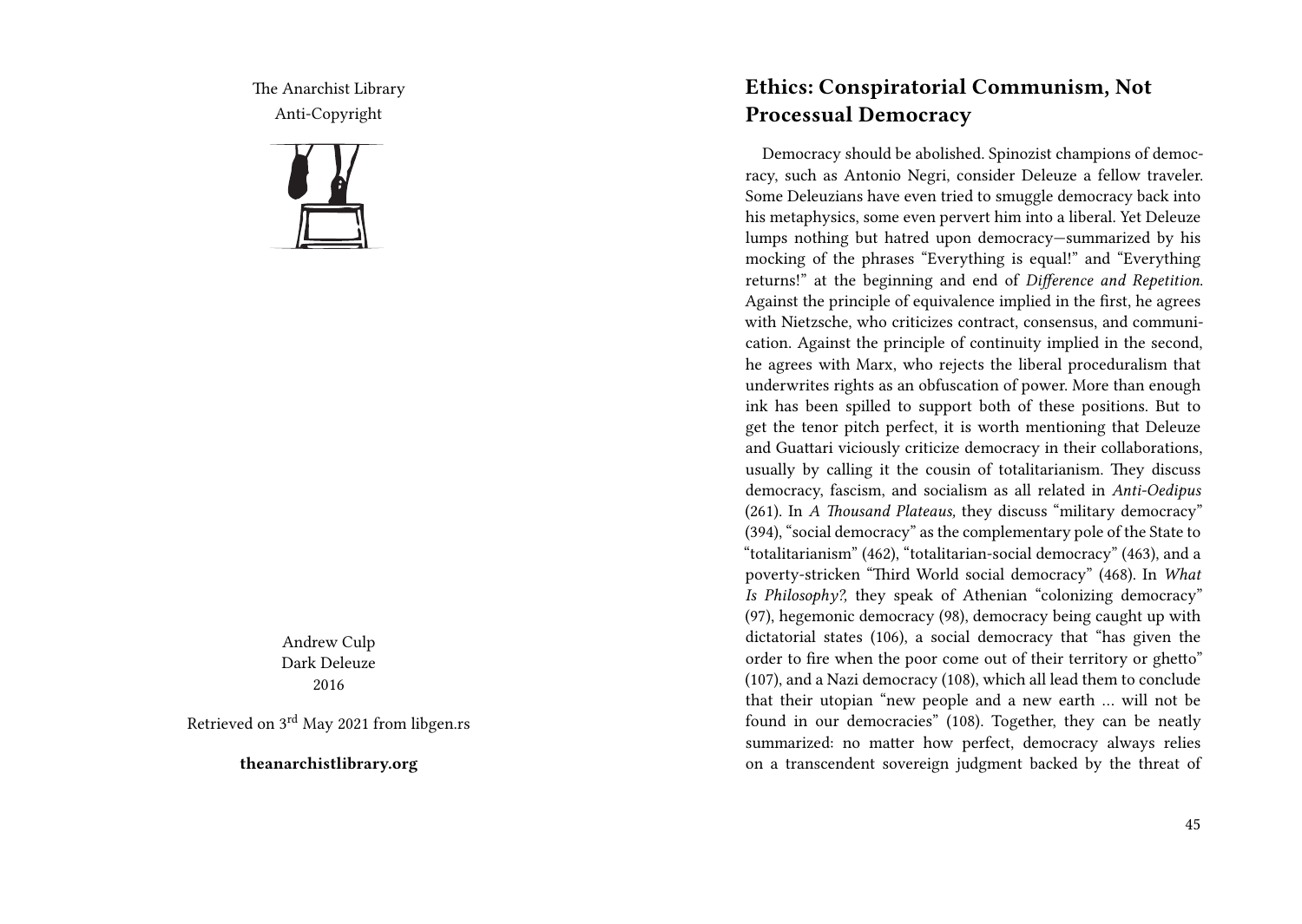The Anarchist Library
Anti-Copyright

Andrew Culp
Dark Deleuze
2016

Retrieved on 3rd May 2021 from libgen.rs

**theanarchistlibrary.org**

## Ethics: Conspiratorial Communism, Not Processual Democracy

Democracy should be abolished. Spinozist champions of democracy, such as Antonio Negri, consider Deleuze a fellow traveler. Some Deleuzians have even tried to smuggle democracy back into his metaphysics, some even pervert him into a liberal. Yet Deleuze lumps nothing but hatred upon democracy—summarized by his mocking of the phrases "Everything is equal!" and "Everything returns!" at the beginning and end of *Difference and Repetition*. Against the principle of equivalence implied in the first, he agrees with Nietzsche, who criticizes contract, consensus, and communication. Against the principle of continuity implied in the second, he agrees with Marx, who rejects the liberal proceduralism that underwrites rights as an obfuscation of power. More than enough ink has been spilled to support both of these positions. But to get the tenor pitch perfect, it is worth mentioning that Deleuze and Guattari viciously criticize democracy in their collaborations, usually by calling it the cousin of totalitarianism. They discuss democracy, fascism, and socialism as all related in *Anti-Oedipus* (261). In *A Thousand Plateaus,* they discuss "military democracy" (394), "social democracy" as the complementary pole of the State to "totalitarianism" (462), "totalitarian-social democracy" (463), and a poverty-stricken "Third World social democracy" (468). In *What Is Philosophy?,* they speak of Athenian "colonizing democracy" (97), hegemonic democracy (98), democracy being caught up with dictatorial states (106), a social democracy that "has given the order to fire when the poor come out of their territory or ghetto" (107), and a Nazi democracy (108), which all lead them to conclude that their utopian "new people and a new earth … will not be found in our democracies" (108). Together, they can be neatly summarized: no matter how perfect, democracy always relies on a transcendent sovereign judgment backed by the threat of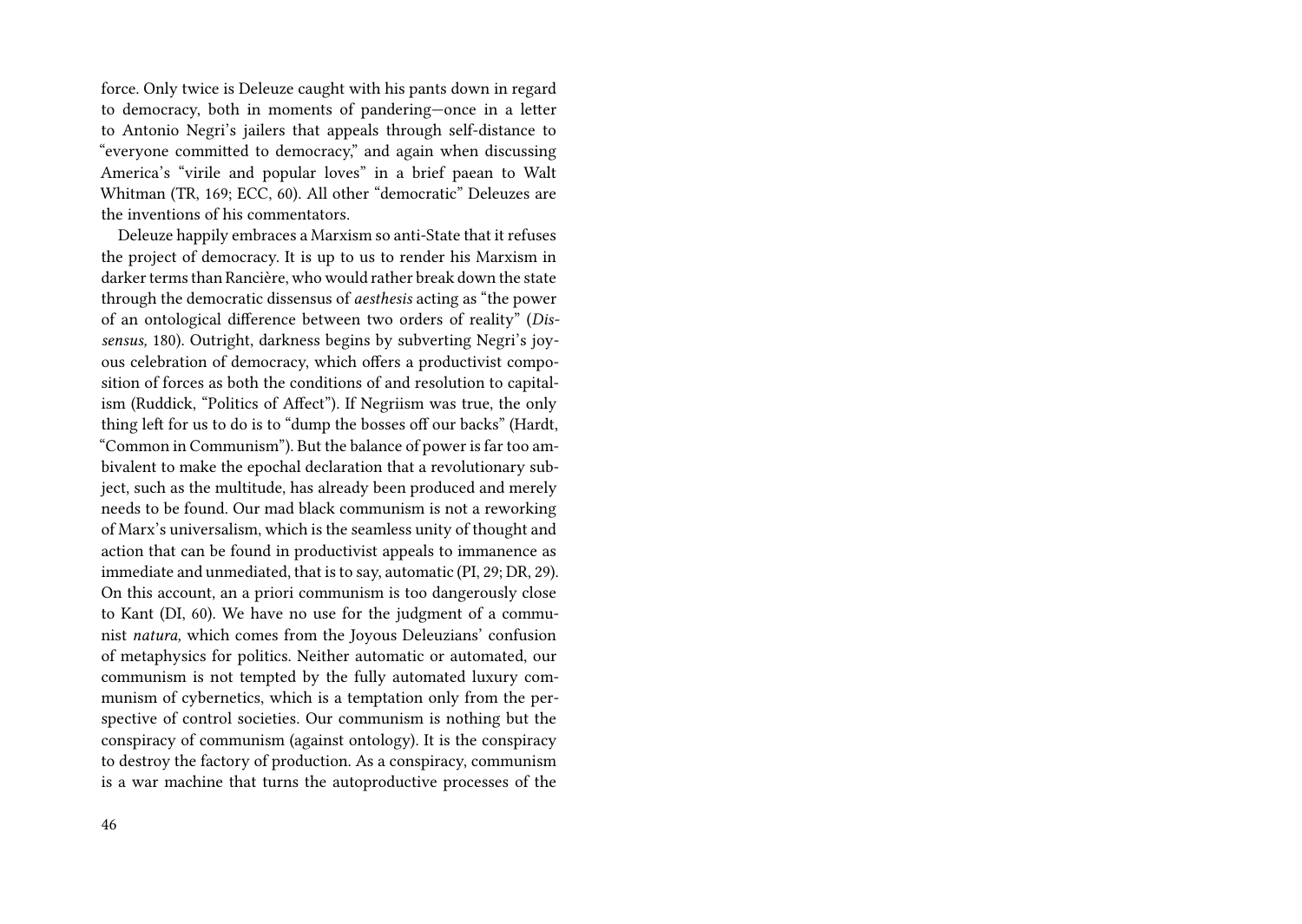force. Only twice is Deleuze caught with his pants down in regard to democracy, both in moments of pandering—once in a letter to Antonio Negri's jailers that appeals through self-distance to "everyone committed to democracy," and again when discussing America's "virile and popular loves" in a brief paean to Walt Whitman (TR, 169; ECC, 60). All other "democratic" Deleuzes are the inventions of his commentators.

Deleuze happily embraces a Marxism so anti-State that it refuses the project of democracy. It is up to us to render his Marxism in darker terms than Rancière, who would rather break down the state through the democratic dissensus of *aesthesis* acting as "the power of an ontological difference between two orders of reality" (*Dissensus,* 180). Outright, darkness begins by subverting Negri's joyous celebration of democracy, which offers a productivist composition of forces as both the conditions of and resolution to capitalism (Ruddick, "Politics of Affect"). If Negriism was true, the only thing left for us to do is to "dump the bosses off our backs" (Hardt, "Common in Communism"). But the balance of power is far too ambivalent to make the epochal declaration that a revolutionary subject, such as the multitude, has already been produced and merely needs to be found. Our mad black communism is not a reworking of Marx's universalism, which is the seamless unity of thought and action that can be found in productivist appeals to immanence as immediate and unmediated, that is to say, automatic (PI, 29; DR, 29). On this account, an a priori communism is too dangerously close to Kant (DI, 60). We have no use for the judgment of a communist *natura,* which comes from the Joyous Deleuzians' confusion of metaphysics for politics. Neither automatic or automated, our communism is not tempted by the fully automated luxury communism of cybernetics, which is a temptation only from the perspective of control societies. Our communism is nothing but the conspiracy of communism (against ontology). It is the conspiracy to destroy the factory of production. As a conspiracy, communism is a war machine that turns the autoproductive processes of the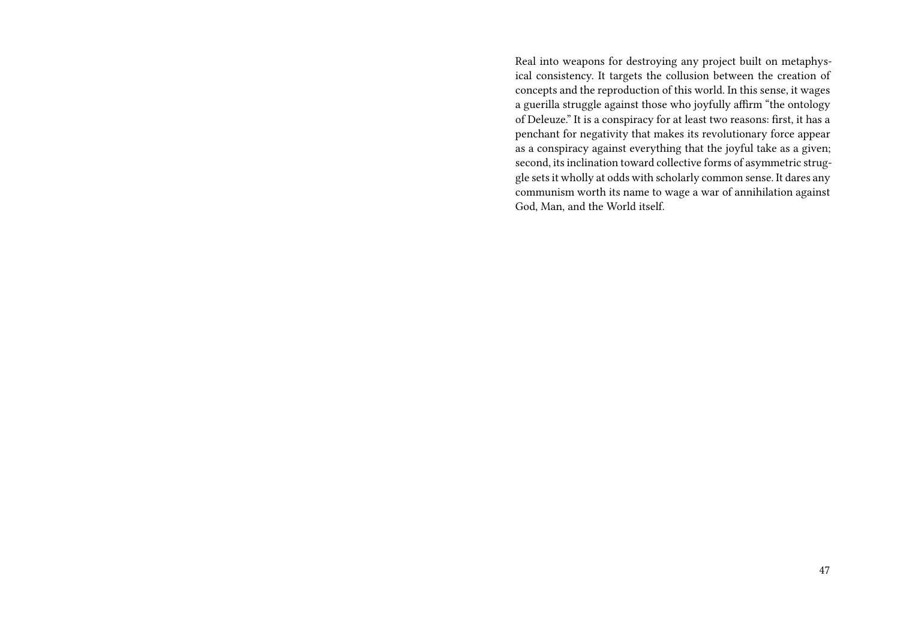Real into weapons for destroying any project built on metaphysical consistency. It targets the collusion between the creation of concepts and the reproduction of this world. In this sense, it wages a guerilla struggle against those who joyfully affirm "the ontology of Deleuze." It is a conspiracy for at least two reasons: first, it has a penchant for negativity that makes its revolutionary force appear as a conspiracy against everything that the joyful take as a given; second, its inclination toward collective forms of asymmetric struggle sets it wholly at odds with scholarly common sense. It dares any communism worth its name to wage a war of annihilation against God, Man, and the World itself.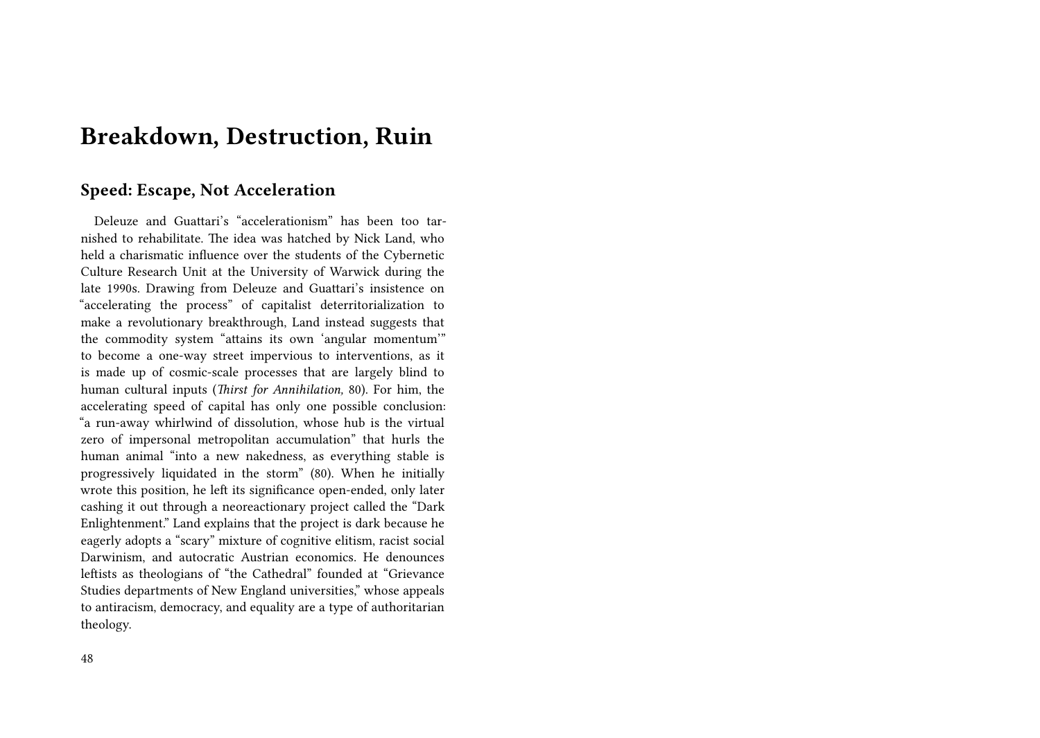# Breakdown, Destruction, Ruin

## Speed: Escape, Not Acceleration

Deleuze and Guattari's "accelerationism" has been too tarnished to rehabilitate. The idea was hatched by Nick Land, who held a charismatic influence over the students of the Cybernetic Culture Research Unit at the University of Warwick during the late 1990s. Drawing from Deleuze and Guattari's insistence on "accelerating the process" of capitalist deterritorialization to make a revolutionary breakthrough, Land instead suggests that the commodity system "attains its own 'angular momentum'" to become a one-way street impervious to interventions, as it is made up of cosmic-scale processes that are largely blind to human cultural inputs (*Thirst for Annihilation,* 80). For him, the accelerating speed of capital has only one possible conclusion: "a run-away whirlwind of dissolution, whose hub is the virtual zero of impersonal metropolitan accumulation" that hurls the human animal "into a new nakedness, as everything stable is progressively liquidated in the storm" (80). When he initially wrote this position, he left its significance open-ended, only later cashing it out through a neoreactionary project called the "Dark Enlightenment." Land explains that the project is dark because he eagerly adopts a "scary" mixture of cognitive elitism, racist social Darwinism, and autocratic Austrian economics. He denounces leftists as theologians of "the Cathedral" founded at "Grievance Studies departments of New England universities," whose appeals to antiracism, democracy, and equality are a type of authoritarian theology.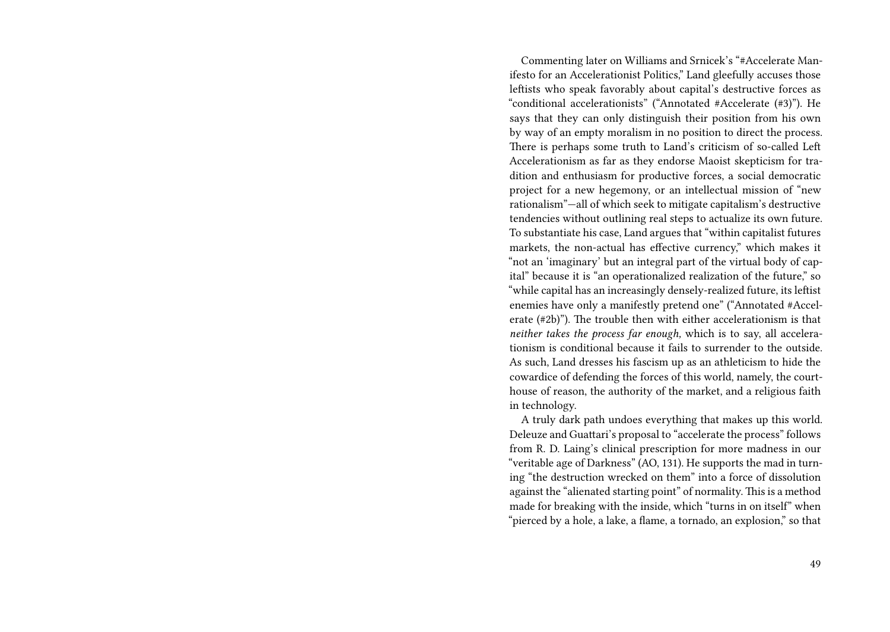Commenting later on Williams and Srnicek's "#Accelerate Manifesto for an Accelerationist Politics," Land gleefully accuses those leftists who speak favorably about capital's destructive forces as "conditional accelerationists" ("Annotated #Accelerate (#3)"). He says that they can only distinguish their position from his own by way of an empty moralism in no position to direct the process. There is perhaps some truth to Land's criticism of so-called Left Accelerationism as far as they endorse Maoist skepticism for tradition and enthusiasm for productive forces, a social democratic project for a new hegemony, or an intellectual mission of "new rationalism"—all of which seek to mitigate capitalism's destructive tendencies without outlining real steps to actualize its own future. To substantiate his case, Land argues that "within capitalist futures markets, the non-actual has effective currency," which makes it "not an 'imaginary' but an integral part of the virtual body of capital" because it is "an operationalized realization of the future," so "while capital has an increasingly densely-realized future, its leftist enemies have only a manifestly pretend one" ("Annotated #Accelerate (#2b)"). The trouble then with either accelerationism is that *neither takes the process far enough*, which is to say, all accelerationism is conditional because it fails to surrender to the outside. As such, Land dresses his fascism up as an athleticism to hide the cowardice of defending the forces of this world, namely, the courthouse of reason, the authority of the market, and a religious faith in technology.

A truly dark path undoes everything that makes up this world. Deleuze and Guattari's proposal to "accelerate the process" follows from R. D. Laing's clinical prescription for more madness in our "veritable age of Darkness" (AO, 131). He supports the mad in turning "the destruction wrecked on them" into a force of dissolution against the "alienated starting point" of normality. This is a method made for breaking with the inside, which "turns in on itself" when "pierced by a hole, a lake, a flame, a tornado, an explosion," so that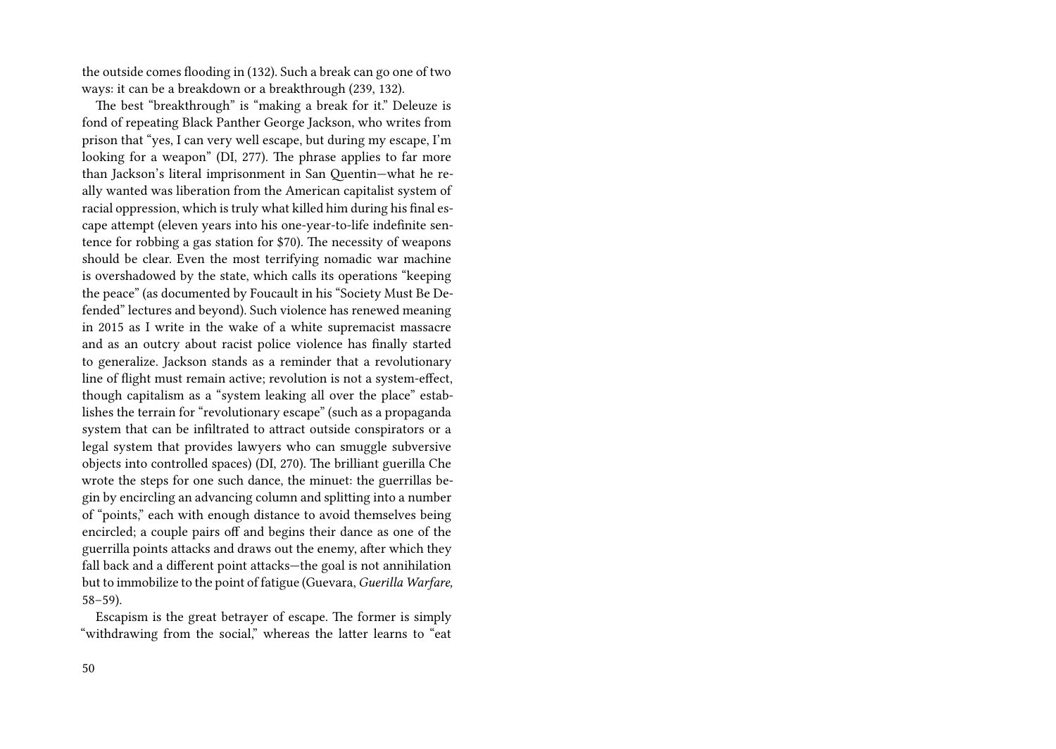the outside comes flooding in (132). Such a break can go one of two ways: it can be a breakdown or a breakthrough (239, 132).

The best "breakthrough" is "making a break for it." Deleuze is fond of repeating Black Panther George Jackson, who writes from prison that "yes, I can very well escape, but during my escape, I'm looking for a weapon" (DI, 277). The phrase applies to far more than Jackson's literal imprisonment in San Quentin—what he really wanted was liberation from the American capitalist system of racial oppression, which is truly what killed him during his final escape attempt (eleven years into his one-year-to-life indefinite sentence for robbing a gas station for $70). The necessity of weapons should be clear. Even the most terrifying nomadic war machine is overshadowed by the state, which calls its operations "keeping the peace" (as documented by Foucault in his "Society Must Be Defended" lectures and beyond). Such violence has renewed meaning in 2015 as I write in the wake of a white supremacist massacre and as an outcry about racist police violence has finally started to generalize. Jackson stands as a reminder that a revolutionary line of flight must remain active; revolution is not a system-effect, though capitalism as a "system leaking all over the place" establishes the terrain for "revolutionary escape" (such as a propaganda system that can be infiltrated to attract outside conspirators or a legal system that provides lawyers who can smuggle subversive objects into controlled spaces) (DI, 270). The brilliant guerilla Che wrote the steps for one such dance, the minuet: the guerrillas begin by encircling an advancing column and splitting into a number of "points," each with enough distance to avoid themselves being encircled; a couple pairs off and begins their dance as one of the guerrilla points attacks and draws out the enemy, after which they fall back and a different point attacks—the goal is not annihilation but to immobilize to the point of fatigue (Guevara, *Guerilla Warfare,* 58–59).

Escapism is the great betrayer of escape. The former is simply "withdrawing from the social," whereas the latter learns to "eat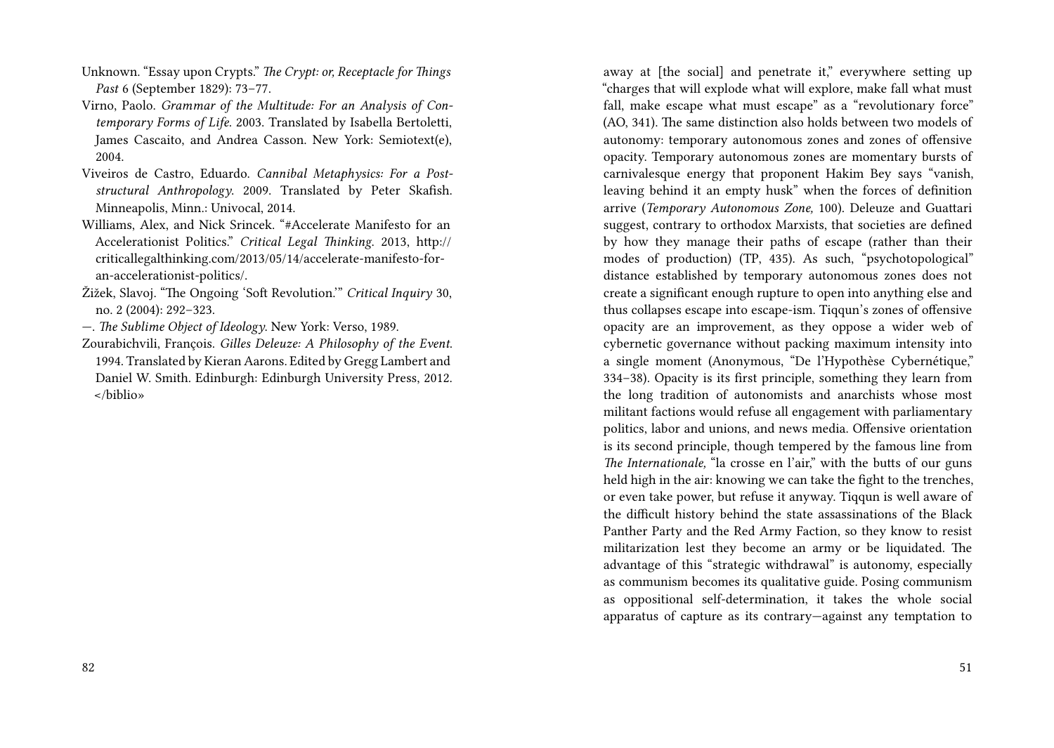Unknown. "Essay upon Crypts." *The Crypt: or, Receptacle for Things Past* 6 (September 1829): 73–77.

Virno, Paolo. *Grammar of the Multitude: For an Analysis of Contemporary Forms of Life.* 2003. Translated by Isabella Bertoletti, James Cascaito, and Andrea Casson. New York: Semiotext(e), 2004.

Viveiros de Castro, Eduardo. *Cannibal Metaphysics: For a Post-structural Anthropology.* 2009. Translated by Peter Skafish. Minneapolis, Minn.: Univocal, 2014.

Williams, Alex, and Nick Srincek. "#Accelerate Manifesto for an Accelerationist Politics." *Critical Legal Thinking.* 2013, http://criticallegalthinking.com/2013/05/14/accelerate-manifesto-for-an-accelerationist-politics/.

Žižek, Slavoj. "The Ongoing 'Soft Revolution.'" *Critical Inquiry* 30, no. 2 (2004): 292–323.

—. *The Sublime Object of Ideology.* New York: Verso, 1989.

Zourabichvili, François. *Gilles Deleuze: A Philosophy of the Event.* 1994. Translated by Kieran Aarons. Edited by Gregg Lambert and Daniel W. Smith. Edinburgh: Edinburgh University Press, 2012. </biblio»

away at [the social] and penetrate it," everywhere setting up "charges that will explode what will explore, make fall what must fall, make escape what must escape" as a "revolutionary force" (AO, 341). The same distinction also holds between two models of autonomy: temporary autonomous zones and zones of offensive opacity. Temporary autonomous zones are momentary bursts of carnivalesque energy that proponent Hakim Bey says "vanish, leaving behind it an empty husk" when the forces of definition arrive (*Temporary Autonomous Zone,* 100). Deleuze and Guattari suggest, contrary to orthodox Marxists, that societies are defined by how they manage their paths of escape (rather than their modes of production) (TP, 435). As such, "psychotopological" distance established by temporary autonomous zones does not create a significant enough rupture to open into anything else and thus collapses escape into escape-ism. Tiqqun's zones of offensive opacity are an improvement, as they oppose a wider web of cybernetic governance without packing maximum intensity into a single moment (Anonymous, "De l'Hypothèse Cybernétique," 334–38). Opacity is its first principle, something they learn from the long tradition of autonomists and anarchists whose most militant factions would refuse all engagement with parliamentary politics, labor and unions, and news media. Offensive orientation is its second principle, though tempered by the famous line from *The Internationale,* "la crosse en l'air," with the butts of our guns held high in the air: knowing we can take the fight to the trenches, or even take power, but refuse it anyway. Tiqqun is well aware of the difficult history behind the state assassinations of the Black Panther Party and the Red Army Faction, so they know to resist militarization lest they become an army or be liquidated. The advantage of this "strategic withdrawal" is autonomy, especially as communism becomes its qualitative guide. Posing communism as oppositional self-determination, it takes the whole social apparatus of capture as its contrary—against any temptation to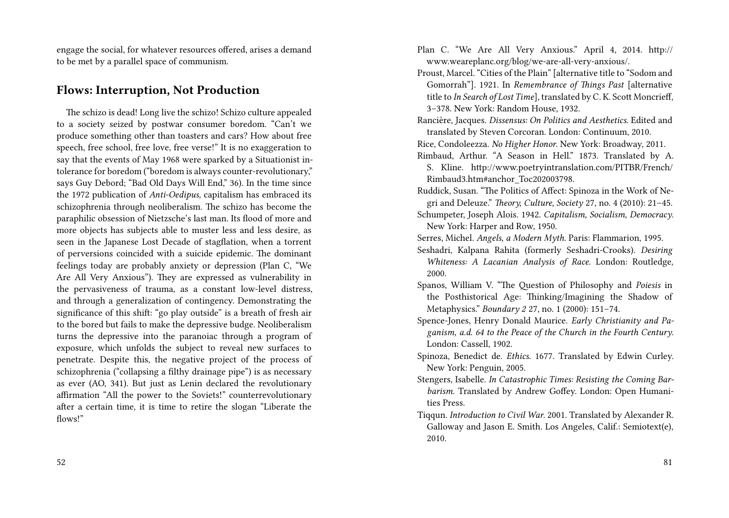engage the social, for whatever resources offered, arises a demand to be met by a parallel space of communism.

## Flows: Interruption, Not Production

The schizo is dead! Long live the schizo! Schizo culture appealed to a society seized by postwar consumer boredom. "Can't we produce something other than toasters and cars? How about free speech, free school, free love, free verse!" It is no exaggeration to say that the events of May 1968 were sparked by a Situationist intolerance for boredom ("boredom is always counter-revolutionary," says Guy Debord; "Bad Old Days Will End," 36). In the time since the 1972 publication of *Anti-Oedipus,* capitalism has embraced its schizophrenia through neoliberalism. The schizo has become the paraphilic obsession of Nietzsche's last man. Its flood of more and more objects has subjects able to muster less and less desire, as seen in the Japanese Lost Decade of stagflation, when a torrent of perversions coincided with a suicide epidemic. The dominant feelings today are probably anxiety or depression (Plan C, "We Are All Very Anxious"). They are expressed as vulnerability in the pervasiveness of trauma, as a constant low-level distress, and through a generalization of contingency. Demonstrating the significance of this shift: "go play outside" is a breath of fresh air to the bored but fails to make the depressive budge. Neoliberalism turns the depressive into the paranoiac through a program of exposure, which unfolds the subject to reveal new surfaces to penetrate. Despite this, the negative project of the process of schizophrenia ("collapsing a filthy drainage pipe") is as necessary as ever (AO, 341). But just as Lenin declared the revolutionary affirmation "All the power to the Soviets!" counterrevolutionary after a certain time, it is time to retire the slogan "Liberate the flows!"

Plan C. "We Are All Very Anxious." April 4, 2014. http://www.weareplanc.org/blog/we-are-all-very-anxious/.

Proust, Marcel. "Cities of the Plain" [alternative title to "Sodom and Gomorrah"]. 1921. In *Remembrance of Things Past* [alternative title to *In Search of Lost Time*], translated by C. K. Scott Moncrieff, 3–378. New York: Random House, 1932.

Rancière, Jacques. *Dissensus: On Politics and Aesthetics.* Edited and translated by Steven Corcoran. London: Continuum, 2010.

Rice, Condoleezza. *No Higher Honor.* New York: Broadway, 2011.

Rimbaud, Arthur. "A Season in Hell." 1873. Translated by A. S. Kline. http://www.poetryintranslation.com/PITBR/French/Rimbaud3.htm#anchor_Toc202003798.

Ruddick, Susan. "The Politics of Affect: Spinoza in the Work of Negri and Deleuze." *Theory, Culture, Society* 27, no. 4 (2010): 21–45.

Schumpeter, Joseph Alois. 1942. *Capitalism, Socialism, Democracy.* New York: Harper and Row, 1950.

Serres, Michel. *Angels, a Modern Myth.* Paris: Flammarion, 1995.

Seshadri, Kalpana Rahita (formerly Seshadri-Crooks). *Desiring Whiteness: A Lacanian Analysis of Race.* London: Routledge, 2000.

Spanos, William V. "The Question of Philosophy and *Poiesis* in the Posthistorical Age: Thinking/Imagining the Shadow of Metaphysics." *Boundary 2* 27, no. 1 (2000): 151–74.

Spence-Jones, Henry Donald Maurice. *Early Christianity and Paganism, a.d. 64 to the Peace of the Church in the Fourth Century.* London: Cassell, 1902.

Spinoza, Benedict de. *Ethics.* 1677. Translated by Edwin Curley. New York: Penguin, 2005.

Stengers, Isabelle. *In Catastrophic Times: Resisting the Coming Barbarism.* Translated by Andrew Goffey. London: Open Humanities Press.

Tiqqun. *Introduction to Civil War.* 2001. Translated by Alexander R. Galloway and Jason E. Smith. Los Angeles, Calif.: Semiotext(e), 2010.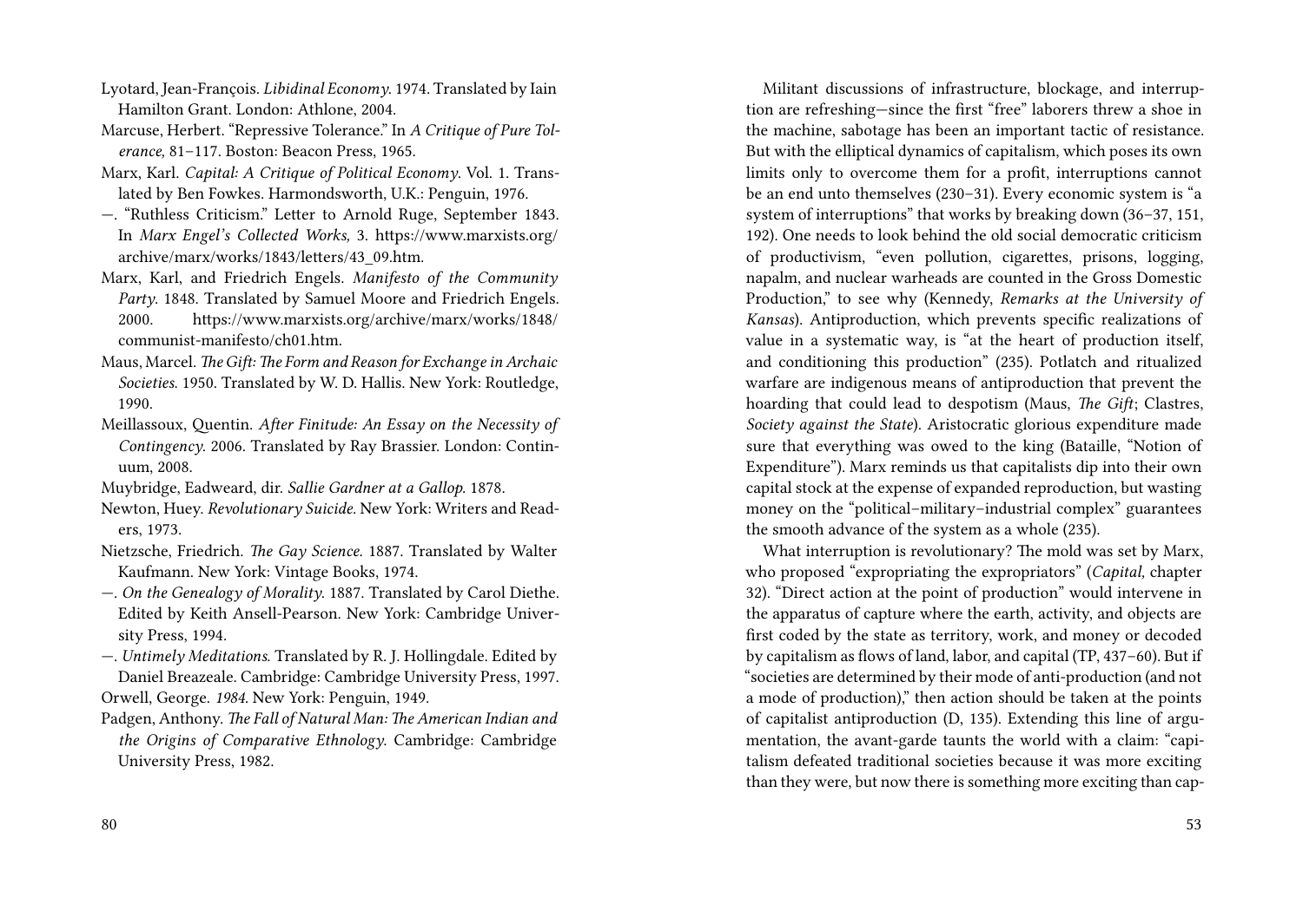Lyotard, Jean-François. *Libidinal Economy*. 1974. Translated by Iain Hamilton Grant. London: Athlone, 2004.

Marcuse, Herbert. "Repressive Tolerance." In *A Critique of Pure Tolerance*, 81–117. Boston: Beacon Press, 1965.

Marx, Karl. *Capital: A Critique of Political Economy*. Vol. 1. Translated by Ben Fowkes. Harmondsworth, U.K.: Penguin, 1976.

—. "Ruthless Criticism." Letter to Arnold Ruge, September 1843. In *Marx Engel's Collected Works,* 3. https://www.marxists.org/archive/marx/works/1843/letters/43_09.htm.

Marx, Karl, and Friedrich Engels. *Manifesto of the Community Party*. 1848. Translated by Samuel Moore and Friedrich Engels. 2000. https://www.marxists.org/archive/marx/works/1848/communist-manifesto/ch01.htm.

Maus, Marcel. *The Gift: The Form and Reason for Exchange in Archaic Societies*. 1950. Translated by W. D. Hallis. New York: Routledge, 1990.

Meillassoux, Quentin. *After Finitude: An Essay on the Necessity of Contingency*. 2006. Translated by Ray Brassier. London: Continuum, 2008.

Muybridge, Eadweard, dir. *Sallie Gardner at a Gallop*. 1878.

Newton, Huey. *Revolutionary Suicide*. New York: Writers and Readers, 1973.

Nietzsche, Friedrich. *The Gay Science*. 1887. Translated by Walter Kaufmann. New York: Vintage Books, 1974.

—. *On the Genealogy of Morality*. 1887. Translated by Carol Diethe. Edited by Keith Ansell-Pearson. New York: Cambridge University Press, 1994.

—. *Untimely Meditations*. Translated by R. J. Hollingdale. Edited by Daniel Breazeale. Cambridge: Cambridge University Press, 1997.

Orwell, George. *1984*. New York: Penguin, 1949.

Padgen, Anthony. *The Fall of Natural Man: The American Indian and the Origins of Comparative Ethnology*. Cambridge: Cambridge University Press, 1982.

Militant discussions of infrastructure, blockage, and interruption are refreshing—since the first "free" laborers threw a shoe in the machine, sabotage has been an important tactic of resistance. But with the elliptical dynamics of capitalism, which poses its own limits only to overcome them for a profit, interruptions cannot be an end unto themselves (230–31). Every economic system is "a system of interruptions" that works by breaking down (36–37, 151, 192). One needs to look behind the old social democratic criticism of productivism, "even pollution, cigarettes, prisons, logging, napalm, and nuclear warheads are counted in the Gross Domestic Production," to see why (Kennedy, *Remarks at the University of Kansas*). Antiproduction, which prevents specific realizations of value in a systematic way, is "at the heart of production itself, and conditioning this production" (235). Potlatch and ritualized warfare are indigenous means of antiproduction that prevent the hoarding that could lead to despotism (Maus, *The Gift*; Clastres, *Society against the State*). Aristocratic glorious expenditure made sure that everything was owed to the king (Bataille, "Notion of Expenditure"). Marx reminds us that capitalists dip into their own capital stock at the expense of expanded reproduction, but wasting money on the "political–military–industrial complex" guarantees the smooth advance of the system as a whole (235).

What interruption is revolutionary? The mold was set by Marx, who proposed "expropriating the expropriators" (*Capital,* chapter 32). "Direct action at the point of production" would intervene in the apparatus of capture where the earth, activity, and objects are first coded by the state as territory, work, and money or decoded by capitalism as flows of land, labor, and capital (TP, 437–60). But if "societies are determined by their mode of anti-production (and not a mode of production)," then action should be taken at the points of capitalist antiproduction (D, 135). Extending this line of argumentation, the avant-garde taunts the world with a claim: "capitalism defeated traditional societies because it was more exciting than they were, but now there is something more exciting than cap-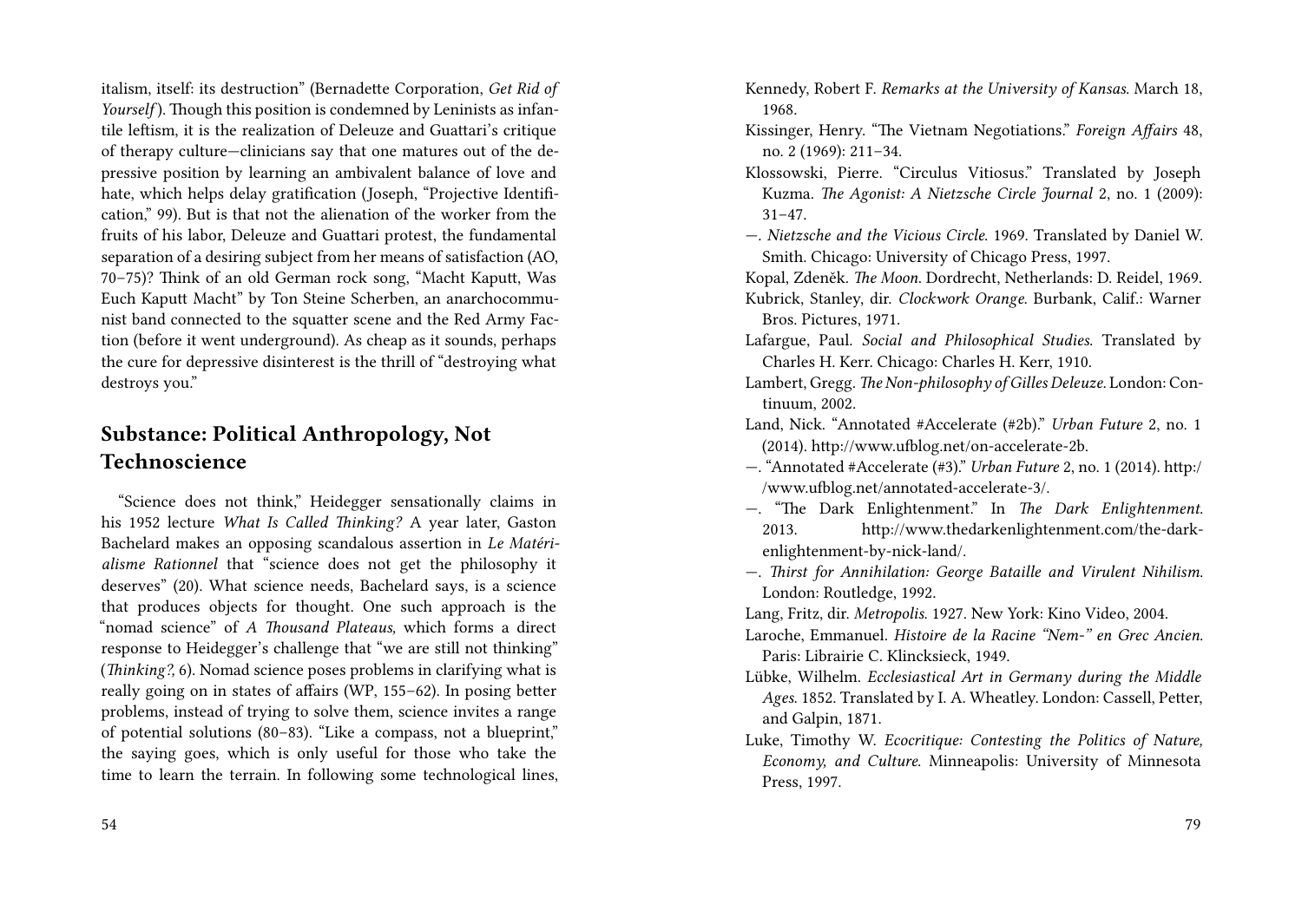italism, itself: its destruction" (Bernadette Corporation, *Get Rid of Yourself*). Though this position is condemned by Leninists as infantile leftism, it is the realization of Deleuze and Guattari's critique of therapy culture—clinicians say that one matures out of the depressive position by learning an ambivalent balance of love and hate, which helps delay gratification (Joseph, "Projective Identification," 99). But is that not the alienation of the worker from the fruits of his labor, Deleuze and Guattari protest, the fundamental separation of a desiring subject from her means of satisfaction (AO, 70–75)? Think of an old German rock song, "Macht Kaputt, Was Euch Kaputt Macht" by Ton Steine Scherben, an anarchocommunist band connected to the squatter scene and the Red Army Faction (before it went underground). As cheap as it sounds, perhaps the cure for depressive disinterest is the thrill of "destroying what destroys you."

## Substance: Political Anthropology, Not Technoscience

"Science does not think," Heidegger sensationally claims in his 1952 lecture *What Is Called Thinking?* A year later, Gaston Bachelard makes an opposing scandalous assertion in *Le Matérialisme Rationnel* that "science does not get the philosophy it deserves" (20). What science needs, Bachelard says, is a science that produces objects for thought. One such approach is the "nomad science" of *A Thousand Plateaus,* which forms a direct response to Heidegger's challenge that "we are still not thinking" (*Thinking?,* 6). Nomad science poses problems in clarifying what is really going on in states of affairs (WP, 155–62). In posing better problems, instead of trying to solve them, science invites a range of potential solutions (80–83). "Like a compass, not a blueprint," the saying goes, which is only useful for those who take the time to learn the terrain. In following some technological lines,

Kennedy, Robert F. *Remarks at the University of Kansas.* March 18, 1968.

Kissinger, Henry. "The Vietnam Negotiations." *Foreign Affairs* 48, no. 2 (1969): 211–34.

Klossowski, Pierre. "Circulus Vitiosus." Translated by Joseph Kuzma. *The Agonist: A Nietzsche Circle Journal* 2, no. 1 (2009): 31–47.

—. *Nietzsche and the Vicious Circle.* 1969. Translated by Daniel W. Smith. Chicago: University of Chicago Press, 1997.

Kopal, Zdeněk. *The Moon.* Dordrecht, Netherlands: D. Reidel, 1969.

Kubrick, Stanley, dir. *Clockwork Orange.* Burbank, Calif.: Warner Bros. Pictures, 1971.

Lafargue, Paul. *Social and Philosophical Studies.* Translated by Charles H. Kerr. Chicago: Charles H. Kerr, 1910.

Lambert, Gregg. *The Non-philosophy of Gilles Deleuze.* London: Continuum, 2002.

Land, Nick. "Annotated #Accelerate (#2b)." *Urban Future* 2, no. 1 (2014). http://www.ufblog.net/on-accelerate-2b.

—. "Annotated #Accelerate (#3)." *Urban Future* 2, no. 1 (2014). http://www.ufblog.net/annotated-accelerate-3/.

—. "The Dark Enlightenment." In *The Dark Enlightenment.* 2013. http://www.thedarkenlightenment.com/the-dark-enlightenment-by-nick-land/.

—. *Thirst for Annihilation: George Bataille and Virulent Nihilism.* London: Routledge, 1992.

Lang, Fritz, dir. *Metropolis.* 1927. New York: Kino Video, 2004.

Laroche, Emmanuel. *Histoire de la Racine "Nem-" en Grec Ancien.* Paris: Librairie C. Klincksieck, 1949.

Lübke, Wilhelm. *Ecclesiastical Art in Germany during the Middle Ages.* 1852. Translated by I. A. Wheatley. London: Cassell, Petter, and Galpin, 1871.

Luke, Timothy W. *Ecocritique: Contesting the Politics of Nature, Economy, and Culture.* Minneapolis: University of Minnesota Press, 1997.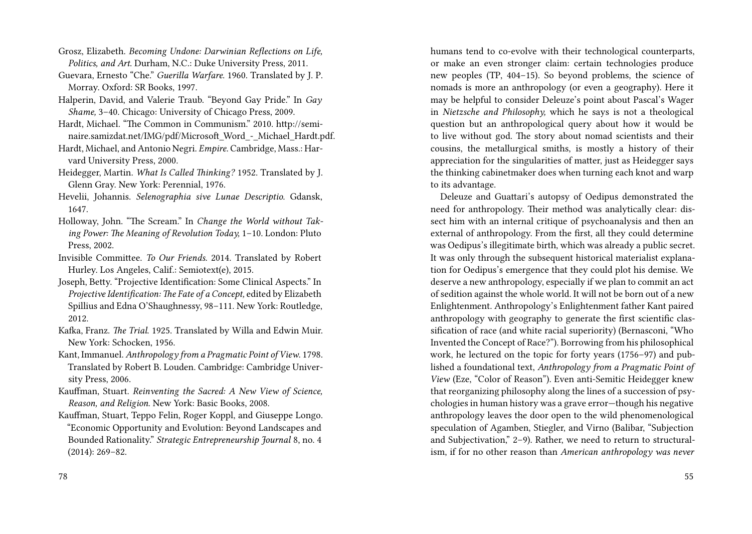Grosz, Elizabeth. *Becoming Undone: Darwinian Reflections on Life, Politics, and Art.* Durham, N.C.: Duke University Press, 2011.

Guevara, Ernesto "Che." *Guerilla Warfare.* 1960. Translated by J. P. Morray. Oxford: SR Books, 1997.

Halperin, David, and Valerie Traub. "Beyond Gay Pride." In *Gay Shame,* 3–40. Chicago: University of Chicago Press, 2009.

Hardt, Michael. "The Common in Communism." 2010. http://seminaire.samizdat.net/IMG/pdf/Microsoft_Word_-_Michael_Hardt.pdf.

Hardt, Michael, and Antonio Negri. *Empire.* Cambridge, Mass.: Harvard University Press, 2000.

Heidegger, Martin. *What Is Called Thinking?* 1952. Translated by J. Glenn Gray. New York: Perennial, 1976.

Hevelii, Johannis. *Selenographia sive Lunae Descriptio.* Gdansk, 1647.

Holloway, John. "The Scream." In *Change the World without Taking Power: The Meaning of Revolution Today,* 1–10. London: Pluto Press, 2002.

Invisible Committee. *To Our Friends.* 2014. Translated by Robert Hurley. Los Angeles, Calif.: Semiotext(e), 2015.

Joseph, Betty. "Projective Identification: Some Clinical Aspects." In *Projective Identification: The Fate of a Concept,* edited by Elizabeth Spillius and Edna O'Shaughnessy, 98–111. New York: Routledge, 2012.

Kafka, Franz. *The Trial.* 1925. Translated by Willa and Edwin Muir. New York: Schocken, 1956.

Kant, Immanuel. *Anthropology from a Pragmatic Point of View.* 1798. Translated by Robert B. Louden. Cambridge: Cambridge University Press, 2006.

Kauffman, Stuart. *Reinventing the Sacred: A New View of Science, Reason, and Religion.* New York: Basic Books, 2008.

Kauffman, Stuart, Teppo Felin, Roger Koppl, and Giuseppe Longo. "Economic Opportunity and Evolution: Beyond Landscapes and Bounded Rationality." *Strategic Entrepreneurship Journal* 8, no. 4 (2014): 269–82.

humans tend to co-evolve with their technological counterparts, or make an even stronger claim: certain technologies produce new peoples (TP, 404–15). So beyond problems, the science of nomads is more an anthropology (or even a geography). Here it may be helpful to consider Deleuze's point about Pascal's Wager in *Nietzsche and Philosophy,* which he says is not a theological question but an anthropological query about how it would be to live without god. The story about nomad scientists and their cousins, the metallurgical smiths, is mostly a history of their appreciation for the singularities of matter, just as Heidegger says the thinking cabinetmaker does when turning each knot and warp to its advantage.

Deleuze and Guattari's autopsy of Oedipus demonstrated the need for anthropology. Their method was analytically clear: dissect him with an internal critique of psychoanalysis and then an external of anthropology. From the first, all they could determine was Oedipus's illegitimate birth, which was already a public secret. It was only through the subsequent historical materialist explanation for Oedipus's emergence that they could plot his demise. We deserve a new anthropology, especially if we plan to commit an act of sedition against the whole world. It will not be born out of a new Enlightenment. Anthropology's Enlightenment father Kant paired anthropology with geography to generate the first scientific classification of race (and white racial superiority) (Bernasconi, "Who Invented the Concept of Race?"). Borrowing from his philosophical work, he lectured on the topic for forty years (1756–97) and published a foundational text, *Anthropology from a Pragmatic Point of View* (Eze, "Color of Reason"). Even anti-Semitic Heidegger knew that reorganizing philosophy along the lines of a succession of psychologies in human history was a grave error—though his negative anthropology leaves the door open to the wild phenomenological speculation of Agamben, Stiegler, and Virno (Balibar, "Subjection and Subjectivation," 2–9). Rather, we need to return to structuralism, if for no other reason than *American anthropology was never*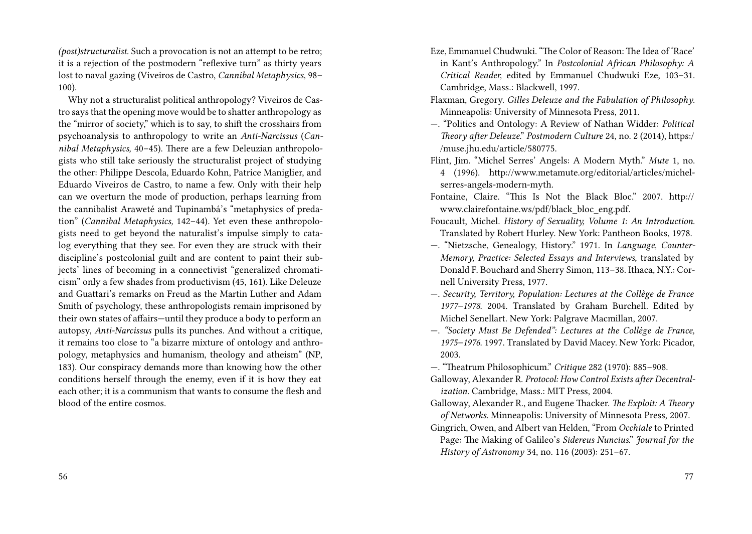*(post)structuralist.* Such a provocation is not an attempt to be retro; it is a rejection of the postmodern "reflexive turn" as thirty years lost to naval gazing (Viveiros de Castro, *Cannibal Metaphysics,* 98–100).

Why not a structuralist political anthropology? Viveiros de Castro says that the opening move would be to shatter anthropology as the "mirror of society," which is to say, to shift the crosshairs from psychoanalysis to anthropology to write an *Anti-Narcissus* (*Cannibal Metaphysics,* 40–45). There are a few Deleuzian anthropologists who still take seriously the structuralist project of studying the other: Philippe Descola, Eduardo Kohn, Patrice Maniglier, and Eduardo Viveiros de Castro, to name a few. Only with their help can we overturn the mode of production, perhaps learning from the cannibalist Araweté and Tupinambá's "metaphysics of predation" (*Cannibal Metaphysics,* 142–44). Yet even these anthropologists need to get beyond the naturalist's impulse simply to catalog everything that they see. For even they are struck with their discipline's postcolonial guilt and are content to paint their subjects' lines of becoming in a connectivist "generalized chromaticism" only a few shades from productivism (45, 161). Like Deleuze and Guattari's remarks on Freud as the Martin Luther and Adam Smith of psychology, these anthropologists remain imprisoned by their own states of affairs—until they produce a body to perform an autopsy, *Anti-Narcissus* pulls its punches. And without a critique, it remains too close to "a bizarre mixture of ontology and anthropology, metaphysics and humanism, theology and atheism" (NP, 183). Our conspiracy demands more than knowing how the other conditions herself through the enemy, even if it is how they eat each other; it is a communism that wants to consume the flesh and blood of the entire cosmos.

Eze, Emmanuel Chudwuki. "The Color of Reason: The Idea of 'Race' in Kant's Anthropology." In *Postcolonial African Philosophy: A Critical Reader,* edited by Emmanuel Chudwuki Eze, 103–31. Cambridge, Mass.: Blackwell, 1997.

Flaxman, Gregory. *Gilles Deleuze and the Fabulation of Philosophy.* Minneapolis: University of Minnesota Press, 2011.

—. "Politics and Ontology: A Review of Nathan Widder: *Political Theory after Deleuze.*" *Postmodern Culture* 24, no. 2 (2014), https://muse.jhu.edu/article/580775.

Flint, Jim. "Michel Serres' Angels: A Modern Myth." *Mute* 1, no. 4 (1996). http://www.metamute.org/editorial/articles/michel-serres-angels-modern-myth.

Fontaine, Claire. "This Is Not the Black Bloc." 2007. http://www.clairefontaine.ws/pdf/black_bloc_eng.pdf.

Foucault, Michel. *History of Sexuality, Volume 1: An Introduction.* Translated by Robert Hurley. New York: Pantheon Books, 1978.

—. "Nietzsche, Genealogy, History." 1971. In *Language, Counter-Memory, Practice: Selected Essays and Interviews,* translated by Donald F. Bouchard and Sherry Simon, 113–38. Ithaca, N.Y.: Cornell University Press, 1977.

—. *Security, Territory, Population: Lectures at the Collège de France 1977–1978.* 2004. Translated by Graham Burchell. Edited by Michel Senellart. New York: Palgrave Macmillan, 2007.

—. *"Society Must Be Defended": Lectures at the Collège de France, 1975–1976.* 1997. Translated by David Macey. New York: Picador, 2003.

—. "Theatrum Philosophicum." *Critique* 282 (1970): 885–908.

Galloway, Alexander R. *Protocol: How Control Exists after Decentralization.* Cambridge, Mass.: MIT Press, 2004.

Galloway, Alexander R., and Eugene Thacker. *The Exploit: A Theory of Networks.* Minneapolis: University of Minnesota Press, 2007.

Gingrich, Owen, and Albert van Helden, "From *Occhiale* to Printed Page: The Making of Galileo's *Sidereus Nuncius.*" *Journal for the History of Astronomy* 34, no. 116 (2003): 251–67.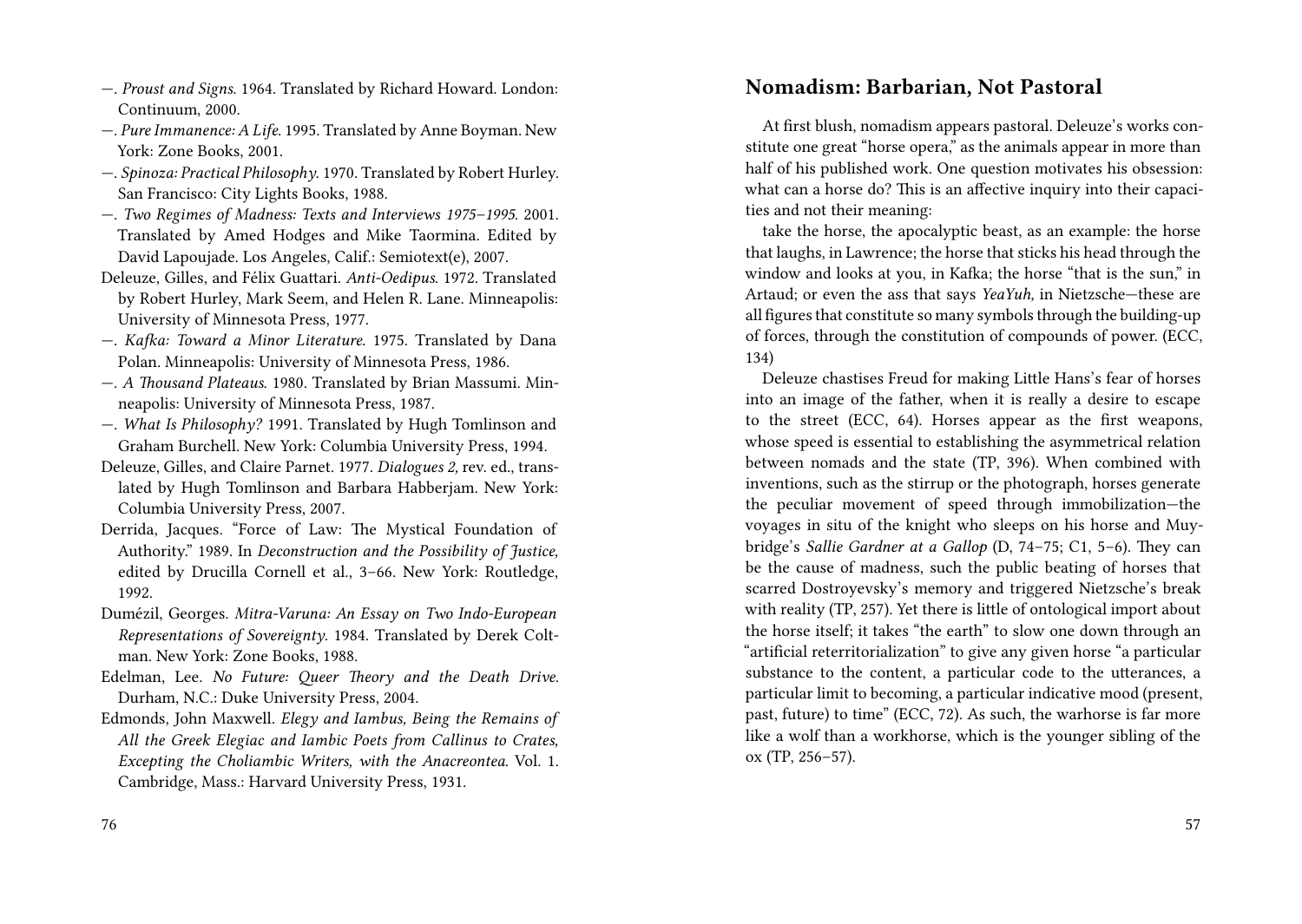—. *Proust and Signs.* 1964. Translated by Richard Howard. London: Continuum, 2000.

—. *Pure Immanence: A Life.* 1995. Translated by Anne Boyman. New York: Zone Books, 2001.

—. *Spinoza: Practical Philosophy.* 1970. Translated by Robert Hurley. San Francisco: City Lights Books, 1988.

—. *Two Regimes of Madness: Texts and Interviews 1975–1995.* 2001. Translated by Amed Hodges and Mike Taormina. Edited by David Lapoujade. Los Angeles, Calif.: Semiotext(e), 2007.

Deleuze, Gilles, and Félix Guattari. *Anti-Oedipus.* 1972. Translated by Robert Hurley, Mark Seem, and Helen R. Lane. Minneapolis: University of Minnesota Press, 1977.

—. *Kafka: Toward a Minor Literature.* 1975. Translated by Dana Polan. Minneapolis: University of Minnesota Press, 1986.

—. *A Thousand Plateaus.* 1980. Translated by Brian Massumi. Minneapolis: University of Minnesota Press, 1987.

—. *What Is Philosophy?* 1991. Translated by Hugh Tomlinson and Graham Burchell. New York: Columbia University Press, 1994.

Deleuze, Gilles, and Claire Parnet. 1977. *Dialogues 2,* rev. ed., translated by Hugh Tomlinson and Barbara Habberjam. New York: Columbia University Press, 2007.

Derrida, Jacques. "Force of Law: The Mystical Foundation of Authority." 1989. In *Deconstruction and the Possibility of Justice,* edited by Drucilla Cornell et al., 3–66. New York: Routledge, 1992.

Dumézil, Georges. *Mitra-Varuna: An Essay on Two Indo-European Representations of Sovereignty.* 1984. Translated by Derek Coltman. New York: Zone Books, 1988.

Edelman, Lee. *No Future: Queer Theory and the Death Drive.* Durham, N.C.: Duke University Press, 2004.

Edmonds, John Maxwell. *Elegy and Iambus, Being the Remains of All the Greek Elegiac and Iambic Poets from Callinus to Crates, Excepting the Choliambic Writers, with the Anacreontea.* Vol. 1. Cambridge, Mass.: Harvard University Press, 1931.

## Nomadism: Barbarian, Not Pastoral

At first blush, nomadism appears pastoral. Deleuze's works constitute one great "horse opera," as the animals appear in more than half of his published work. One question motivates his obsession: what can a horse do? This is an affective inquiry into their capacities and not their meaning:

take the horse, the apocalyptic beast, as an example: the horse that laughs, in Lawrence; the horse that sticks his head through the window and looks at you, in Kafka; the horse "that is the sun," in Artaud; or even the ass that says *YeaYuh,* in Nietzsche—these are all figures that constitute so many symbols through the building-up of forces, through the constitution of compounds of power. (ECC, 134)

Deleuze chastises Freud for making Little Hans's fear of horses into an image of the father, when it is really a desire to escape to the street (ECC, 64). Horses appear as the first weapons, whose speed is essential to establishing the asymmetrical relation between nomads and the state (TP, 396). When combined with inventions, such as the stirrup or the photograph, horses generate the peculiar movement of speed through immobilization—the voyages in situ of the knight who sleeps on his horse and Muybridge's *Sallie Gardner at a Gallop* (D, 74–75; C1, 5–6). They can be the cause of madness, such the public beating of horses that scarred Dostroyevsky's memory and triggered Nietzsche's break with reality (TP, 257). Yet there is little of ontological import about the horse itself; it takes "the earth" to slow one down through an "artificial reterritorialization" to give any given horse "a particular substance to the content, a particular code to the utterances, a particular limit to becoming, a particular indicative mood (present, past, future) to time" (ECC, 72). As such, the warhorse is far more like a wolf than a workhorse, which is the younger sibling of the ox (TP, 256–57).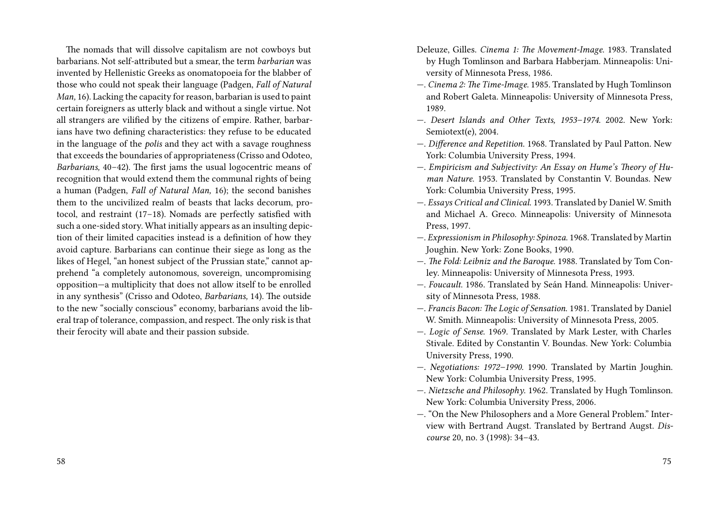The nomads that will dissolve capitalism are not cowboys but barbarians. Not self-attributed but a smear, the term *barbarian* was invented by Hellenistic Greeks as onomatopoeia for the blabber of those who could not speak their language (Padgen, *Fall of Natural Man,* 16). Lacking the capacity for reason, barbarian is used to paint certain foreigners as utterly black and without a single virtue. Not all strangers are vilified by the citizens of empire. Rather, barbarians have two defining characteristics: they refuse to be educated in the language of the *polis* and they act with a savage roughness that exceeds the boundaries of appropriateness (Crisso and Odoteo, *Barbarians,* 40–42). The first jams the usual logocentric means of recognition that would extend them the communal rights of being a human (Padgen, *Fall of Natural Man,* 16); the second banishes them to the uncivilized realm of beasts that lacks decorum, protocol, and restraint (17–18). Nomads are perfectly satisfied with such a one-sided story. What initially appears as an insulting depiction of their limited capacities instead is a definition of how they avoid capture. Barbarians can continue their siege as long as the likes of Hegel, "an honest subject of the Prussian state," cannot apprehend "a completely autonomous, sovereign, uncompromising opposition—a multiplicity that does not allow itself to be enrolled in any synthesis" (Crisso and Odoteo, *Barbarians,* 14). The outside to the new "socially conscious" economy, barbarians avoid the liberal trap of tolerance, compassion, and respect. The only risk is that their ferocity will abate and their passion subside.

Deleuze, Gilles. *Cinema 1: The Movement-Image.* 1983. Translated by Hugh Tomlinson and Barbara Habberjam. Minneapolis: University of Minnesota Press, 1986.

—. *Cinema 2: The Time-Image.* 1985. Translated by Hugh Tomlinson and Robert Galeta. Minneapolis: University of Minnesota Press, 1989.

—. *Desert Islands and Other Texts, 1953–1974.* 2002. New York: Semiotext(e), 2004.

—. *Difference and Repetition.* 1968. Translated by Paul Patton. New York: Columbia University Press, 1994.

—. *Empiricism and Subjectivity: An Essay on Hume's Theory of Human Nature.* 1953. Translated by Constantin V. Boundas. New York: Columbia University Press, 1995.

—. *Essays Critical and Clinical.* 1993. Translated by Daniel W. Smith and Michael A. Greco. Minneapolis: University of Minnesota Press, 1997.

—. *Expressionism in Philosophy: Spinoza.* 1968. Translated by Martin Joughin. New York: Zone Books, 1990.

—. *The Fold: Leibniz and the Baroque.* 1988. Translated by Tom Conley. Minneapolis: University of Minnesota Press, 1993.

—. *Foucault.* 1986. Translated by Seán Hand. Minneapolis: University of Minnesota Press, 1988.

—. *Francis Bacon: The Logic of Sensation.* 1981. Translated by Daniel W. Smith. Minneapolis: University of Minnesota Press, 2005.

—. *Logic of Sense.* 1969. Translated by Mark Lester, with Charles Stivale. Edited by Constantin V. Boundas. New York: Columbia University Press, 1990.

—. *Negotiations: 1972–1990.* 1990. Translated by Martin Joughin. New York: Columbia University Press, 1995.

—. *Nietzsche and Philosophy.* 1962. Translated by Hugh Tomlinson. New York: Columbia University Press, 2006.

—. "On the New Philosophers and a More General Problem." Interview with Bertrand Augst. Translated by Bertrand Augst. *Discourse* 20, no. 3 (1998): 34–43.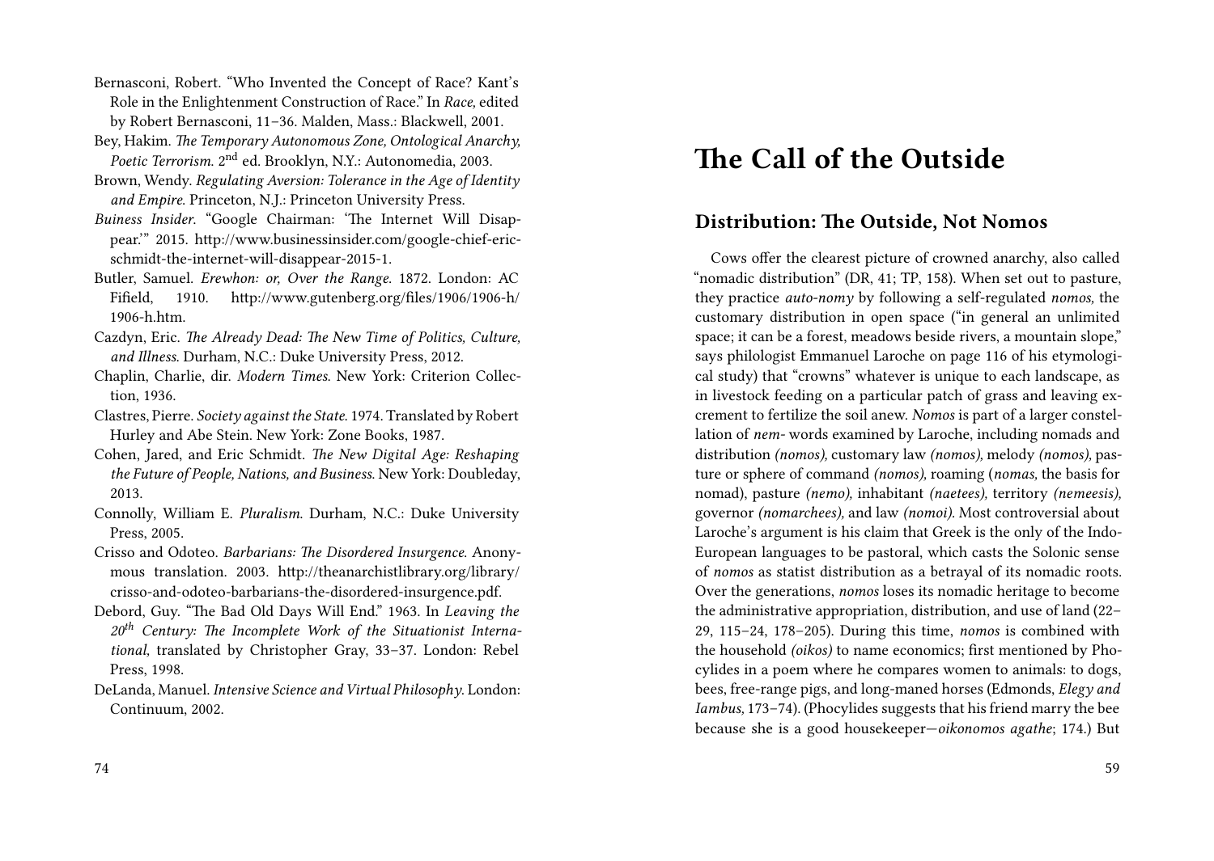Bernasconi, Robert. "Who Invented the Concept of Race? Kant's Role in the Enlightenment Construction of Race." In *Race,* edited by Robert Bernasconi, 11–36. Malden, Mass.: Blackwell, 2001.

Bey, Hakim. *The Temporary Autonomous Zone, Ontological Anarchy, Poetic Terrorism.* 2nd ed. Brooklyn, N.Y.: Autonomedia, 2003.

Brown, Wendy. *Regulating Aversion: Tolerance in the Age of Identity and Empire.* Princeton, N.J.: Princeton University Press.

*Buiness Insider.* "Google Chairman: 'The Internet Will Disappear.'" 2015. http://www.businessinsider.com/google-chief-eric-schmidt-the-internet-will-disappear-2015-1.

Butler, Samuel. *Erewhon: or, Over the Range.* 1872. London: AC Fifield, 1910. http://www.gutenberg.org/files/1906/1906-h/1906-h.htm.

Cazdyn, Eric. *The Already Dead: The New Time of Politics, Culture, and Illness.* Durham, N.C.: Duke University Press, 2012.

Chaplin, Charlie, dir. *Modern Times.* New York: Criterion Collection, 1936.

Clastres, Pierre. *Society against the State.* 1974. Translated by Robert Hurley and Abe Stein. New York: Zone Books, 1987.

Cohen, Jared, and Eric Schmidt. *The New Digital Age: Reshaping the Future of People, Nations, and Business.* New York: Doubleday, 2013.

Connolly, William E. *Pluralism.* Durham, N.C.: Duke University Press, 2005.

Crisso and Odoteo. *Barbarians: The Disordered Insurgence.* Anonymous translation. 2003. http://theanarchistlibrary.org/library/crisso-and-odoteo-barbarians-the-disordered-insurgence.pdf.

Debord, Guy. "The Bad Old Days Will End." 1963. In *Leaving the 20th Century: The Incomplete Work of the Situationist International,* translated by Christopher Gray, 33–37. London: Rebel Press, 1998.

DeLanda, Manuel. *Intensive Science and Virtual Philosophy.* London: Continuum, 2002.

# The Call of the Outside

## Distribution: The Outside, Not Nomos

Cows offer the clearest picture of crowned anarchy, also called "nomadic distribution" (DR, 41; TP, 158). When set out to pasture, they practice *auto-nomy* by following a self-regulated *nomos,* the customary distribution in open space ("in general an unlimited space; it can be a forest, meadows beside rivers, a mountain slope," says philologist Emmanuel Laroche on page 116 of his etymological study) that "crowns" whatever is unique to each landscape, as in livestock feeding on a particular patch of grass and leaving excrement to fertilize the soil anew. *Nomos* is part of a larger constellation of *nem-* words examined by Laroche, including nomads and distribution *(nomos),* customary law *(nomos),* melody *(nomos),* pasture or sphere of command *(nomos),* roaming (*nomas,* the basis for nomad), pasture *(nemo),* inhabitant *(naetees),* territory *(nemeesis),* governor *(nomarchees),* and law *(nomoi).* Most controversial about Laroche's argument is his claim that Greek is the only of the Indo-European languages to be pastoral, which casts the Solonic sense of *nomos* as statist distribution as a betrayal of its nomadic roots. Over the generations, *nomos* loses its nomadic heritage to become the administrative appropriation, distribution, and use of land (22–29, 115–24, 178–205). During this time, *nomos* is combined with the household *(oikos)* to name economics; first mentioned by Phocylides in a poem where he compares women to animals: to dogs, bees, free-range pigs, and long-maned horses (Edmonds, *Elegy and Iambus,* 173–74). (Phocylides suggests that his friend marry the bee because she is a good housekeeper—*oikonomos agathe*; 174.) But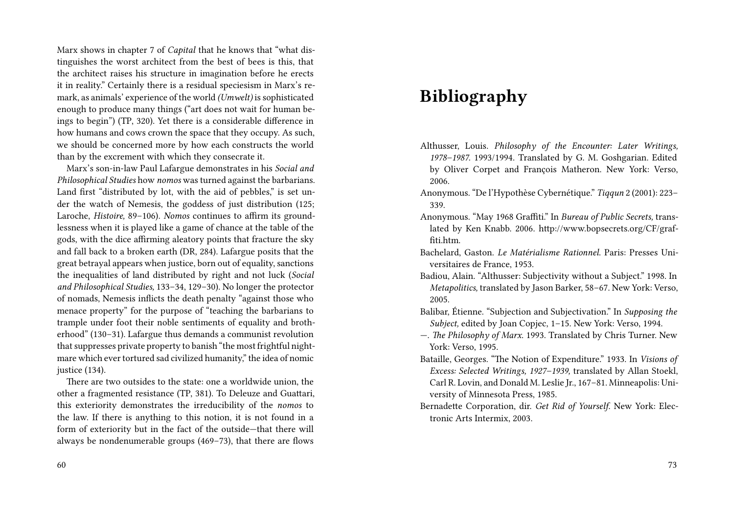Marx shows in chapter 7 of *Capital* that he knows that "what distinguishes the worst architect from the best of bees is this, that the architect raises his structure in imagination before he erects it in reality." Certainly there is a residual speciesism in Marx's remark, as animals' experience of the world *(Umwelt)* is sophisticated enough to produce many things ("art does not wait for human beings to begin") (TP, 320). Yet there is a considerable difference in how humans and cows crown the space that they occupy. As such, we should be concerned more by how each constructs the world than by the excrement with which they consecrate it.

Marx's son-in-law Paul Lafargue demonstrates in his *Social and Philosophical Studies* how *nomos* was turned against the barbarians. Land first "distributed by lot, with the aid of pebbles," is set under the watch of Nemesis, the goddess of just distribution (125; Laroche, *Histoire,* 89–106). *Nomos* continues to affirm its groundlessness when it is played like a game of chance at the table of the gods, with the dice affirming aleatory points that fracture the sky and fall back to a broken earth (DR, 284). Lafargue posits that the great betrayal appears when justice, born out of equality, sanctions the inequalities of land distributed by right and not luck (*Social and Philosophical Studies,* 133–34, 129–30). No longer the protector of nomads, Nemesis inflicts the death penalty "against those who menace property" for the purpose of "teaching the barbarians to trample under foot their noble sentiments of equality and brotherhood" (130–31). Lafargue thus demands a communist revolution that suppresses private property to banish "the most frightful nightmare which ever tortured sad civilized humanity," the idea of nomic justice (134).

There are two outsides to the state: one a worldwide union, the other a fragmented resistance (TP, 381). To Deleuze and Guattari, this exteriority demonstrates the irreducibility of the *nomos* to the law. If there is anything to this notion, it is not found in a form of exteriority but in the fact of the outside—that there will always be nondenumerable groups (469–73), that there are flows

# Bibliography

Althusser, Louis. *Philosophy of the Encounter: Later Writings, 1978–1987.* 1993/1994. Translated by G. M. Goshgarian. Edited by Oliver Corpet and François Matheron. New York: Verso, 2006.

Anonymous. "De l'Hypothèse Cybernétique." *Tiqqun* 2 (2001): 223–339.

Anonymous. "May 1968 Graffiti." In *Bureau of Public Secrets,* translated by Ken Knabb. 2006. http://www.bopsecrets.org/CF/graffiti.htm.

Bachelard, Gaston. *Le Matérialisme Rationnel.* Paris: Presses Universitaires de France, 1953.

Badiou, Alain. "Althusser: Subjectivity without a Subject." 1998. In *Metapolitics,* translated by Jason Barker, 58–67. New York: Verso, 2005.

Balibar, Étienne. "Subjection and Subjectivation." In *Supposing the Subject,* edited by Joan Copjec, 1–15. New York: Verso, 1994.

—. *The Philosophy of Marx.* 1993. Translated by Chris Turner. New York: Verso, 1995.

Bataille, Georges. "The Notion of Expenditure." 1933. In *Visions of Excess: Selected Writings, 1927–1939,* translated by Allan Stoekl, Carl R. Lovin, and Donald M. Leslie Jr., 167–81. Minneapolis: University of Minnesota Press, 1985.

Bernadette Corporation, dir. *Get Rid of Yourself.* New York: Electronic Arts Intermix, 2003.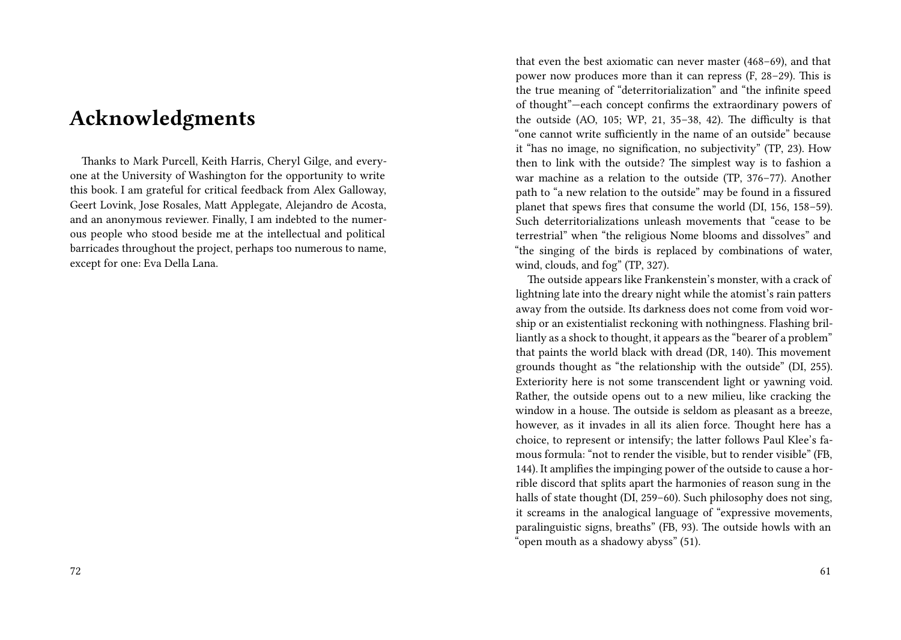# Acknowledgments

Thanks to Mark Purcell, Keith Harris, Cheryl Gilge, and everyone at the University of Washington for the opportunity to write this book. I am grateful for critical feedback from Alex Galloway, Geert Lovink, Jose Rosales, Matt Applegate, Alejandro de Acosta, and an anonymous reviewer. Finally, I am indebted to the numerous people who stood beside me at the intellectual and political barricades throughout the project, perhaps too numerous to name, except for one: Eva Della Lana.

that even the best axiomatic can never master (468–69), and that power now produces more than it can repress (F, 28–29). This is the true meaning of "deterritorialization" and "the infinite speed of thought"—each concept confirms the extraordinary powers of the outside (AO, 105; WP, 21, 35–38, 42). The difficulty is that "one cannot write sufficiently in the name of an outside" because it "has no image, no signification, no subjectivity" (TP, 23). How then to link with the outside? The simplest way is to fashion a war machine as a relation to the outside (TP, 376–77). Another path to "a new relation to the outside" may be found in a fissured planet that spews fires that consume the world (DI, 156, 158–59). Such deterritorializations unleash movements that "cease to be terrestrial" when "the religious Nome blooms and dissolves" and "the singing of the birds is replaced by combinations of water, wind, clouds, and fog" (TP, 327).

The outside appears like Frankenstein's monster, with a crack of lightning late into the dreary night while the atomist's rain patters away from the outside. Its darkness does not come from void worship or an existentialist reckoning with nothingness. Flashing brilliantly as a shock to thought, it appears as the "bearer of a problem" that paints the world black with dread (DR, 140). This movement grounds thought as "the relationship with the outside" (DI, 255). Exteriority here is not some transcendent light or yawning void. Rather, the outside opens out to a new milieu, like cracking the window in a house. The outside is seldom as pleasant as a breeze, however, as it invades in all its alien force. Thought here has a choice, to represent or intensify; the latter follows Paul Klee's famous formula: "not to render the visible, but to render visible" (FB, 144). It amplifies the impinging power of the outside to cause a horrible discord that splits apart the harmonies of reason sung in the halls of state thought (DI, 259–60). Such philosophy does not sing, it screams in the analogical language of "expressive movements, paralinguistic signs, breaths" (FB, 93). The outside howls with an "open mouth as a shadowy abyss" (51).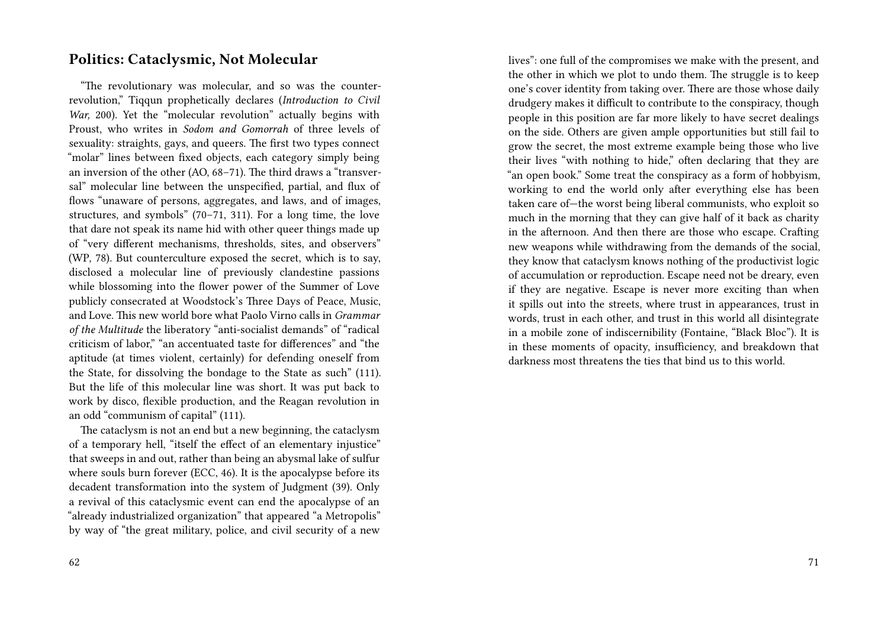## Politics: Cataclysmic, Not Molecular

"The revolutionary was molecular, and so was the counter-revolution," Tiqqun prophetically declares (*Introduction to Civil War,* 200). Yet the "molecular revolution" actually begins with Proust, who writes in *Sodom and Gomorrah* of three levels of sexuality: straights, gays, and queers. The first two types connect "molar" lines between fixed objects, each category simply being an inversion of the other (AO, 68–71). The third draws a "transversal" molecular line between the unspecified, partial, and flux of flows "unaware of persons, aggregates, and laws, and of images, structures, and symbols" (70–71, 311). For a long time, the love that dare not speak its name hid with other queer things made up of "very different mechanisms, thresholds, sites, and observers" (WP, 78). But counterculture exposed the secret, which is to say, disclosed a molecular line of previously clandestine passions while blossoming into the flower power of the Summer of Love publicly consecrated at Woodstock's Three Days of Peace, Music, and Love. This new world bore what Paolo Virno calls in *Grammar of the Multitude* the liberatory "anti-socialist demands" of "radical criticism of labor," "an accentuated taste for differences" and "the aptitude (at times violent, certainly) for defending oneself from the State, for dissolving the bondage to the State as such" (111). But the life of this molecular line was short. It was put back to work by disco, flexible production, and the Reagan revolution in an odd "communism of capital" (111).

The cataclysm is not an end but a new beginning, the cataclysm of a temporary hell, "itself the effect of an elementary injustice" that sweeps in and out, rather than being an abysmal lake of sulfur where souls burn forever (ECC, 46). It is the apocalypse before its decadent transformation into the system of Judgment (39). Only a revival of this cataclysmic event can end the apocalypse of an "already industrialized organization" that appeared "a Metropolis" by way of "the great military, police, and civil security of a new

lives": one full of the compromises we make with the present, and the other in which we plot to undo them. The struggle is to keep one's cover identity from taking over. There are those whose daily drudgery makes it difficult to contribute to the conspiracy, though people in this position are far more likely to have secret dealings on the side. Others are given ample opportunities but still fail to grow the secret, the most extreme example being those who live their lives "with nothing to hide," often declaring that they are "an open book." Some treat the conspiracy as a form of hobbyism, working to end the world only after everything else has been taken care of—the worst being liberal communists, who exploit so much in the morning that they can give half of it back as charity in the afternoon. And then there are those who escape. Crafting new weapons while withdrawing from the demands of the social, they know that cataclysm knows nothing of the productivist logic of accumulation or reproduction. Escape need not be dreary, even if they are negative. Escape is never more exciting than when it spills out into the streets, where trust in appearances, trust in words, trust in each other, and trust in this world all disintegrate in a mobile zone of indiscernibility (Fontaine, "Black Bloc"). It is in these moments of opacity, insufficiency, and breakdown that darkness most threatens the ties that bind us to this world.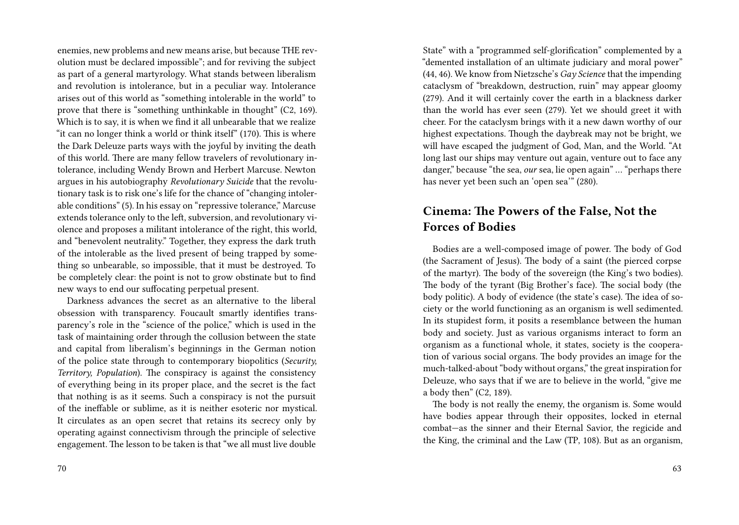enemies, new problems and new means arise, but because THE revolution must be declared impossible"; and for reviving the subject as part of a general martyrology. What stands between liberalism and revolution is intolerance, but in a peculiar way. Intolerance arises out of this world as "something intolerable in the world" to prove that there is "something unthinkable in thought" (C2, 169). Which is to say, it is when we find it all unbearable that we realize "it can no longer think a world or think itself" (170). This is where the Dark Deleuze parts ways with the joyful by inviting the death of this world. There are many fellow travelers of revolutionary intolerance, including Wendy Brown and Herbert Marcuse. Newton argues in his autobiography *Revolutionary Suicide* that the revolutionary task is to risk one's life for the chance of "changing intolerable conditions" (5). In his essay on "repressive tolerance," Marcuse extends tolerance only to the left, subversion, and revolutionary violence and proposes a militant intolerance of the right, this world, and "benevolent neutrality." Together, they express the dark truth of the intolerable as the lived present of being trapped by something so unbearable, so impossible, that it must be destroyed. To be completely clear: the point is not to grow obstinate but to find new ways to end our suffocating perpetual present.

Darkness advances the secret as an alternative to the liberal obsession with transparency. Foucault smartly identifies transparency's role in the "science of the police," which is used in the task of maintaining order through the collusion between the state and capital from liberalism's beginnings in the German notion of the police state through to contemporary biopolitics (*Security, Territory, Population*). The conspiracy is against the consistency of everything being in its proper place, and the secret is the fact that nothing is as it seems. Such a conspiracy is not the pursuit of the ineffable or sublime, as it is neither esoteric nor mystical. It circulates as an open secret that retains its secrecy only by operating against connectivism through the principle of selective engagement. The lesson to be taken is that "we all must live double

State" with a "programmed self-glorification" complemented by a "demented installation of an ultimate judiciary and moral power" (44, 46). We know from Nietzsche's *Gay Science* that the impending cataclysm of "breakdown, destruction, ruin" may appear gloomy (279). And it will certainly cover the earth in a blackness darker than the world has ever seen (279). Yet we should greet it with cheer. For the cataclysm brings with it a new dawn worthy of our highest expectations. Though the daybreak may not be bright, we will have escaped the judgment of God, Man, and the World. "At long last our ships may venture out again, venture out to face any danger," because "the sea, *our* sea, lie open again" … "perhaps there has never yet been such an 'open sea'" (280).

## Cinema: The Powers of the False, Not the Forces of Bodies

Bodies are a well-composed image of power. The body of God (the Sacrament of Jesus). The body of a saint (the pierced corpse of the martyr). The body of the sovereign (the King's two bodies). The body of the tyrant (Big Brother's face). The social body (the body politic). A body of evidence (the state's case). The idea of society or the world functioning as an organism is well sedimented. In its stupidest form, it posits a resemblance between the human body and society. Just as various organisms interact to form an organism as a functional whole, it states, society is the cooperation of various social organs. The body provides an image for the much-talked-about "body without organs," the great inspiration for Deleuze, who says that if we are to believe in the world, "give me a body then" (C2, 189).

The body is not really the enemy, the organism is. Some would have bodies appear through their opposites, locked in eternal combat—as the sinner and their Eternal Savior, the regicide and the King, the criminal and the Law (TP, 108). But as an organism,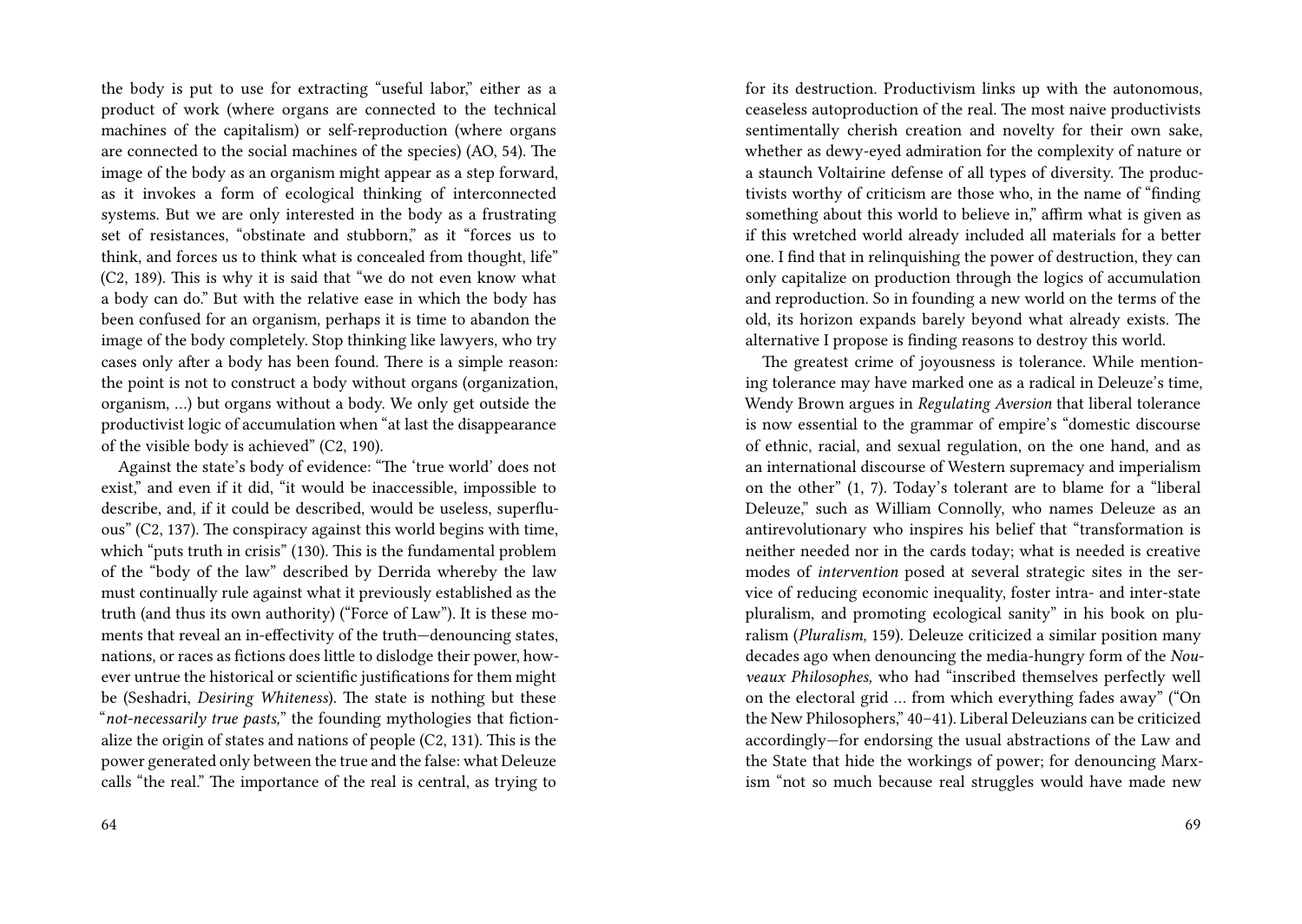the body is put to use for extracting "useful labor," either as a product of work (where organs are connected to the technical machines of the capitalism) or self-reproduction (where organs are connected to the social machines of the species) (AO, 54). The image of the body as an organism might appear as a step forward, as it invokes a form of ecological thinking of interconnected systems. But we are only interested in the body as a frustrating set of resistances, "obstinate and stubborn," as it "forces us to think, and forces us to think what is concealed from thought, life" (C2, 189). This is why it is said that "we do not even know what a body can do." But with the relative ease in which the body has been confused for an organism, perhaps it is time to abandon the image of the body completely. Stop thinking like lawyers, who try cases only after a body has been found. There is a simple reason: the point is not to construct a body without organs (organization, organism, …) but organs without a body. We only get outside the productivist logic of accumulation when "at last the disappearance of the visible body is achieved" (C2, 190).

Against the state's body of evidence: "The 'true world' does not exist," and even if it did, "it would be inaccessible, impossible to describe, and, if it could be described, would be useless, superfluous" (C2, 137). The conspiracy against this world begins with time, which "puts truth in crisis" (130). This is the fundamental problem of the "body of the law" described by Derrida whereby the law must continually rule against what it previously established as the truth (and thus its own authority) ("Force of Law"). It is these moments that reveal an in-effectivity of the truth—denouncing states, nations, or races as fictions does little to dislodge their power, however untrue the historical or scientific justifications for them might be (Seshadri, *Desiring Whiteness*). The state is nothing but these "*not-necessarily true pasts,*" the founding mythologies that fictionalize the origin of states and nations of people (C2, 131). This is the power generated only between the true and the false: what Deleuze calls "the real." The importance of the real is central, as trying to

for its destruction. Productivism links up with the autonomous, ceaseless autoproduction of the real. The most naive productivists sentimentally cherish creation and novelty for their own sake, whether as dewy-eyed admiration for the complexity of nature or a staunch Voltairine defense of all types of diversity. The productivists worthy of criticism are those who, in the name of "finding something about this world to believe in," affirm what is given as if this wretched world already included all materials for a better one. I find that in relinquishing the power of destruction, they can only capitalize on production through the logics of accumulation and reproduction. So in founding a new world on the terms of the old, its horizon expands barely beyond what already exists. The alternative I propose is finding reasons to destroy this world.

The greatest crime of joyousness is tolerance. While mentioning tolerance may have marked one as a radical in Deleuze's time, Wendy Brown argues in *Regulating Aversion* that liberal tolerance is now essential to the grammar of empire's "domestic discourse of ethnic, racial, and sexual regulation, on the one hand, and as an international discourse of Western supremacy and imperialism on the other" (1, 7). Today's tolerant are to blame for a "liberal Deleuze," such as William Connolly, who names Deleuze as an antirevolutionary who inspires his belief that "transformation is neither needed nor in the cards today; what is needed is creative modes of *intervention* posed at several strategic sites in the service of reducing economic inequality, foster intra- and inter-state pluralism, and promoting ecological sanity" in his book on pluralism (*Pluralism,* 159). Deleuze criticized a similar position many decades ago when denouncing the media-hungry form of the *Nouveaux Philosophes,* who had "inscribed themselves perfectly well on the electoral grid … from which everything fades away" ("On the New Philosophers," 40–41). Liberal Deleuzians can be criticized accordingly—for endorsing the usual abstractions of the Law and the State that hide the workings of power; for denouncing Marxism "not so much because real struggles would have made new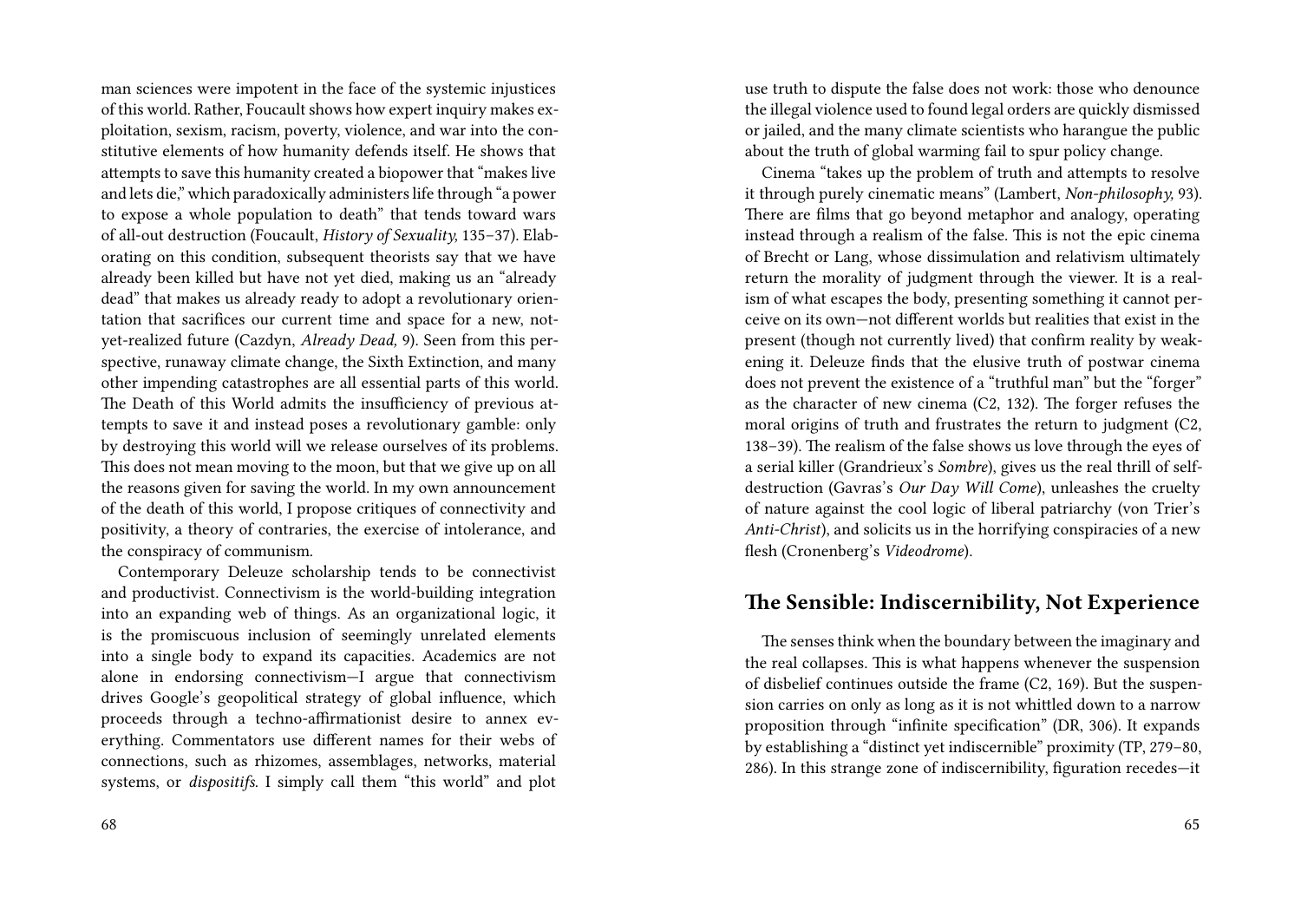man sciences were impotent in the face of the systemic injustices of this world. Rather, Foucault shows how expert inquiry makes exploitation, sexism, racism, poverty, violence, and war into the constitutive elements of how humanity defends itself. He shows that attempts to save this humanity created a biopower that "makes live and lets die," which paradoxically administers life through "a power to expose a whole population to death" that tends toward wars of all-out destruction (Foucault, *History of Sexuality,* 135–37). Elaborating on this condition, subsequent theorists say that we have already been killed but have not yet died, making us an "already dead" that makes us already ready to adopt a revolutionary orientation that sacrifices our current time and space for a new, not-yet-realized future (Cazdyn, *Already Dead,* 9). Seen from this perspective, runaway climate change, the Sixth Extinction, and many other impending catastrophes are all essential parts of this world. The Death of this World admits the insufficiency of previous attempts to save it and instead poses a revolutionary gamble: only by destroying this world will we release ourselves of its problems. This does not mean moving to the moon, but that we give up on all the reasons given for saving the world. In my own announcement of the death of this world, I propose critiques of connectivity and positivity, a theory of contraries, the exercise of intolerance, and the conspiracy of communism.

Contemporary Deleuze scholarship tends to be connectivist and productivist. Connectivism is the world-building integration into an expanding web of things. As an organizational logic, it is the promiscuous inclusion of seemingly unrelated elements into a single body to expand its capacities. Academics are not alone in endorsing connectivism—I argue that connectivism drives Google's geopolitical strategy of global influence, which proceeds through a techno-affirmationist desire to annex everything. Commentators use different names for their webs of connections, such as rhizomes, assemblages, networks, material systems, or *dispositifs.* I simply call them "this world" and plot

use truth to dispute the false does not work: those who denounce the illegal violence used to found legal orders are quickly dismissed or jailed, and the many climate scientists who harangue the public about the truth of global warming fail to spur policy change.

Cinema "takes up the problem of truth and attempts to resolve it through purely cinematic means" (Lambert, *Non-philosophy,* 93). There are films that go beyond metaphor and analogy, operating instead through a realism of the false. This is not the epic cinema of Brecht or Lang, whose dissimulation and relativism ultimately return the morality of judgment through the viewer. It is a realism of what escapes the body, presenting something it cannot perceive on its own—not different worlds but realities that exist in the present (though not currently lived) that confirm reality by weakening it. Deleuze finds that the elusive truth of postwar cinema does not prevent the existence of a "truthful man" but the "forger" as the character of new cinema (C2, 132). The forger refuses the moral origins of truth and frustrates the return to judgment (C2, 138–39). The realism of the false shows us love through the eyes of a serial killer (Grandrieux's *Sombre*), gives us the real thrill of self-destruction (Gavras's *Our Day Will Come*), unleashes the cruelty of nature against the cool logic of liberal patriarchy (von Trier's *Anti-Christ*), and solicits us in the horrifying conspiracies of a new flesh (Cronenberg's *Videodrome*).

## The Sensible: Indiscernibility, Not Experience

The senses think when the boundary between the imaginary and the real collapses. This is what happens whenever the suspension of disbelief continues outside the frame (C2, 169). But the suspension carries on only as long as it is not whittled down to a narrow proposition through "infinite specification" (DR, 306). It expands by establishing a "distinct yet indiscernible" proximity (TP, 279–80, 286). In this strange zone of indiscernibility, figuration recedes—it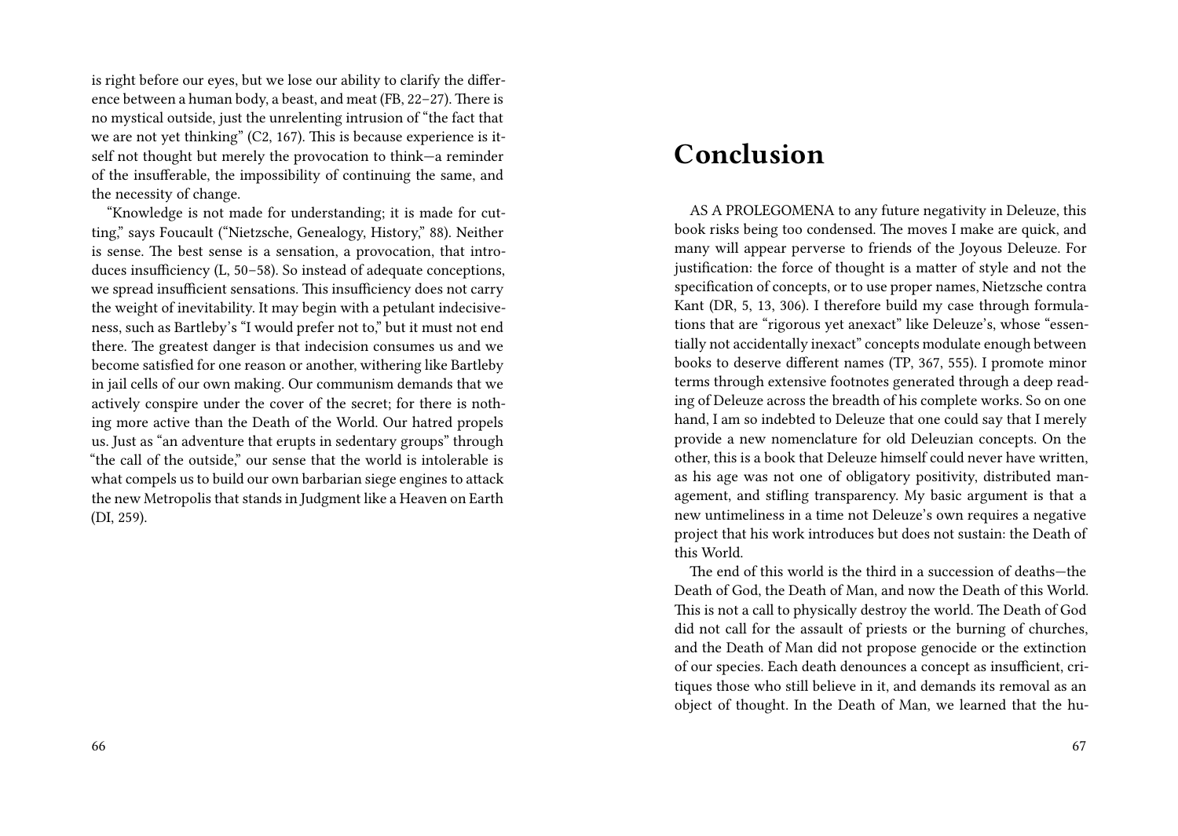is right before our eyes, but we lose our ability to clarify the difference between a human body, a beast, and meat (FB, 22–27). There is no mystical outside, just the unrelenting intrusion of "the fact that we are not yet thinking" (C2, 167). This is because experience is itself not thought but merely the provocation to think—a reminder of the insufferable, the impossibility of continuing the same, and the necessity of change.

"Knowledge is not made for understanding; it is made for cutting," says Foucault ("Nietzsche, Genealogy, History," 88). Neither is sense. The best sense is a sensation, a provocation, that introduces insufficiency (L, 50–58). So instead of adequate conceptions, we spread insufficient sensations. This insufficiency does not carry the weight of inevitability. It may begin with a petulant indecisiveness, such as Bartleby's "I would prefer not to," but it must not end there. The greatest danger is that indecision consumes us and we become satisfied for one reason or another, withering like Bartleby in jail cells of our own making. Our communism demands that we actively conspire under the cover of the secret; for there is nothing more active than the Death of the World. Our hatred propels us. Just as "an adventure that erupts in sedentary groups" through "the call of the outside," our sense that the world is intolerable is what compels us to build our own barbarian siege engines to attack the new Metropolis that stands in Judgment like a Heaven on Earth (DI, 259).

# Conclusion

AS A PROLEGOMENA to any future negativity in Deleuze, this book risks being too condensed. The moves I make are quick, and many will appear perverse to friends of the Joyous Deleuze. For justification: the force of thought is a matter of style and not the specification of concepts, or to use proper names, Nietzsche contra Kant (DR, 5, 13, 306). I therefore build my case through formulations that are "rigorous yet anexact" like Deleuze's, whose "essentially not accidentally inexact" concepts modulate enough between books to deserve different names (TP, 367, 555). I promote minor terms through extensive footnotes generated through a deep reading of Deleuze across the breadth of his complete works. So on one hand, I am so indebted to Deleuze that one could say that I merely provide a new nomenclature for old Deleuzian concepts. On the other, this is a book that Deleuze himself could never have written, as his age was not one of obligatory positivity, distributed management, and stifling transparency. My basic argument is that a new untimeliness in a time not Deleuze's own requires a negative project that his work introduces but does not sustain: the Death of this World.

The end of this world is the third in a succession of deaths—the Death of God, the Death of Man, and now the Death of this World. This is not a call to physically destroy the world. The Death of God did not call for the assault of priests or the burning of churches, and the Death of Man did not propose genocide or the extinction of our species. Each death denounces a concept as insufficient, critiques those who still believe in it, and demands its removal as an object of thought. In the Death of Man, we learned that the hu-